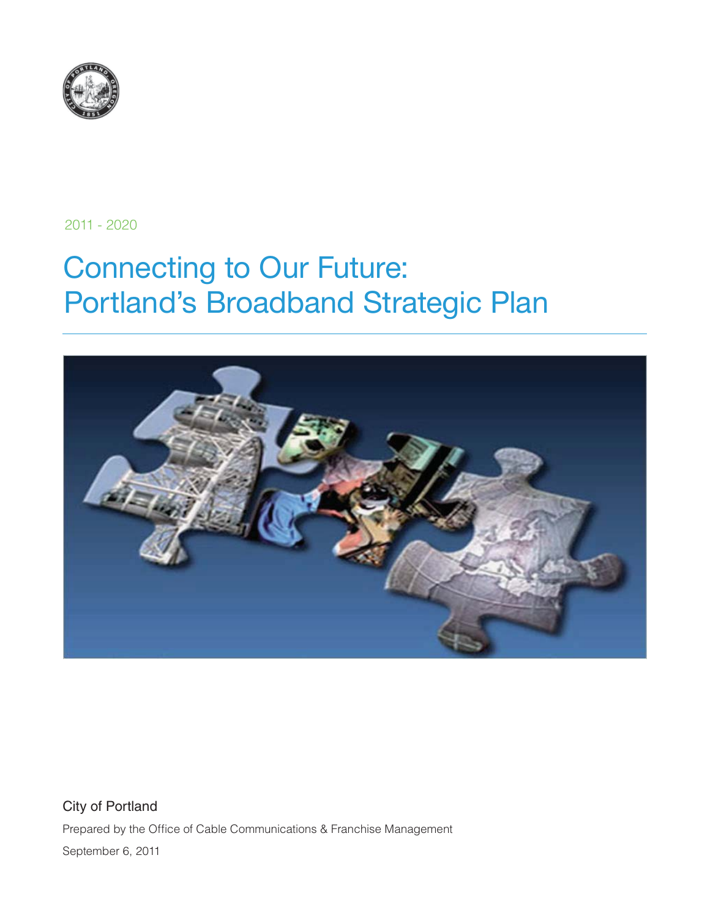2011 - 2020

# Connecting to Our Future: Portland's Broadband Strategic Plan

City of Portland

Prepared by the Office of Cable Communications & Franchise Management

September 6, 2011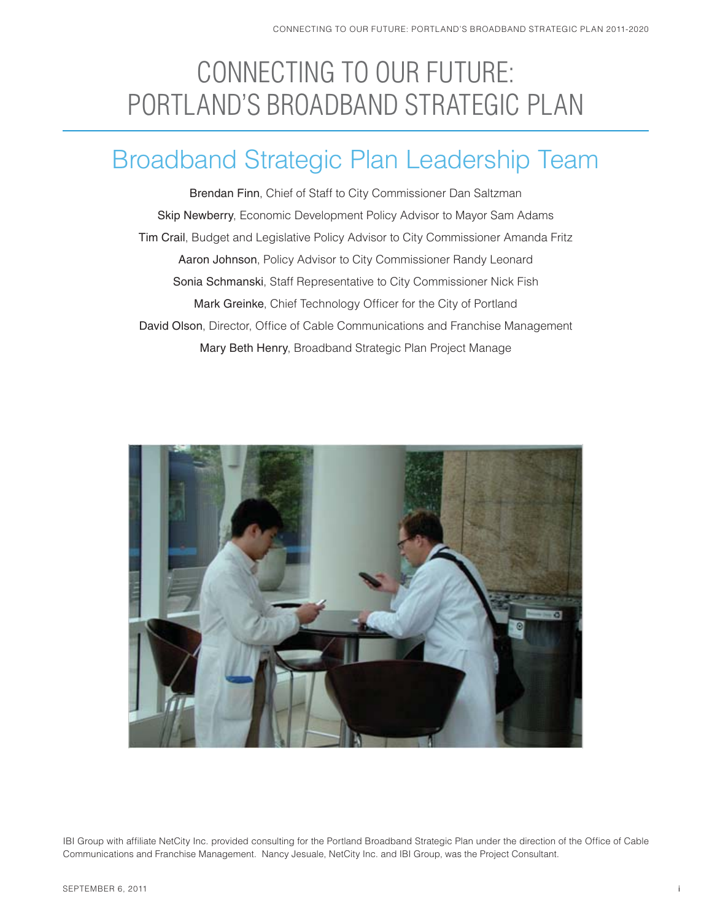# CONNECTING TO OUR FUTURE: PORTLAND'S BROADBAND STRATEGIC PLAN

## Broadband Strategic Plan Leadership Team

Brendan Finn, Chief of Staff to City Commissioner Dan Saltzman

Skip Newberry, Economic Development Policy Advisor to Mayor Sam Adams

Tim Crail, Budget and Legislative Policy Advisor to City Commissioner Amanda Fritz

Aaron Johnson, Policy Advisor to City Commissioner Randy Leonard

Sonia Schmanski, Staff Representative to City Commissioner Nick Fish

Mark Greinke, Chief Technology Officer for the City of Portland

David Olson, Director, Office of Cable Communications and Franchise Management

Mary Beth Henry, Broadband Strategic Plan Project Manage

IBI Group with affiliate NetCity Inc. provided consulting for the Portland Broadband Strategic Plan under the direction of the Office of Cable Communications and Franchise Management. Nancy Jesuale, NetCity Inc. and IBI Group, was the Project Consultant.

SEPTEMBER 6, 2011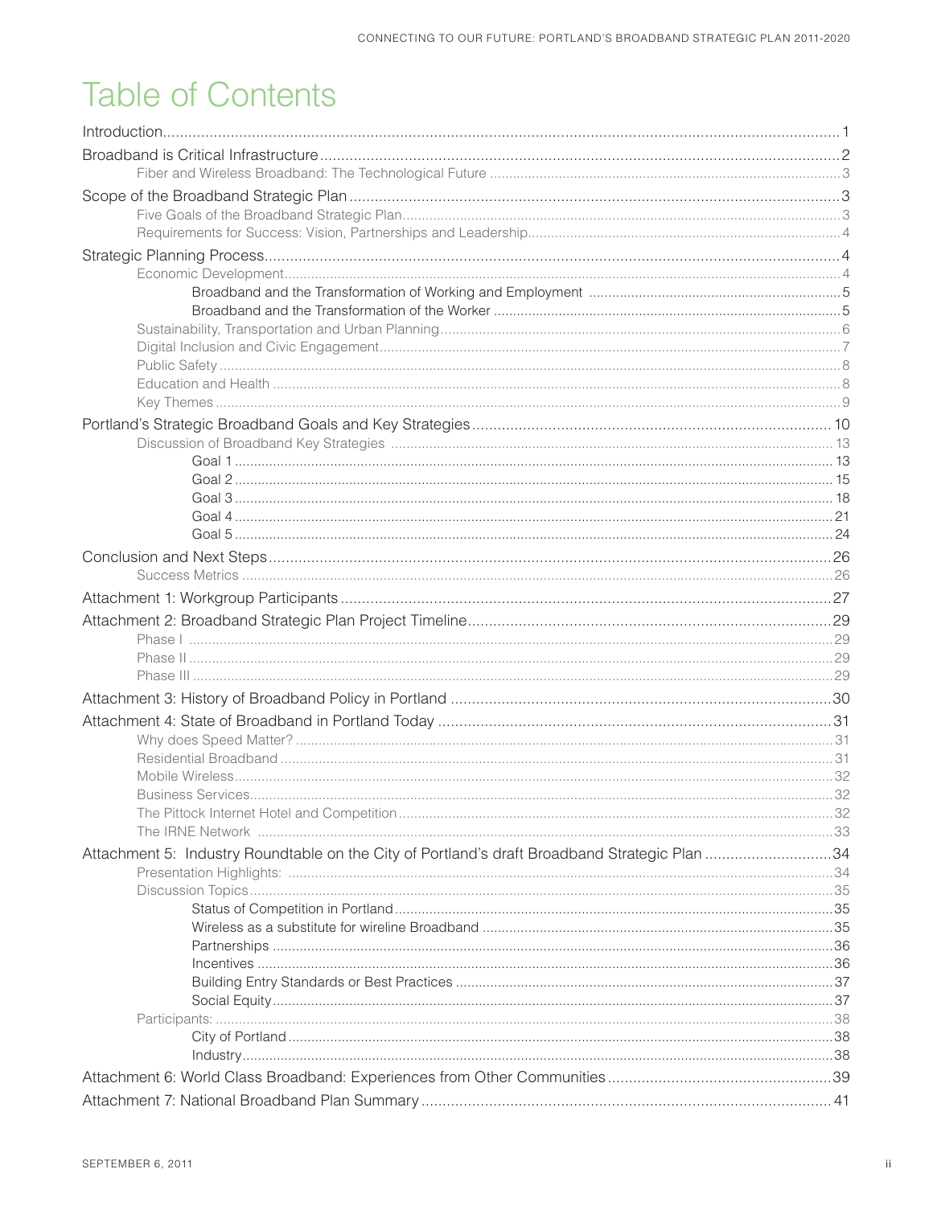# Table of Contents

- Introduction ... 1
- Broadband is Critical Infrastructure ... 2
  - Fiber and Wireless Broadband: The Technological Future ... 3
- Scope of the Broadband Strategic Plan ... 3
  - Five Goals of the Broadband Strategic Plan ... 3
  - Requirements for Success: Vision, Partnerships and Leadership ... 4
- Strategic Planning Process ... 4
  - Economic Development ... 4
    - Broadband and the Transformation of Working and Employment ... 5
    - Broadband and the Transformation of the Worker ... 5
  - Sustainability, Transportation and Urban Planning ... 6
  - Digital Inclusion and Civic Engagement ... 7
  - Public Safety ... 8
  - Education and Health ... 8
  - Key Themes ... 9
- Portland's Strategic Broadband Goals and Key Strategies ... 10
  - Discussion of Broadband Key Strategies ... 13
    - Goal 1 ... 13
    - Goal 2 ... 15
    - Goal 3 ... 18
    - Goal 4 ... 21
    - Goal 5 ... 24
- Conclusion and Next Steps ... 26
  - Success Metrics ... 26
- Attachment 1: Workgroup Participants ... 27
- Attachment 2: Broadband Strategic Plan Project Timeline ... 29
  - Phase I ... 29
  - Phase II ... 29
  - Phase III ... 29
- Attachment 3: History of Broadband Policy in Portland ... 30
- Attachment 4: State of Broadband in Portland Today ... 31
  - Why does Speed Matter? ... 31
  - Residential Broadband ... 31
  - Mobile Wireless ... 32
  - Business Services ... 32
  - The Pittock Internet Hotel and Competition ... 32
  - The IRNE Network ... 33
- Attachment 5: Industry Roundtable on the City of Portland's draft Broadband Strategic Plan ... 34
  - Presentation Highlights: ... 34
  - Discussion Topics ... 35
    - Status of Competition in Portland ... 35
    - Wireless as a substitute for wireline Broadband ... 35
    - Partnerships ... 36
    - Incentives ... 36
    - Building Entry Standards or Best Practices ... 37
    - Social Equity ... 37
  - Participants: ... 38
    - City of Portland ... 38
    - Industry ... 38
- Attachment 6: World Class Broadband: Experiences from Other Communities ... 39
- Attachment 7: National Broadband Plan Summary ... 41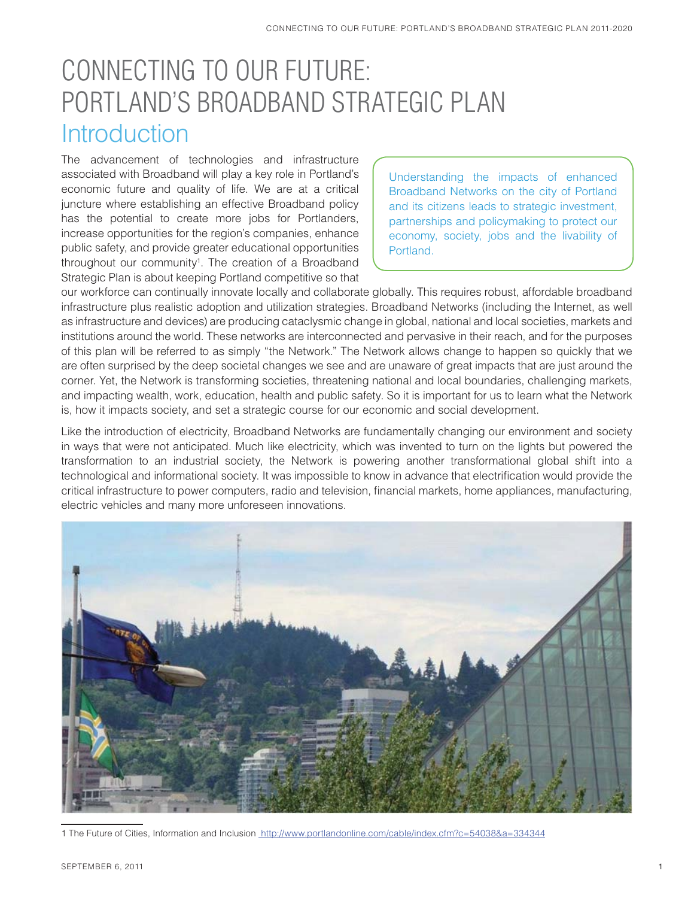# CONNECTING TO OUR FUTURE: PORTLAND'S BROADBAND STRATEGIC PLAN

## Introduction

The advancement of technologies and infrastructure associated with Broadband will play a key role in Portland's economic future and quality of life. We are at a critical juncture where establishing an effective Broadband policy has the potential to create more jobs for Portlanders, increase opportunities for the region's companies, enhance public safety, and provide greater educational opportunities throughout our community[1]. The creation of a Broadband Strategic Plan is about keeping Portland competitive so that our workforce can continually innovate locally and collaborate globally. This requires robust, affordable broadband infrastructure plus realistic adoption and utilization strategies. Broadband Networks (including the Internet, as well as infrastructure and devices) are producing cataclysmic change in global, national and local societies, markets and institutions around the world. These networks are interconnected and pervasive in their reach, and for the purposes of this plan will be referred to as simply "the Network." The Network allows change to happen so quickly that we are often surprised by the deep societal changes we see and are unaware of great impacts that are just around the corner. Yet, the Network is transforming societies, threatening national and local boundaries, challenging markets, and impacting wealth, work, education, health and public safety. So it is important for us to learn what the Network is, how it impacts society, and set a strategic course for our economic and social development.

> Understanding the impacts of enhanced Broadband Networks on the city of Portland and its citizens leads to strategic investment, partnerships and policymaking to protect our economy, society, jobs and the livability of Portland.

Like the introduction of electricity, Broadband Networks are fundamentally changing our environment and society in ways that were not anticipated. Much like electricity, which was invented to turn on the lights but powered the transformation to an industrial society, the Network is powering another transformational global shift into a technological and informational society. It was impossible to know in advance that electrification would provide the critical infrastructure to power computers, radio and television, financial markets, home appliances, manufacturing, electric vehicles and many more unforeseen innovations.

1 The Future of Cities, Information and Inclusion http://www.portlandonline.com/cable/index.cfm?c=54038&a=334344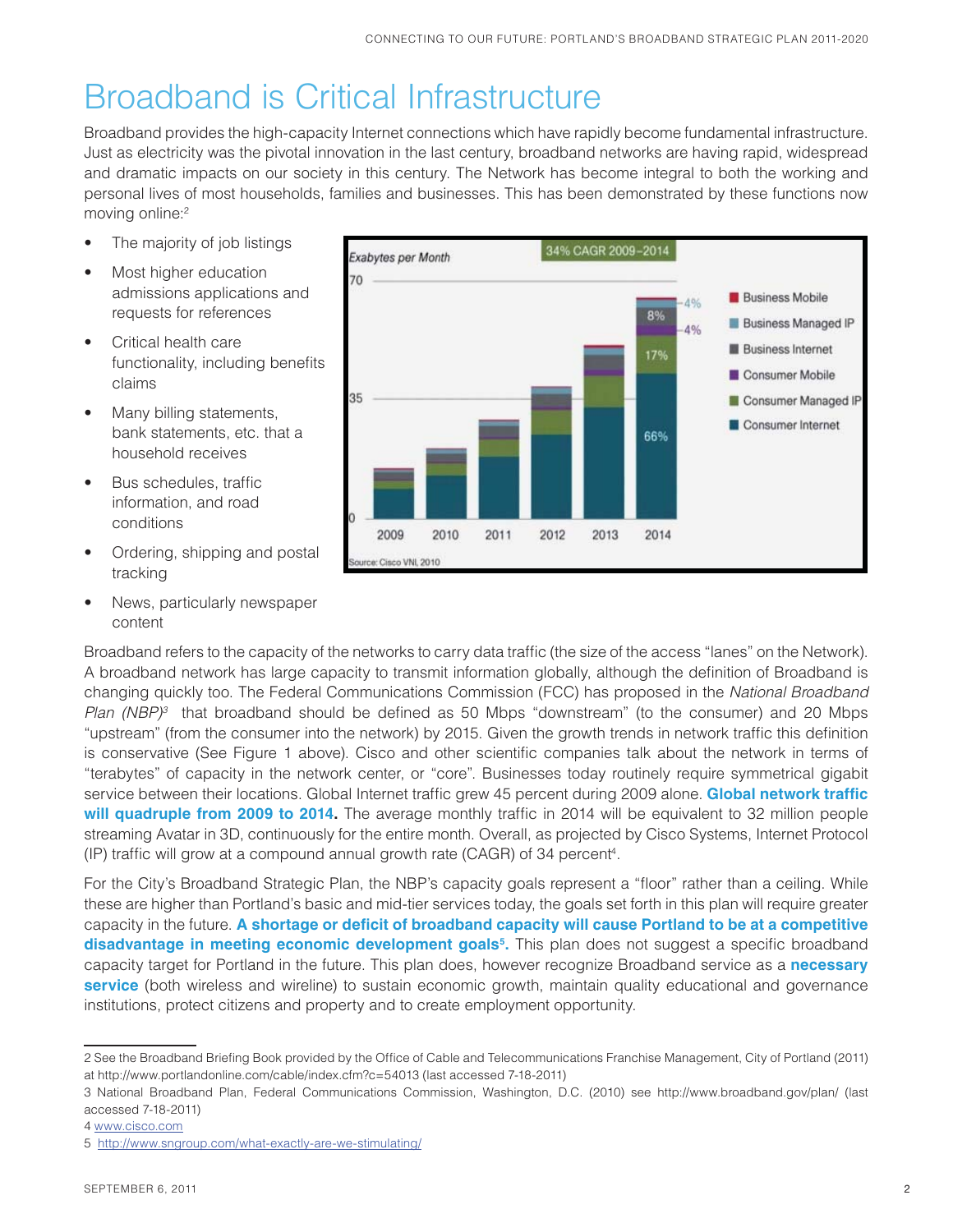# Broadband is Critical Infrastructure

Broadband provides the high-capacity Internet connections which have rapidly become fundamental infrastructure. Just as electricity was the pivotal innovation in the last century, broadband networks are having rapid, widespread and dramatic impacts on our society in this century. The Network has become integral to both the working and personal lives of most households, families and businesses. This has been demonstrated by these functions now moving online:[2]

- The majority of job listings
- Most higher education admissions applications and requests for references
- Critical health care functionality, including benefits claims
- Many billing statements, bank statements, etc. that a household receives
- Bus schedules, traffic information, and road conditions
- Ordering, shipping and postal tracking
- News, particularly newspaper content

Broadband refers to the capacity of the networks to carry data traffic (the size of the access "lanes" on the Network). A broadband network has large capacity to transmit information globally, although the definition of Broadband is changing quickly too. The Federal Communications Commission (FCC) has proposed in the *National Broadband Plan (NBP)*[3] that broadband should be defined as 50 Mbps "downstream" (to the consumer) and 20 Mbps "upstream" (from the consumer into the network) by 2015. Given the growth trends in network traffic this definition is conservative (See Figure 1 above). Cisco and other scientific companies talk about the network in terms of "terabytes" of capacity in the network center, or "core". Businesses today routinely require symmetrical gigabit service between their locations. Global Internet traffic grew 45 percent during 2009 alone. **Global network traffic will quadruple from 2009 to 2014.** The average monthly traffic in 2014 will be equivalent to 32 million people streaming Avatar in 3D, continuously for the entire month. Overall, as projected by Cisco Systems, Internet Protocol (IP) traffic will grow at a compound annual growth rate (CAGR) of 34 percent[4].

For the City's Broadband Strategic Plan, the NBP's capacity goals represent a "floor" rather than a ceiling. While these are higher than Portland's basic and mid-tier services today, the goals set forth in this plan will require greater capacity in the future. **A shortage or deficit of broadband capacity will cause Portland to be at a competitive disadvantage in meeting economic development goals[5].** This plan does not suggest a specific broadband capacity target for Portland in the future. This plan does, however recognize Broadband service as a **necessary service** (both wireless and wireline) to sustain economic growth, maintain quality educational and governance institutions, protect citizens and property and to create employment opportunity.

---

2 See the Broadband Briefing Book provided by the Office of Cable and Telecommunications Franchise Management, City of Portland (2011) at http://www.portlandonline.com/cable/index.cfm?c=54013 (last accessed 7-18-2011)

3 National Broadband Plan, Federal Communications Commission, Washington, D.C. (2010) see http://www.broadband.gov/plan/ (last accessed 7-18-2011)

4 www.cisco.com

5 http://www.sngroup.com/what-exactly-are-we-stimulating/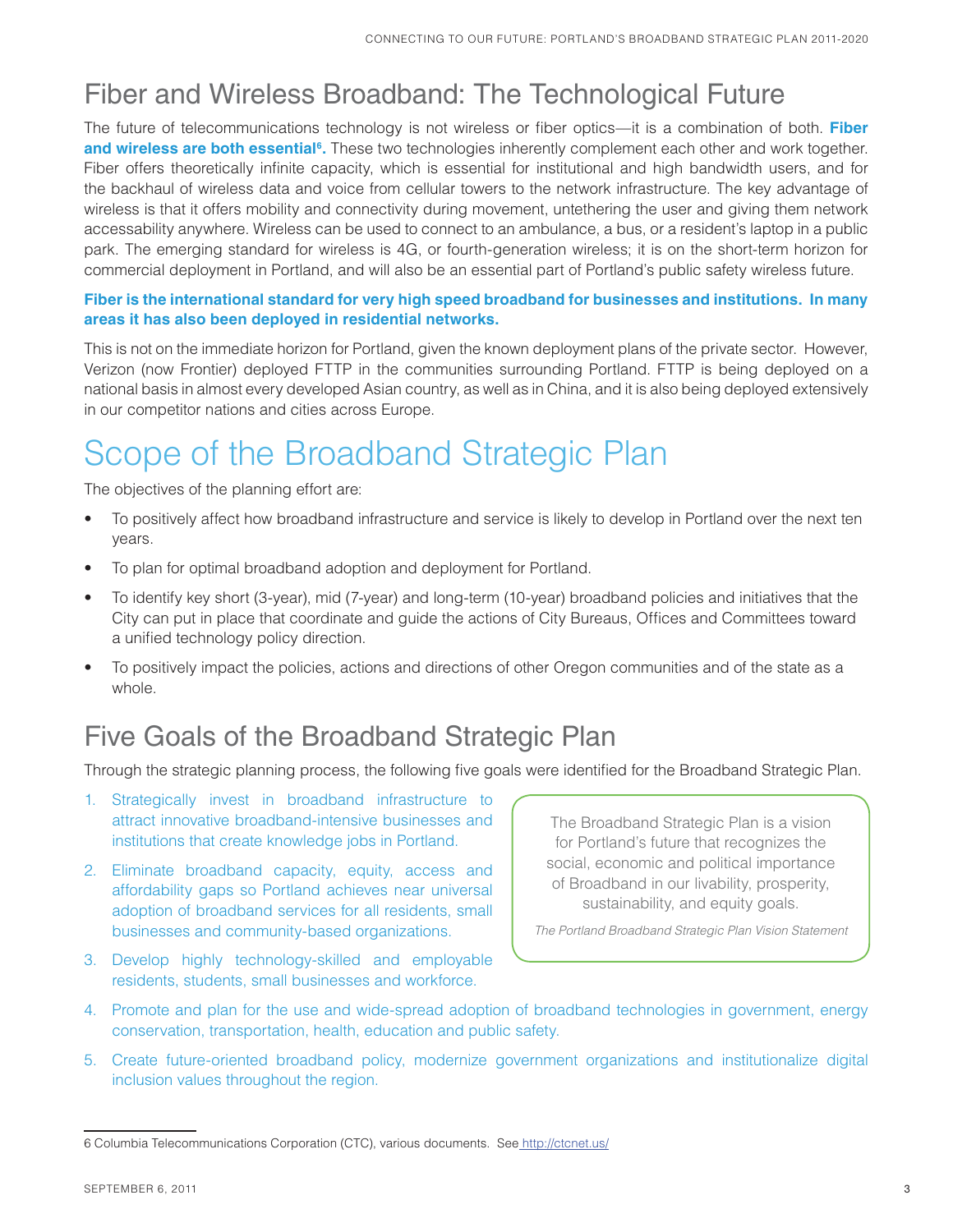## Fiber and Wireless Broadband: The Technological Future

The future of telecommunications technology is not wireless or fiber optics—it is a combination of both. **Fiber and wireless are both essential[6].** These two technologies inherently complement each other and work together. Fiber offers theoretically infinite capacity, which is essential for institutional and high bandwidth users, and for the backhaul of wireless data and voice from cellular towers to the network infrastructure. The key advantage of wireless is that it offers mobility and connectivity during movement, untethering the user and giving them network accessability anywhere. Wireless can be used to connect to an ambulance, a bus, or a resident's laptop in a public park. The emerging standard for wireless is 4G, or fourth-generation wireless; it is on the short-term horizon for commercial deployment in Portland, and will also be an essential part of Portland's public safety wireless future.

**Fiber is the international standard for very high speed broadband for businesses and institutions. In many areas it has also been deployed in residential networks.**

This is not on the immediate horizon for Portland, given the known deployment plans of the private sector. However, Verizon (now Frontier) deployed FTTP in the communities surrounding Portland. FTTP is being deployed on a national basis in almost every developed Asian country, as well as in China, and it is also being deployed extensively in our competitor nations and cities across Europe.

# Scope of the Broadband Strategic Plan

The objectives of the planning effort are:

- To positively affect how broadband infrastructure and service is likely to develop in Portland over the next ten years.
- To plan for optimal broadband adoption and deployment for Portland.
- To identify key short (3-year), mid (7-year) and long-term (10-year) broadband policies and initiatives that the City can put in place that coordinate and guide the actions of City Bureaus, Offices and Committees toward a unified technology policy direction.
- To positively impact the policies, actions and directions of other Oregon communities and of the state as a whole.

## Five Goals of the Broadband Strategic Plan

Through the strategic planning process, the following five goals were identified for the Broadband Strategic Plan.

1. Strategically invest in broadband infrastructure to attract innovative broadband-intensive businesses and institutions that create knowledge jobs in Portland.
2. Eliminate broadband capacity, equity, access and affordability gaps so Portland achieves near universal adoption of broadband services for all residents, small businesses and community-based organizations.
3. Develop highly technology-skilled and employable residents, students, small businesses and workforce.
4. Promote and plan for the use and wide-spread adoption of broadband technologies in government, energy conservation, transportation, health, education and public safety.
5. Create future-oriented broadband policy, modernize government organizations and institutionalize digital inclusion values throughout the region.

> The Broadband Strategic Plan is a vision for Portland's future that recognizes the social, economic and political importance of Broadband in our livability, prosperity, sustainability, and equity goals.
>
> *The Portland Broadband Strategic Plan Vision Statement*

6 Columbia Telecommunications Corporation (CTC), various documents. See http://ctcnet.us/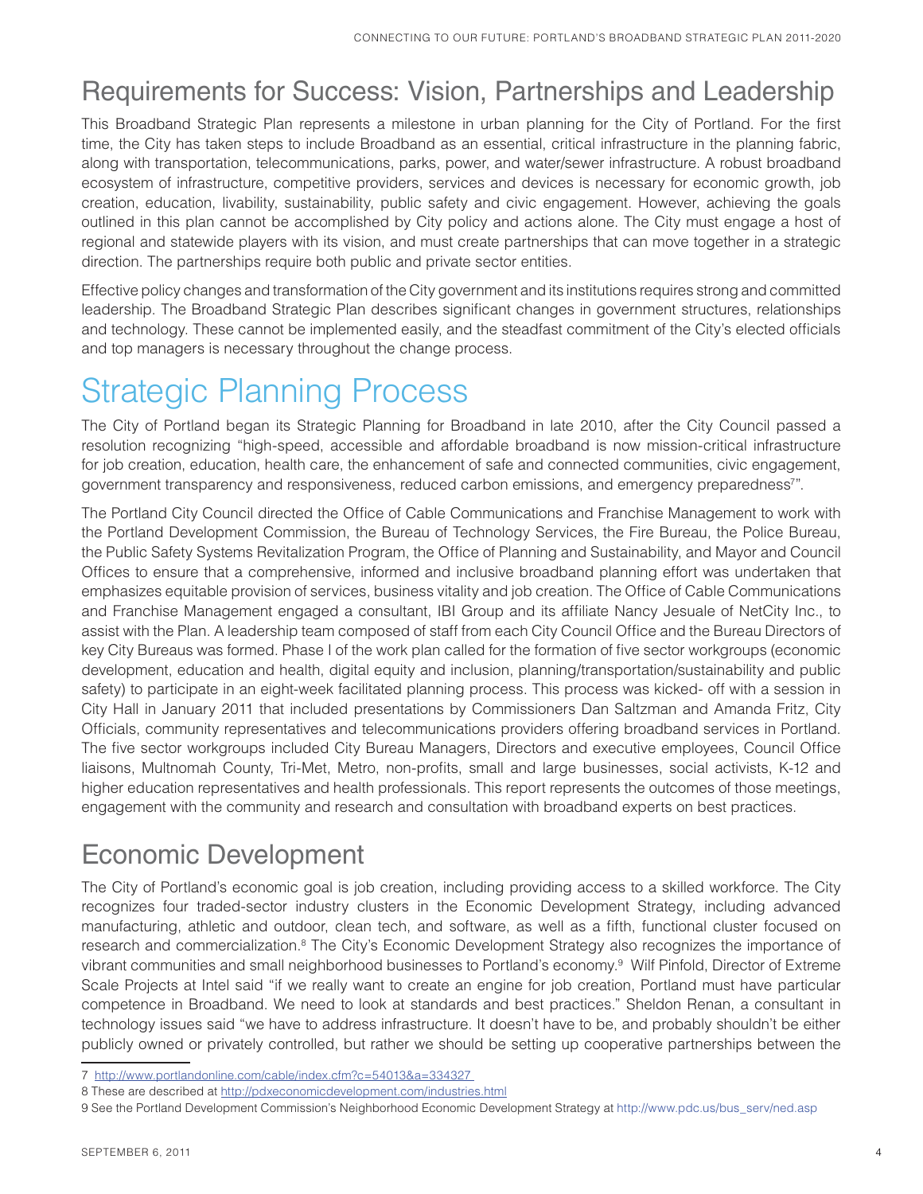## Requirements for Success: Vision, Partnerships and Leadership

This Broadband Strategic Plan represents a milestone in urban planning for the City of Portland. For the first time, the City has taken steps to include Broadband as an essential, critical infrastructure in the planning fabric, along with transportation, telecommunications, parks, power, and water/sewer infrastructure. A robust broadband ecosystem of infrastructure, competitive providers, services and devices is necessary for economic growth, job creation, education, livability, sustainability, public safety and civic engagement. However, achieving the goals outlined in this plan cannot be accomplished by City policy and actions alone. The City must engage a host of regional and statewide players with its vision, and must create partnerships that can move together in a strategic direction. The partnerships require both public and private sector entities.

Effective policy changes and transformation of the City government and its institutions requires strong and committed leadership. The Broadband Strategic Plan describes significant changes in government structures, relationships and technology. These cannot be implemented easily, and the steadfast commitment of the City's elected officials and top managers is necessary throughout the change process.

# Strategic Planning Process

The City of Portland began its Strategic Planning for Broadband in late 2010, after the City Council passed a resolution recognizing "high-speed, accessible and affordable broadband is now mission-critical infrastructure for job creation, education, health care, the enhancement of safe and connected communities, civic engagement, government transparency and responsiveness, reduced carbon emissions, and emergency preparedness[7]".

The Portland City Council directed the Office of Cable Communications and Franchise Management to work with the Portland Development Commission, the Bureau of Technology Services, the Fire Bureau, the Police Bureau, the Public Safety Systems Revitalization Program, the Office of Planning and Sustainability, and Mayor and Council Offices to ensure that a comprehensive, informed and inclusive broadband planning effort was undertaken that emphasizes equitable provision of services, business vitality and job creation. The Office of Cable Communications and Franchise Management engaged a consultant, IBI Group and its affiliate Nancy Jesuale of NetCity Inc., to assist with the Plan. A leadership team composed of staff from each City Council Office and the Bureau Directors of key City Bureaus was formed. Phase I of the work plan called for the formation of five sector workgroups (economic development, education and health, digital equity and inclusion, planning/transportation/sustainability and public safety) to participate in an eight-week facilitated planning process. This process was kicked- off with a session in City Hall in January 2011 that included presentations by Commissioners Dan Saltzman and Amanda Fritz, City Officials, community representatives and telecommunications providers offering broadband services in Portland. The five sector workgroups included City Bureau Managers, Directors and executive employees, Council Office liaisons, Multnomah County, Tri-Met, Metro, non-profits, small and large businesses, social activists, K-12 and higher education representatives and health professionals. This report represents the outcomes of those meetings, engagement with the community and research and consultation with broadband experts on best practices.

## Economic Development

The City of Portland's economic goal is job creation, including providing access to a skilled workforce. The City recognizes four traded-sector industry clusters in the Economic Development Strategy, including advanced manufacturing, athletic and outdoor, clean tech, and software, as well as a fifth, functional cluster focused on research and commercialization.[8] The City's Economic Development Strategy also recognizes the importance of vibrant communities and small neighborhood businesses to Portland's economy.[9] Wilf Pinfold, Director of Extreme Scale Projects at Intel said "if we really want to create an engine for job creation, Portland must have particular competence in Broadband. We need to look at standards and best practices." Sheldon Renan, a consultant in technology issues said "we have to address infrastructure. It doesn't have to be, and probably shouldn't be either publicly owned or privately controlled, but rather we should be setting up cooperative partnerships between the

---

7 http://www.portlandonline.com/cable/index.cfm?c=54013&a=334327

8 These are described at http://pdxeconomicdevelopment.com/industries.html

9 See the Portland Development Commission's Neighborhood Economic Development Strategy at http://www.pdc.us/bus_serv/ned.asp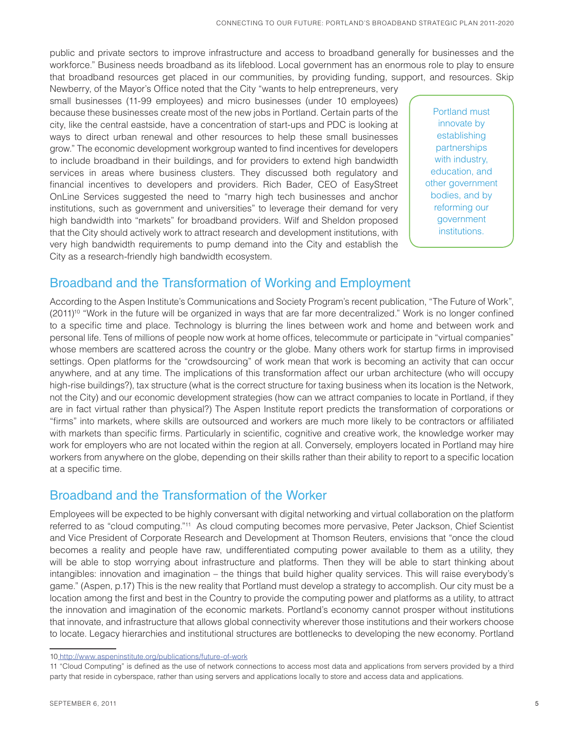public and private sectors to improve infrastructure and access to broadband generally for businesses and the workforce." Business needs broadband as its lifeblood. Local government has an enormous role to play to ensure that broadband resources get placed in our communities, by providing funding, support, and resources. Skip Newberry, of the Mayor's Office noted that the City "wants to help entrepreneurs, very small businesses (11-99 employees) and micro businesses (under 10 employees) because these businesses create most of the new jobs in Portland. Certain parts of the city, like the central eastside, have a concentration of start-ups and PDC is looking at ways to direct urban renewal and other resources to help these small businesses grow." The economic development workgroup wanted to find incentives for developers to include broadband in their buildings, and for providers to extend high bandwidth services in areas where business clusters. They discussed both regulatory and financial incentives to developers and providers. Rich Bader, CEO of EasyStreet OnLine Services suggested the need to "marry high tech businesses and anchor institutions, such as government and universities" to leverage their demand for very high bandwidth into "markets" for broadband providers. Wilf and Sheldon proposed that the City should actively work to attract research and development institutions, with very high bandwidth requirements to pump demand into the City and establish the City as a research-friendly high bandwidth ecosystem.

> Portland must innovate by establishing partnerships with industry, education, and other government bodies, and by reforming our government institutions.

## Broadband and the Transformation of Working and Employment

According to the Aspen Institute's Communications and Society Program's recent publication, "The Future of Work", (2011)[10] "Work in the future will be organized in ways that are far more decentralized." Work is no longer confined to a specific time and place. Technology is blurring the lines between work and home and between work and personal life. Tens of millions of people now work at home offices, telecommute or participate in "virtual companies" whose members are scattered across the country or the globe. Many others work for startup firms in improvised settings. Open platforms for the "crowdsourcing" of work mean that work is becoming an activity that can occur anywhere, and at any time. The implications of this transformation affect our urban architecture (who will occupy high-rise buildings?), tax structure (what is the correct structure for taxing business when its location is the Network, not the City) and our economic development strategies (how can we attract companies to locate in Portland, if they are in fact virtual rather than physical?) The Aspen Institute report predicts the transformation of corporations or "firms" into markets, where skills are outsourced and workers are much more likely to be contractors or affiliated with markets than specific firms. Particularly in scientific, cognitive and creative work, the knowledge worker may work for employers who are not located within the region at all. Conversely, employers located in Portland may hire workers from anywhere on the globe, depending on their skills rather than their ability to report to a specific location at a specific time.

## Broadband and the Transformation of the Worker

Employees will be expected to be highly conversant with digital networking and virtual collaboration on the platform referred to as "cloud computing."[11] As cloud computing becomes more pervasive, Peter Jackson, Chief Scientist and Vice President of Corporate Research and Development at Thomson Reuters, envisions that "once the cloud becomes a reality and people have raw, undifferentiated computing power available to them as a utility, they will be able to stop worrying about infrastructure and platforms. Then they will be able to start thinking about intangibles: innovation and imagination – the things that build higher quality services. This will raise everybody's game." (Aspen, p.17) This is the new reality that Portland must develop a strategy to accomplish. Our city must be a location among the first and best in the Country to provide the computing power and platforms as a utility, to attract the innovation and imagination of the economic markets. Portland's economy cannot prosper without institutions that innovate, and infrastructure that allows global connectivity wherever those institutions and their workers choose to locate. Legacy hierarchies and institutional structures are bottlenecks to developing the new economy. Portland

---

10 http://www.aspeninstitute.org/publications/future-of-work

11 "Cloud Computing" is defined as the use of network connections to access most data and applications from servers provided by a third party that reside in cyberspace, rather than using servers and applications locally to store and access data and applications.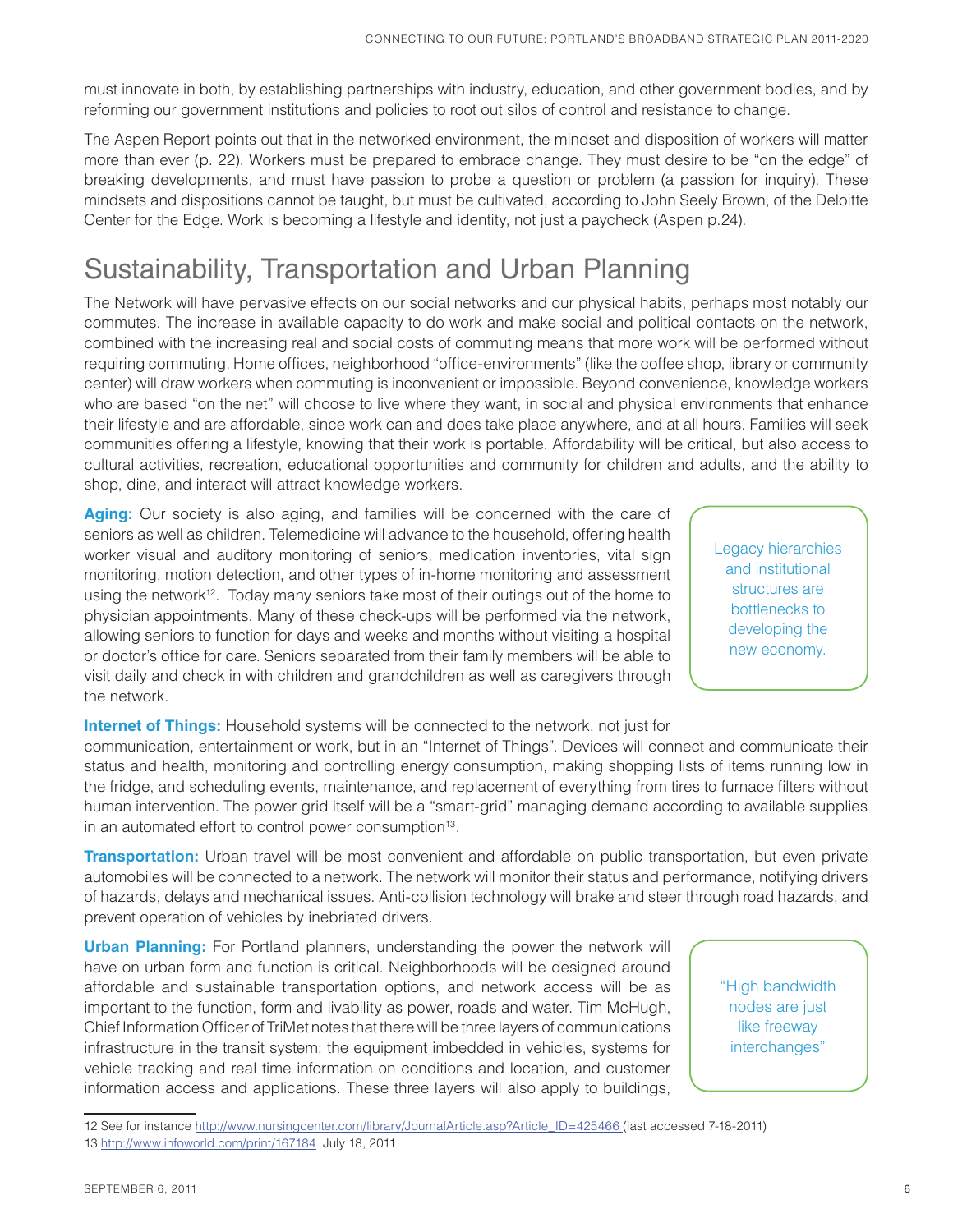must innovate in both, by establishing partnerships with industry, education, and other government bodies, and by reforming our government institutions and policies to root out silos of control and resistance to change.

The Aspen Report points out that in the networked environment, the mindset and disposition of workers will matter more than ever (p. 22). Workers must be prepared to embrace change. They must desire to be "on the edge" of breaking developments, and must have passion to probe a question or problem (a passion for inquiry). These mindsets and dispositions cannot be taught, but must be cultivated, according to John Seely Brown, of the Deloitte Center for the Edge. Work is becoming a lifestyle and identity, not just a paycheck (Aspen p.24).

## Sustainability, Transportation and Urban Planning

The Network will have pervasive effects on our social networks and our physical habits, perhaps most notably our commutes. The increase in available capacity to do work and make social and political contacts on the network, combined with the increasing real and social costs of commuting means that more work will be performed without requiring commuting. Home offices, neighborhood "office-environments" (like the coffee shop, library or community center) will draw workers when commuting is inconvenient or impossible. Beyond convenience, knowledge workers who are based "on the net" will choose to live where they want, in social and physical environments that enhance their lifestyle and are affordable, since work can and does take place anywhere, and at all hours. Families will seek communities offering a lifestyle, knowing that their work is portable. Affordability will be critical, but also access to cultural activities, recreation, educational opportunities and community for children and adults, and the ability to shop, dine, and interact will attract knowledge workers.

**Aging:** Our society is also aging, and families will be concerned with the care of seniors as well as children. Telemedicine will advance to the household, offering health worker visual and auditory monitoring of seniors, medication inventories, vital sign monitoring, motion detection, and other types of in-home monitoring and assessment using the network[12]. Today many seniors take most of their outings out of the home to physician appointments. Many of these check-ups will be performed via the network, allowing seniors to function for days and weeks and months without visiting a hospital or doctor's office for care. Seniors separated from their family members will be able to visit daily and check in with children and grandchildren as well as caregivers through the network.

> Legacy hierarchies and institutional structures are bottlenecks to developing the new economy.

**Internet of Things:** Household systems will be connected to the network, not just for communication, entertainment or work, but in an "Internet of Things". Devices will connect and communicate their status and health, monitoring and controlling energy consumption, making shopping lists of items running low in the fridge, and scheduling events, maintenance, and replacement of everything from tires to furnace filters without human intervention. The power grid itself will be a "smart-grid" managing demand according to available supplies in an automated effort to control power consumption[13].

**Transportation:** Urban travel will be most convenient and affordable on public transportation, but even private automobiles will be connected to a network. The network will monitor their status and performance, notifying drivers of hazards, delays and mechanical issues. Anti-collision technology will brake and steer through road hazards, and prevent operation of vehicles by inebriated drivers.

**Urban Planning:** For Portland planners, understanding the power the network will have on urban form and function is critical. Neighborhoods will be designed around affordable and sustainable transportation options, and network access will be as important to the function, form and livability as power, roads and water. Tim McHugh, Chief Information Officer of TriMet notes that there will be three layers of communications infrastructure in the transit system; the equipment imbedded in vehicles, systems for vehicle tracking and real time information on conditions and location, and customer information access and applications. These three layers will also apply to buildings,

> "High bandwidth nodes are just like freeway interchanges"

---

12 See for instance http://www.nursingcenter.com/library/JournalArticle.asp?Article_ID=425466 (last accessed 7-18-2011)

13 http://www.infoworld.com/print/167184 July 18, 2011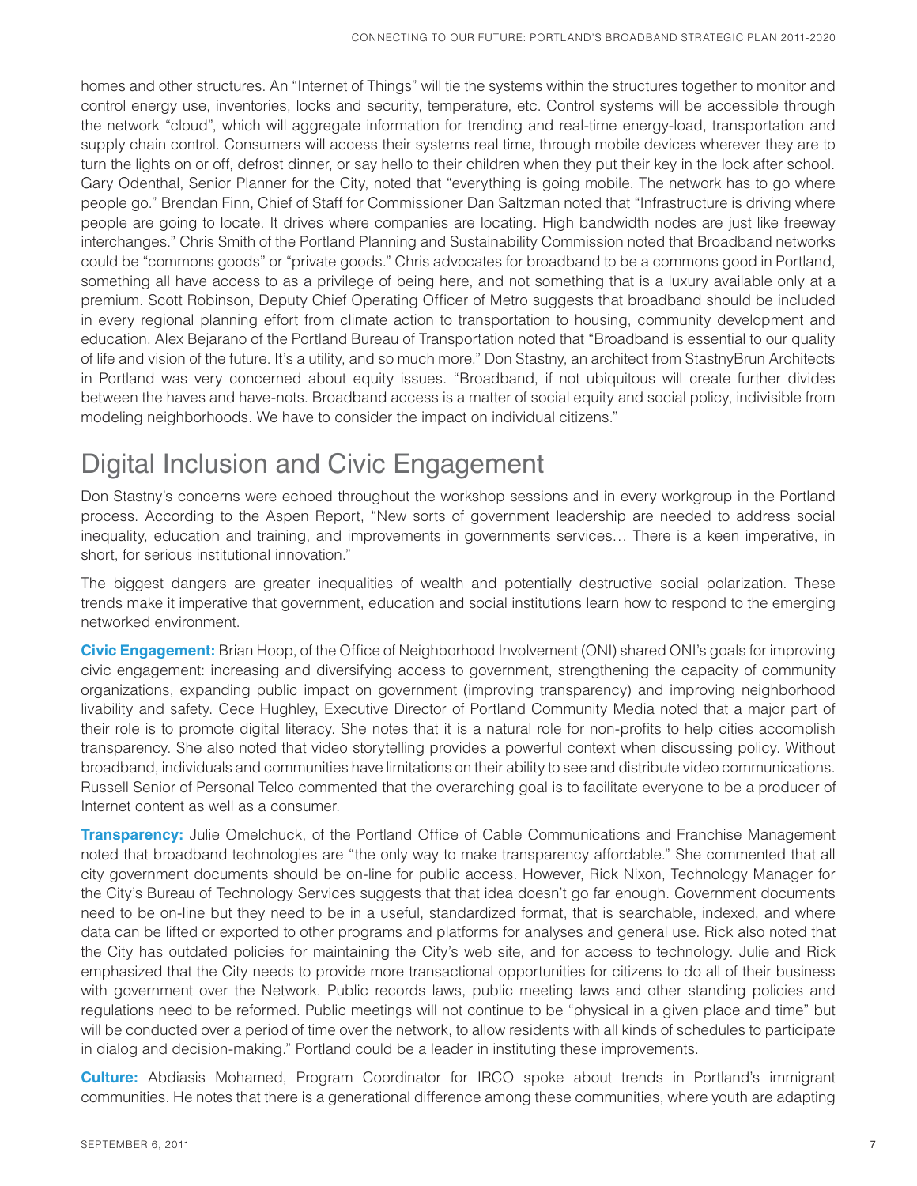homes and other structures. An "Internet of Things" will tie the systems within the structures together to monitor and control energy use, inventories, locks and security, temperature, etc. Control systems will be accessible through the network "cloud", which will aggregate information for trending and real-time energy-load, transportation and supply chain control. Consumers will access their systems real time, through mobile devices wherever they are to turn the lights on or off, defrost dinner, or say hello to their children when they put their key in the lock after school. Gary Odenthal, Senior Planner for the City, noted that "everything is going mobile. The network has to go where people go." Brendan Finn, Chief of Staff for Commissioner Dan Saltzman noted that "Infrastructure is driving where people are going to locate. It drives where companies are locating. High bandwidth nodes are just like freeway interchanges." Chris Smith of the Portland Planning and Sustainability Commission noted that Broadband networks could be "commons goods" or "private goods." Chris advocates for broadband to be a commons good in Portland, something all have access to as a privilege of being here, and not something that is a luxury available only at a premium. Scott Robinson, Deputy Chief Operating Officer of Metro suggests that broadband should be included in every regional planning effort from climate action to transportation to housing, community development and education. Alex Bejarano of the Portland Bureau of Transportation noted that "Broadband is essential to our quality of life and vision of the future. It's a utility, and so much more." Don Stastny, an architect from StastnyBrun Architects in Portland was very concerned about equity issues. "Broadband, if not ubiquitous will create further divides between the haves and have-nots. Broadband access is a matter of social equity and social policy, indivisible from modeling neighborhoods. We have to consider the impact on individual citizens."

## Digital Inclusion and Civic Engagement

Don Stastny's concerns were echoed throughout the workshop sessions and in every workgroup in the Portland process. According to the Aspen Report, "New sorts of government leadership are needed to address social inequality, education and training, and improvements in governments services… There is a keen imperative, in short, for serious institutional innovation."

The biggest dangers are greater inequalities of wealth and potentially destructive social polarization. These trends make it imperative that government, education and social institutions learn how to respond to the emerging networked environment.

**Civic Engagement:** Brian Hoop, of the Office of Neighborhood Involvement (ONI) shared ONI's goals for improving civic engagement: increasing and diversifying access to government, strengthening the capacity of community organizations, expanding public impact on government (improving transparency) and improving neighborhood livability and safety. Cece Hughley, Executive Director of Portland Community Media noted that a major part of their role is to promote digital literacy. She notes that it is a natural role for non-profits to help cities accomplish transparency. She also noted that video storytelling provides a powerful context when discussing policy. Without broadband, individuals and communities have limitations on their ability to see and distribute video communications. Russell Senior of Personal Telco commented that the overarching goal is to facilitate everyone to be a producer of Internet content as well as a consumer.

**Transparency:** Julie Omelchuck, of the Portland Office of Cable Communications and Franchise Management noted that broadband technologies are "the only way to make transparency affordable." She commented that all city government documents should be on-line for public access. However, Rick Nixon, Technology Manager for the City's Bureau of Technology Services suggests that that idea doesn't go far enough. Government documents need to be on-line but they need to be in a useful, standardized format, that is searchable, indexed, and where data can be lifted or exported to other programs and platforms for analyses and general use. Rick also noted that the City has outdated policies for maintaining the City's web site, and for access to technology. Julie and Rick emphasized that the City needs to provide more transactional opportunities for citizens to do all of their business with government over the Network. Public records laws, public meeting laws and other standing policies and regulations need to be reformed. Public meetings will not continue to be "physical in a given place and time" but will be conducted over a period of time over the network, to allow residents with all kinds of schedules to participate in dialog and decision-making." Portland could be a leader in instituting these improvements.

**Culture:** Abdiasis Mohamed, Program Coordinator for IRCO spoke about trends in Portland's immigrant communities. He notes that there is a generational difference among these communities, where youth are adapting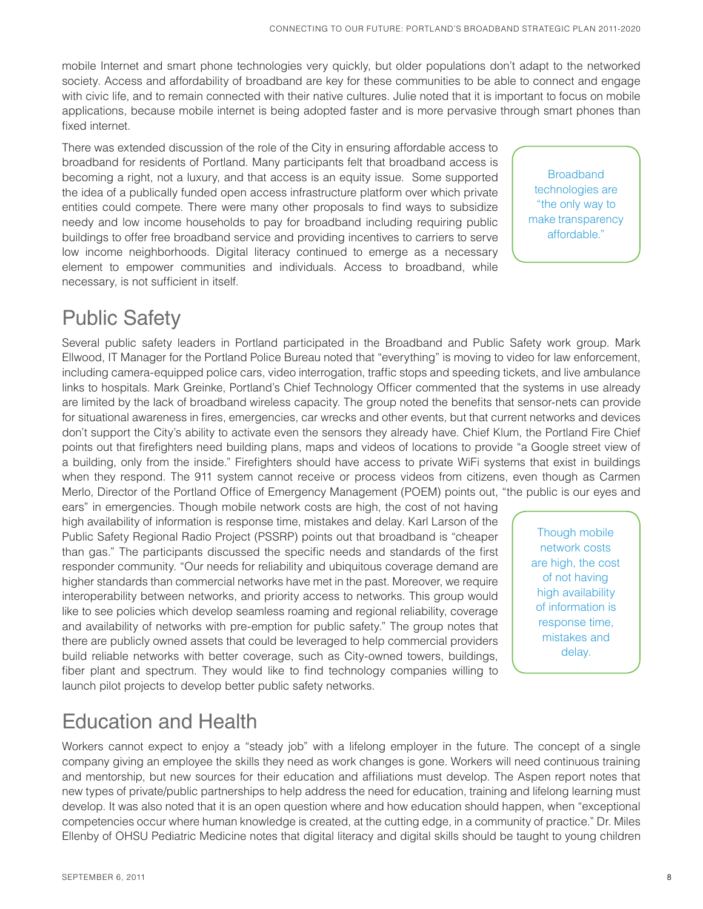mobile Internet and smart phone technologies very quickly, but older populations don't adapt to the networked society. Access and affordability of broadband are key for these communities to be able to connect and engage with civic life, and to remain connected with their native cultures. Julie noted that it is important to focus on mobile applications, because mobile internet is being adopted faster and is more pervasive through smart phones than fixed internet.

There was extended discussion of the role of the City in ensuring affordable access to broadband for residents of Portland. Many participants felt that broadband access is becoming a right, not a luxury, and that access is an equity issue. Some supported the idea of a publically funded open access infrastructure platform over which private entities could compete. There were many other proposals to find ways to subsidize needy and low income households to pay for broadband including requiring public buildings to offer free broadband service and providing incentives to carriers to serve low income neighborhoods. Digital literacy continued to emerge as a necessary element to empower communities and individuals. Access to broadband, while necessary, is not sufficient in itself.

> Broadband technologies are "the only way to make transparency affordable."

## Public Safety

Several public safety leaders in Portland participated in the Broadband and Public Safety work group. Mark Ellwood, IT Manager for the Portland Police Bureau noted that "everything" is moving to video for law enforcement, including camera-equipped police cars, video interrogation, traffic stops and speeding tickets, and live ambulance links to hospitals. Mark Greinke, Portland's Chief Technology Officer commented that the systems in use already are limited by the lack of broadband wireless capacity. The group noted the benefits that sensor-nets can provide for situational awareness in fires, emergencies, car wrecks and other events, but that current networks and devices don't support the City's ability to activate even the sensors they already have. Chief Klum, the Portland Fire Chief points out that firefighters need building plans, maps and videos of locations to provide "a Google street view of a building, only from the inside." Firefighters should have access to private WiFi systems that exist in buildings when they respond. The 911 system cannot receive or process videos from citizens, even though as Carmen Merlo, Director of the Portland Office of Emergency Management (POEM) points out, "the public is our eyes and ears" in emergencies. Though mobile network costs are high, the cost of not having high availability of information is response time, mistakes and delay. Karl Larson of the Public Safety Regional Radio Project (PSSRP) points out that broadband is "cheaper than gas." The participants discussed the specific needs and standards of the first responder community. "Our needs for reliability and ubiquitous coverage demand are higher standards than commercial networks have met in the past. Moreover, we require interoperability between networks, and priority access to networks. This group would like to see policies which develop seamless roaming and regional reliability, coverage and availability of networks with pre-emption for public safety." The group notes that there are publicly owned assets that could be leveraged to help commercial providers build reliable networks with better coverage, such as City-owned towers, buildings, fiber plant and spectrum. They would like to find technology companies willing to launch pilot projects to develop better public safety networks.

> Though mobile network costs are high, the cost of not having high availability of information is response time, mistakes and delay.

## Education and Health

Workers cannot expect to enjoy a "steady job" with a lifelong employer in the future. The concept of a single company giving an employee the skills they need as work changes is gone. Workers will need continuous training and mentorship, but new sources for their education and affiliations must develop. The Aspen report notes that new types of private/public partnerships to help address the need for education, training and lifelong learning must develop. It was also noted that it is an open question where and how education should happen, when "exceptional competencies occur where human knowledge is created, at the cutting edge, in a community of practice." Dr. Miles Ellenby of OHSU Pediatric Medicine notes that digital literacy and digital skills should be taught to young children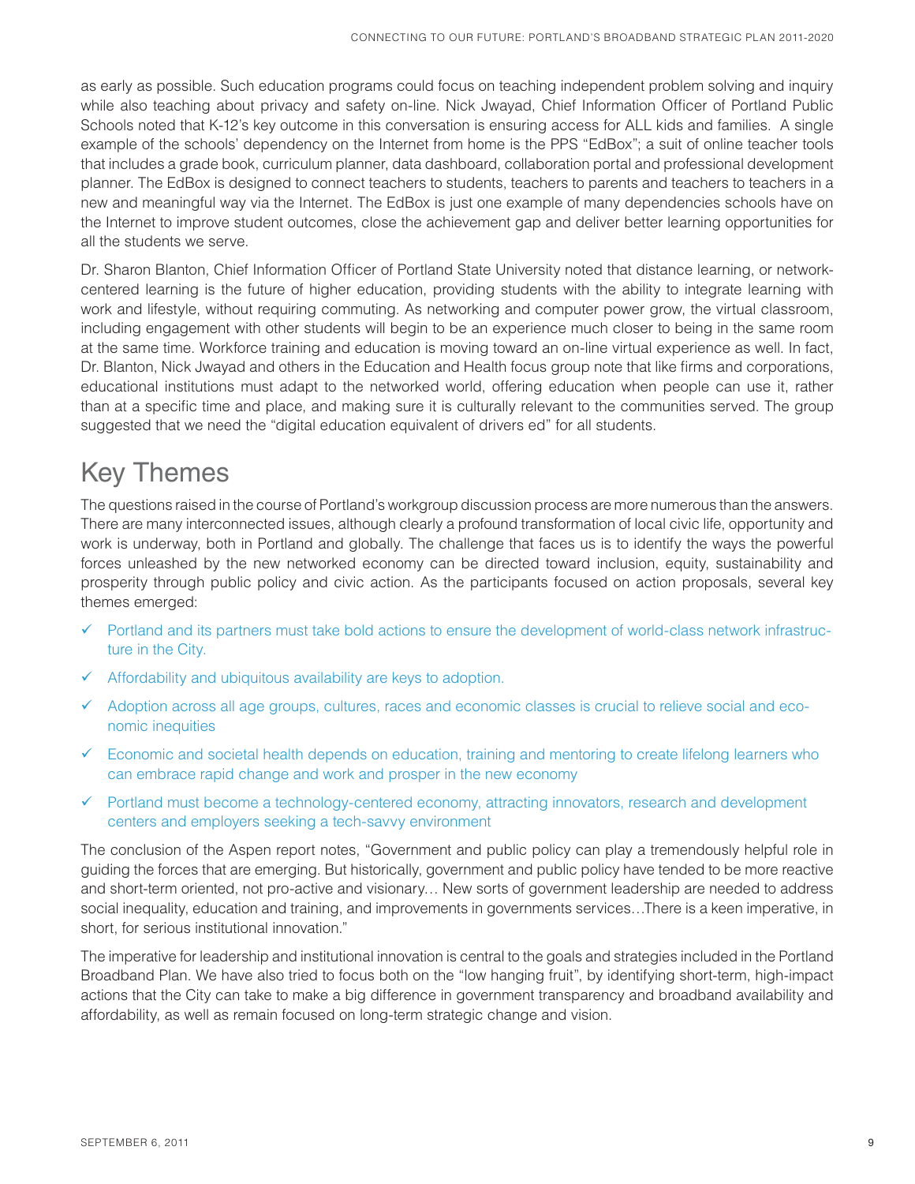as early as possible. Such education programs could focus on teaching independent problem solving and inquiry while also teaching about privacy and safety on-line. Nick Jwayad, Chief Information Officer of Portland Public Schools noted that K-12's key outcome in this conversation is ensuring access for ALL kids and families. A single example of the schools' dependency on the Internet from home is the PPS "EdBox"; a suit of online teacher tools that includes a grade book, curriculum planner, data dashboard, collaboration portal and professional development planner. The EdBox is designed to connect teachers to students, teachers to parents and teachers to teachers in a new and meaningful way via the Internet. The EdBox is just one example of many dependencies schools have on the Internet to improve student outcomes, close the achievement gap and deliver better learning opportunities for all the students we serve.

Dr. Sharon Blanton, Chief Information Officer of Portland State University noted that distance learning, or network-centered learning is the future of higher education, providing students with the ability to integrate learning with work and lifestyle, without requiring commuting. As networking and computer power grow, the virtual classroom, including engagement with other students will begin to be an experience much closer to being in the same room at the same time. Workforce training and education is moving toward an on-line virtual experience as well. In fact, Dr. Blanton, Nick Jwayad and others in the Education and Health focus group note that like firms and corporations, educational institutions must adapt to the networked world, offering education when people can use it, rather than at a specific time and place, and making sure it is culturally relevant to the communities served. The group suggested that we need the "digital education equivalent of drivers ed" for all students.

## Key Themes

The questions raised in the course of Portland's workgroup discussion process are more numerous than the answers. There are many interconnected issues, although clearly a profound transformation of local civic life, opportunity and work is underway, both in Portland and globally. The challenge that faces us is to identify the ways the powerful forces unleashed by the new networked economy can be directed toward inclusion, equity, sustainability and prosperity through public policy and civic action. As the participants focused on action proposals, several key themes emerged:

- ✓ Portland and its partners must take bold actions to ensure the development of world-class network infrastructure in the City.
- ✓ Affordability and ubiquitous availability are keys to adoption.
- ✓ Adoption across all age groups, cultures, races and economic classes is crucial to relieve social and economic inequities
- ✓ Economic and societal health depends on education, training and mentoring to create lifelong learners who can embrace rapid change and work and prosper in the new economy
- ✓ Portland must become a technology-centered economy, attracting innovators, research and development centers and employers seeking a tech-savvy environment

The conclusion of the Aspen report notes, "Government and public policy can play a tremendously helpful role in guiding the forces that are emerging. But historically, government and public policy have tended to be more reactive and short-term oriented, not pro-active and visionary… New sorts of government leadership are needed to address social inequality, education and training, and improvements in governments services…There is a keen imperative, in short, for serious institutional innovation."

The imperative for leadership and institutional innovation is central to the goals and strategies included in the Portland Broadband Plan. We have also tried to focus both on the "low hanging fruit", by identifying short-term, high-impact actions that the City can take to make a big difference in government transparency and broadband availability and affordability, as well as remain focused on long-term strategic change and vision.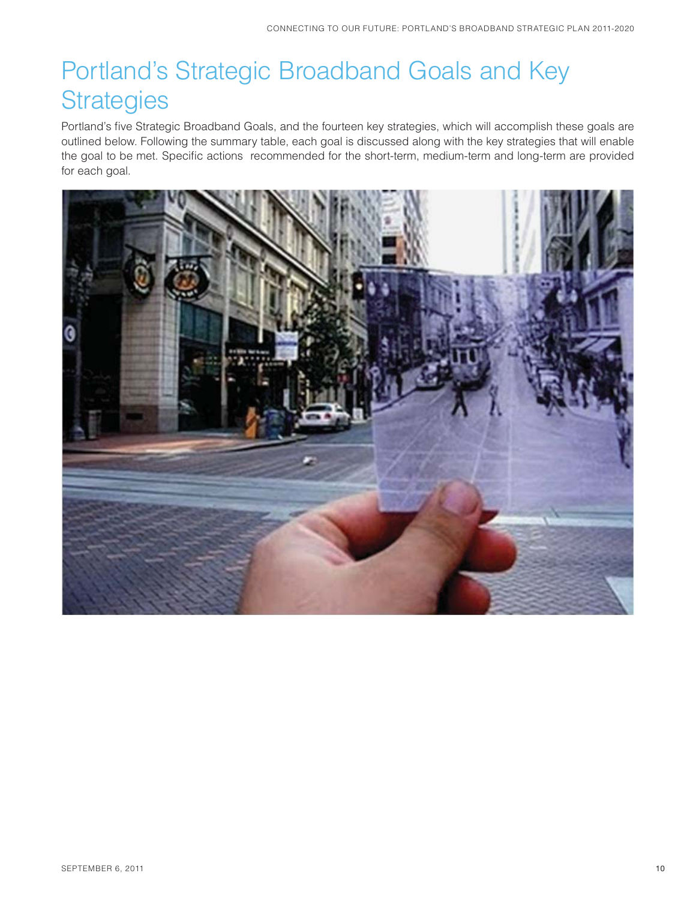# Portland's Strategic Broadband Goals and Key Strategies

Portland's five Strategic Broadband Goals, and the fourteen key strategies, which will accomplish these goals are outlined below. Following the summary table, each goal is discussed along with the key strategies that will enable the goal to be met. Specific actions recommended for the short-term, medium-term and long-term are provided for each goal.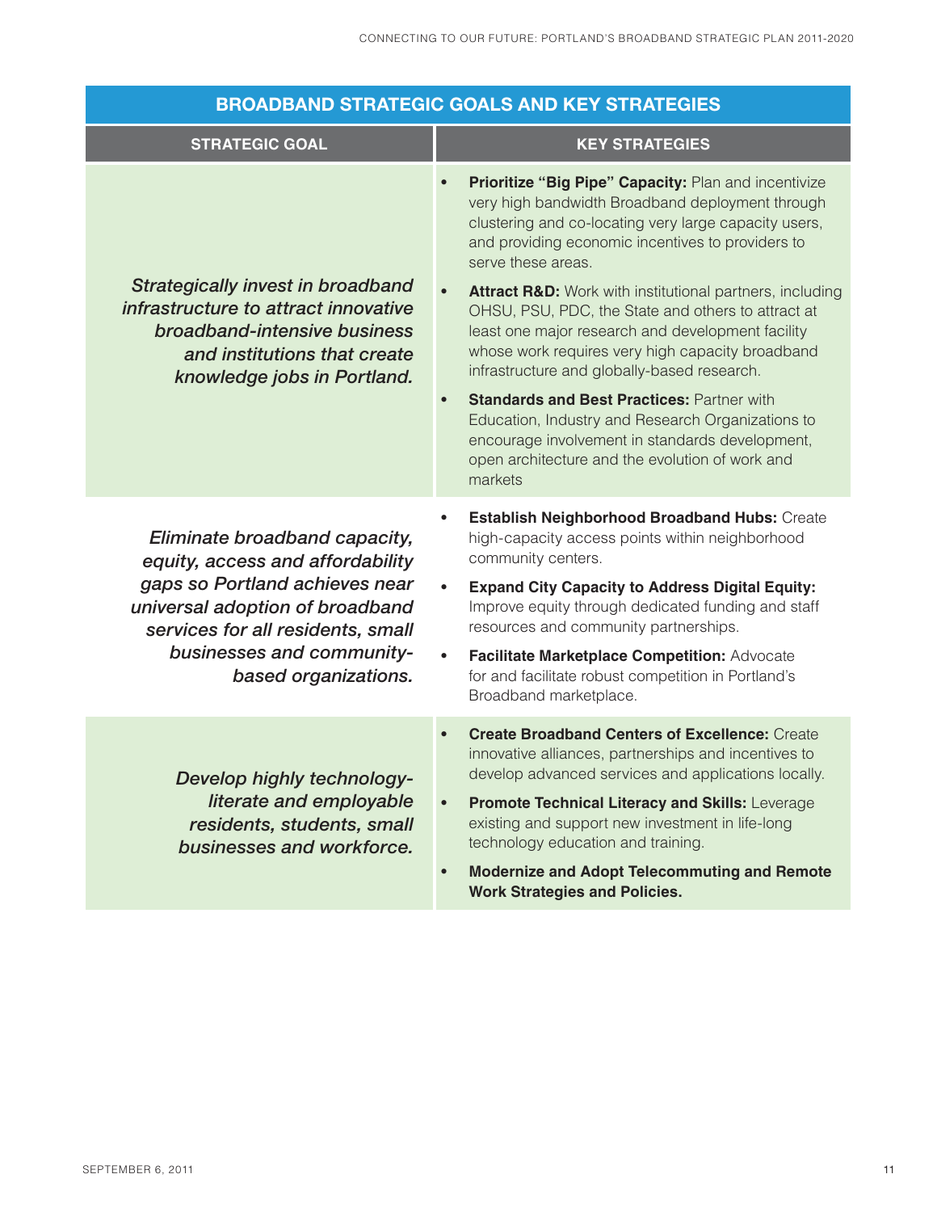## BROADBAND STRATEGIC GOALS AND KEY STRATEGIES

| STRATEGIC GOAL | KEY STRATEGIES |
|---|---|
| *Strategically invest in broadband infrastructure to attract innovative broadband-intensive business and institutions that create knowledge jobs in Portland.* | • **Prioritize "Big Pipe" Capacity:** Plan and incentivize very high bandwidth Broadband deployment through clustering and co-locating very large capacity users, and providing economic incentives to providers to serve these areas.<br>• **Attract R&D:** Work with institutional partners, including OHSU, PSU, PDC, the State and others to attract at least one major research and development facility whose work requires very high capacity broadband infrastructure and globally-based research.<br>• **Standards and Best Practices:** Partner with Education, Industry and Research Organizations to encourage involvement in standards development, open architecture and the evolution of work and markets |
| *Eliminate broadband capacity, equity, access and affordability gaps so Portland achieves near universal adoption of broadband services for all residents, small businesses and community-based organizations.* | • **Establish Neighborhood Broadband Hubs:** Create high-capacity access points within neighborhood community centers.<br>• **Expand City Capacity to Address Digital Equity:** Improve equity through dedicated funding and staff resources and community partnerships.<br>• **Facilitate Marketplace Competition:** Advocate for and facilitate robust competition in Portland's Broadband marketplace. |
| *Develop highly technology-literate and employable residents, students, small businesses and workforce.* | • **Create Broadband Centers of Excellence:** Create innovative alliances, partnerships and incentives to develop advanced services and applications locally.<br>• **Promote Technical Literacy and Skills:** Leverage existing and support new investment in life-long technology education and training.<br>• **Modernize and Adopt Telecommuting and Remote Work Strategies and Policies.** |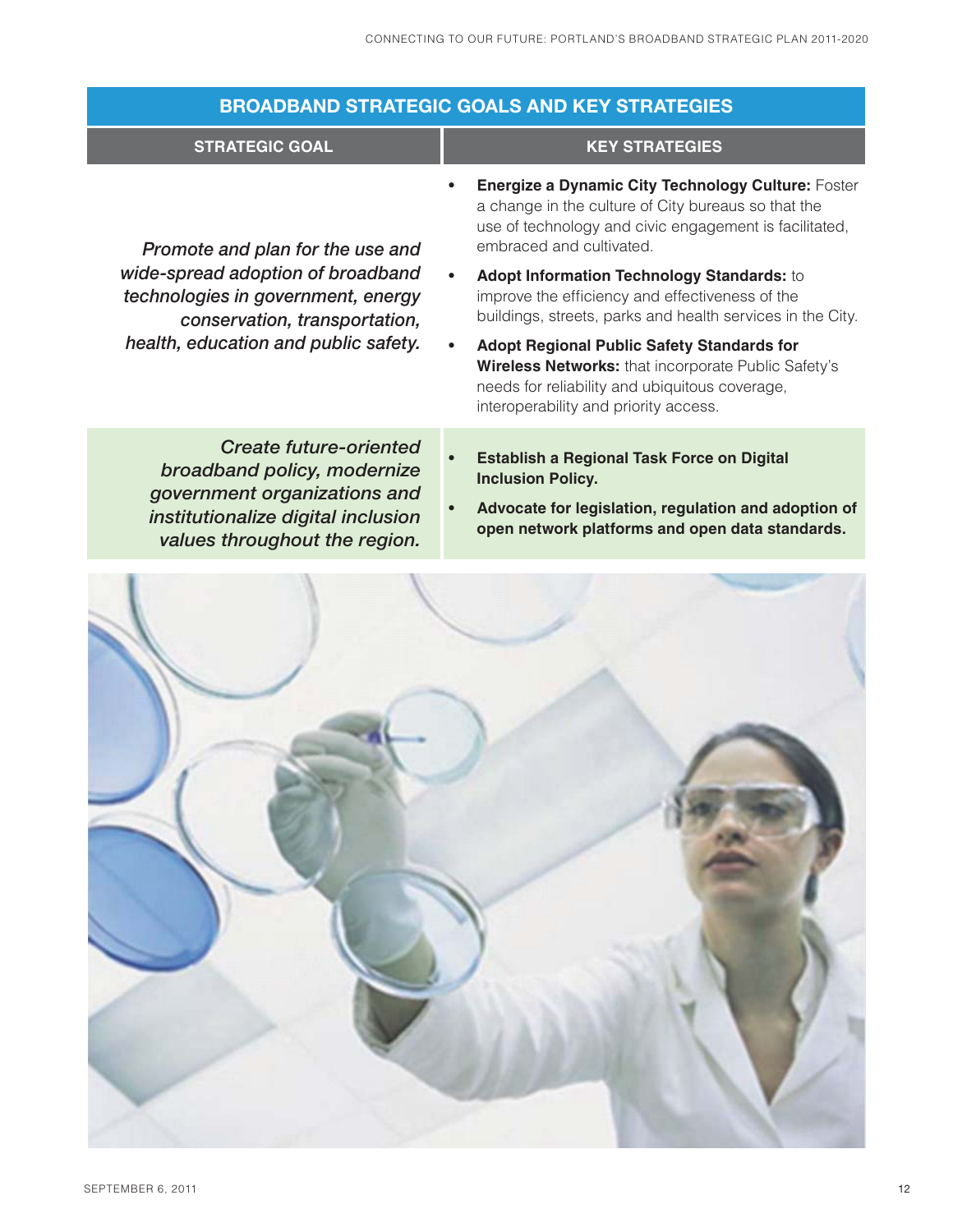| BROADBAND STRATEGIC GOALS AND KEY STRATEGIES | |
|---|---|
| **STRATEGIC GOAL** | **KEY STRATEGIES** |
| *Promote and plan for the use and wide-spread adoption of broadband technologies in government, energy conservation, transportation, health, education and public safety.* | • **Energize a Dynamic City Technology Culture:** Foster a change in the culture of City bureaus so that the use of technology and civic engagement is facilitated, embraced and cultivated.<br>• **Adopt Information Technology Standards:** to improve the efficiency and effectiveness of the buildings, streets, parks and health services in the City.<br>• **Adopt Regional Public Safety Standards for Wireless Networks:** that incorporate Public Safety's needs for reliability and ubiquitous coverage, interoperability and priority access. |
| ***Create future-oriented broadband policy, modernize government organizations and institutionalize digital inclusion values throughout the region.*** | • **Establish a Regional Task Force on Digital Inclusion Policy.**<br>• **Advocate for legislation, regulation and adoption of open network platforms and open data standards.** |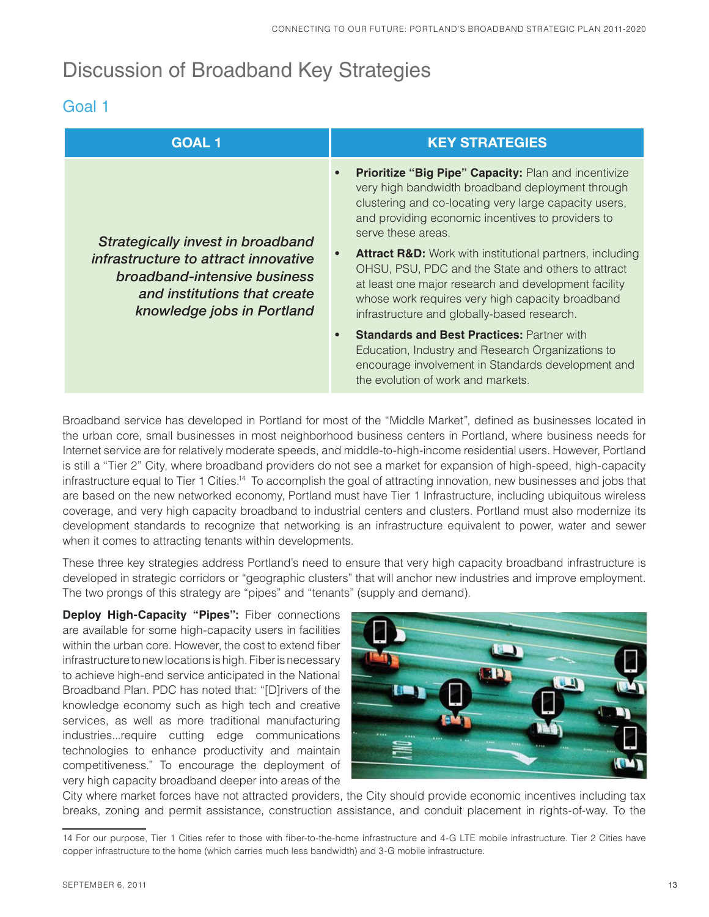# Discussion of Broadband Key Strategies

## Goal 1

| GOAL 1 | KEY STRATEGIES |
| --- | --- |
| *Strategically invest in broadband infrastructure to attract innovative broadband-intensive business and institutions that create knowledge jobs in Portland* | • **Prioritize "Big Pipe" Capacity:** Plan and incentivize very high bandwidth broadband deployment through clustering and co-locating very large capacity users, and providing economic incentives to providers to serve these areas.<br>• **Attract R&D:** Work with institutional partners, including OHSU, PSU, PDC and the State and others to attract at least one major research and development facility whose work requires very high capacity broadband infrastructure and globally-based research.<br>• **Standards and Best Practices:** Partner with Education, Industry and Research Organizations to encourage involvement in Standards development and the evolution of work and markets. |

Broadband service has developed in Portland for most of the "Middle Market", defined as businesses located in the urban core, small businesses in most neighborhood business centers in Portland, where business needs for Internet service are for relatively moderate speeds, and middle-to-high-income residential users. However, Portland is still a "Tier 2" City, where broadband providers do not see a market for expansion of high-speed, high-capacity infrastructure equal to Tier 1 Cities.[14] To accomplish the goal of attracting innovation, new businesses and jobs that are based on the new networked economy, Portland must have Tier 1 Infrastructure, including ubiquitous wireless coverage, and very high capacity broadband to industrial centers and clusters. Portland must also modernize its development standards to recognize that networking is an infrastructure equivalent to power, water and sewer when it comes to attracting tenants within developments.

These three key strategies address Portland's need to ensure that very high capacity broadband infrastructure is developed in strategic corridors or "geographic clusters" that will anchor new industries and improve employment. The two prongs of this strategy are "pipes" and "tenants" (supply and demand).

**Deploy High-Capacity "Pipes":** Fiber connections are available for some high-capacity users in facilities within the urban core. However, the cost to extend fiber infrastructure to new locations is high. Fiber is necessary to achieve high-end service anticipated in the National Broadband Plan. PDC has noted that: "[D]rivers of the knowledge economy such as high tech and creative services, as well as more traditional manufacturing industries...require cutting edge communications technologies to enhance productivity and maintain competitiveness." To encourage the deployment of very high capacity broadband deeper into areas of the City where market forces have not attracted providers, the City should provide economic incentives including tax breaks, zoning and permit assistance, construction assistance, and conduit placement in rights-of-way. To the

14 For our purpose, Tier 1 Cities refer to those with fiber-to-the-home infrastructure and 4-G LTE mobile infrastructure. Tier 2 Cities have copper infrastructure to the home (which carries much less bandwidth) and 3-G mobile infrastructure.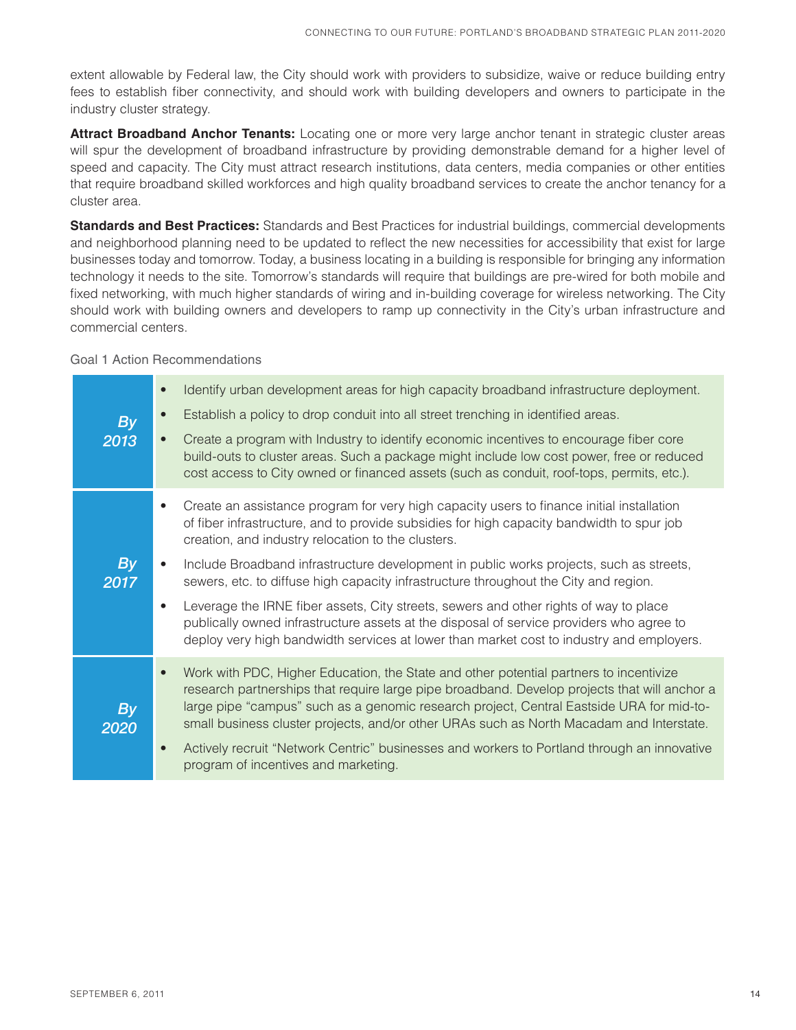extent allowable by Federal law, the City should work with providers to subsidize, waive or reduce building entry fees to establish fiber connectivity, and should work with building developers and owners to participate in the industry cluster strategy.

**Attract Broadband Anchor Tenants:** Locating one or more very large anchor tenant in strategic cluster areas will spur the development of broadband infrastructure by providing demonstrable demand for a higher level of speed and capacity. The City must attract research institutions, data centers, media companies or other entities that require broadband skilled workforces and high quality broadband services to create the anchor tenancy for a cluster area.

**Standards and Best Practices:** Standards and Best Practices for industrial buildings, commercial developments and neighborhood planning need to be updated to reflect the new necessities for accessibility that exist for large businesses today and tomorrow. Today, a business locating in a building is responsible for bringing any information technology it needs to the site. Tomorrow's standards will require that buildings are pre-wired for both mobile and fixed networking, with much higher standards of wiring and in-building coverage for wireless networking. The City should work with building owners and developers to ramp up connectivity in the City's urban infrastructure and commercial centers.

Goal 1 Action Recommendations

| | |
|---|---|
| *By 2013* | • Identify urban development areas for high capacity broadband infrastructure deployment.<br>• Establish a policy to drop conduit into all street trenching in identified areas.<br>• Create a program with Industry to identify economic incentives to encourage fiber core build-outs to cluster areas. Such a package might include low cost power, free or reduced cost access to City owned or financed assets (such as conduit, roof-tops, permits, etc.). |
| *By 2017* | • Create an assistance program for very high capacity users to finance initial installation of fiber infrastructure, and to provide subsidies for high capacity bandwidth to spur job creation, and industry relocation to the clusters.<br>• Include Broadband infrastructure development in public works projects, such as streets, sewers, etc. to diffuse high capacity infrastructure throughout the City and region.<br>• Leverage the IRNE fiber assets, City streets, sewers and other rights of way to place publically owned infrastructure assets at the disposal of service providers who agree to deploy very high bandwidth services at lower than market cost to industry and employers. |
| *By 2020* | • Work with PDC, Higher Education, the State and other potential partners to incentivize research partnerships that require large pipe broadband. Develop projects that will anchor a large pipe "campus" such as a genomic research project, Central Eastside URA for mid-to-small business cluster projects, and/or other URAs such as North Macadam and Interstate.<br>• Actively recruit "Network Centric" businesses and workers to Portland through an innovative program of incentives and marketing. |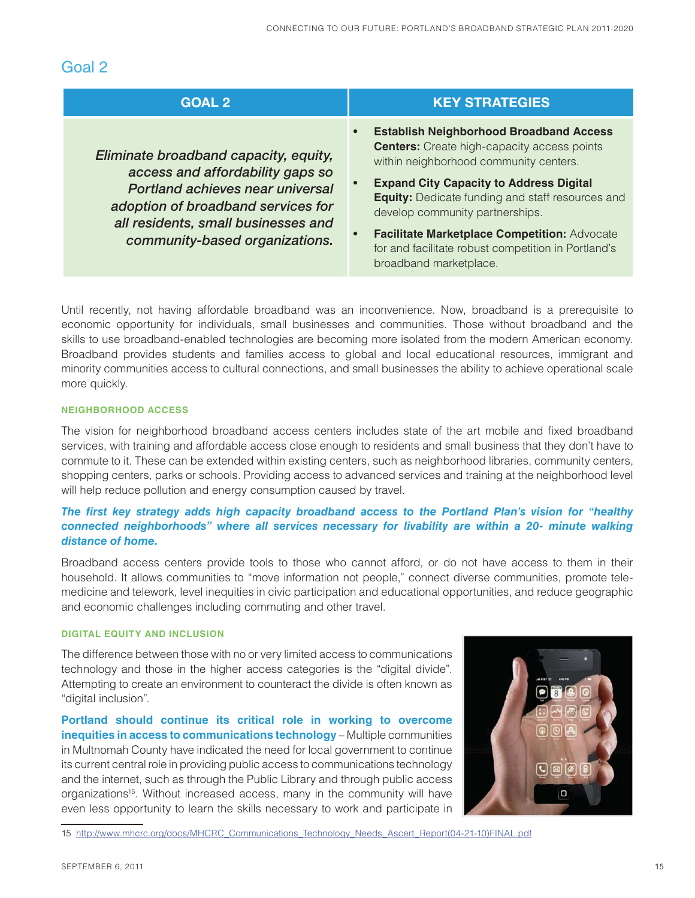## Goal 2

| GOAL 2 | KEY STRATEGIES |
|---|---|
| *Eliminate broadband capacity, equity, access and affordability gaps so Portland achieves near universal adoption of broadband services for all residents, small businesses and community-based organizations.* | • **Establish Neighborhood Broadband Access Centers:** Create high-capacity access points within neighborhood community centers.<br>• **Expand City Capacity to Address Digital Equity:** Dedicate funding and staff resources and develop community partnerships.<br>• **Facilitate Marketplace Competition:** Advocate for and facilitate robust competition in Portland's broadband marketplace. |

Until recently, not having affordable broadband was an inconvenience. Now, broadband is a prerequisite to economic opportunity for individuals, small businesses and communities. Those without broadband and the skills to use broadband-enabled technologies are becoming more isolated from the modern American economy. Broadband provides students and families access to global and local educational resources, immigrant and minority communities access to cultural connections, and small businesses the ability to achieve operational scale more quickly.

### NEIGHBORHOOD ACCESS

The vision for neighborhood broadband access centers includes state of the art mobile and fixed broadband services, with training and affordable access close enough to residents and small business that they don't have to commute to it. These can be extended within existing centers, such as neighborhood libraries, community centers, shopping centers, parks or schools. Providing access to advanced services and training at the neighborhood level will help reduce pollution and energy consumption caused by travel.

***The first key strategy adds high capacity broadband access to the Portland Plan's vision for "healthy connected neighborhoods" where all services necessary for livability are within a 20- minute walking distance of home.***

Broadband access centers provide tools to those who cannot afford, or do not have access to them in their household. It allows communities to "move information not people," connect diverse communities, promote tele-medicine and telework, level inequities in civic participation and educational opportunities, and reduce geographic and economic challenges including commuting and other travel.

### DIGITAL EQUITY AND INCLUSION

The difference between those with no or very limited access to communications technology and those in the higher access categories is the "digital divide". Attempting to create an environment to counteract the divide is often known as "digital inclusion".

**Portland should continue its critical role in working to overcome inequities in access to communications technology** – Multiple communities in Multnomah County have indicated the need for local government to continue its current central role in providing public access to communications technology and the internet, such as through the Public Library and through public access organizations[15]. Without increased access, many in the community will have even less opportunity to learn the skills necessary to work and participate in

15 http://www.mhcrc.org/docs/MHCRC_Communications_Technology_Needs_Ascert_Report(04-21-10)FINAL.pdf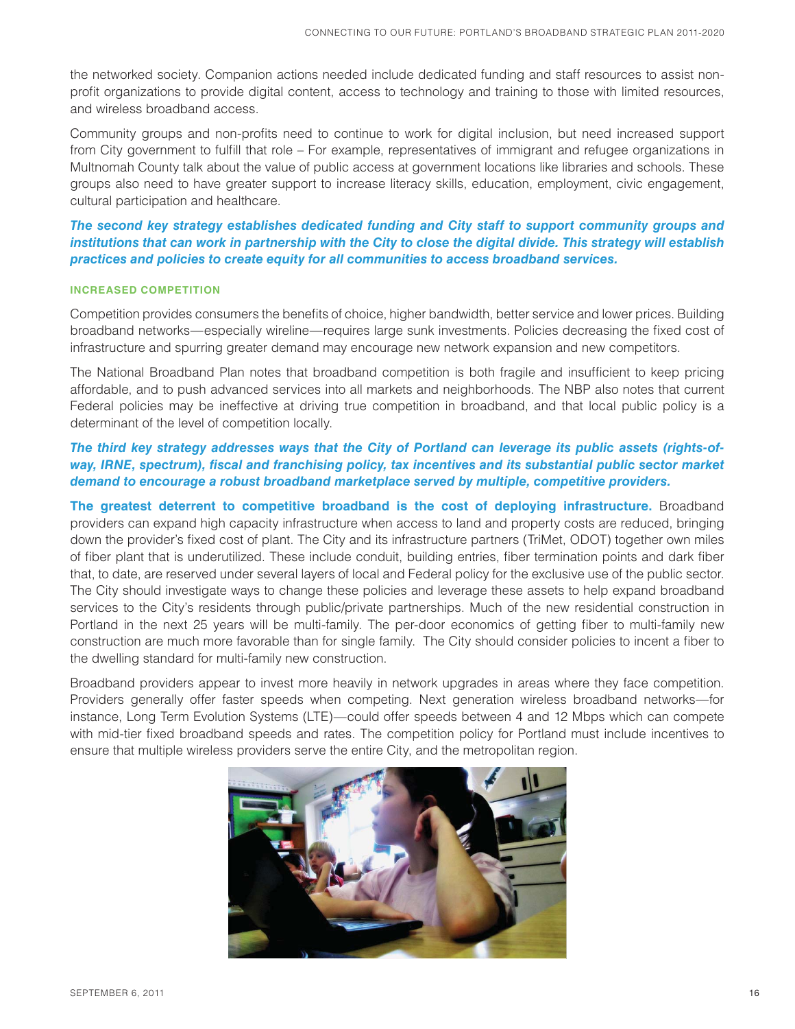the networked society. Companion actions needed include dedicated funding and staff resources to assist non-profit organizations to provide digital content, access to technology and training to those with limited resources, and wireless broadband access.

Community groups and non-profits need to continue to work for digital inclusion, but need increased support from City government to fulfill that role – For example, representatives of immigrant and refugee organizations in Multnomah County talk about the value of public access at government locations like libraries and schools. These groups also need to have greater support to increase literacy skills, education, employment, civic engagement, cultural participation and healthcare.

***The second key strategy establishes dedicated funding and City staff to support community groups and institutions that can work in partnership with the City to close the digital divide. This strategy will establish practices and policies to create equity for all communities to access broadband services.***

#### INCREASED COMPETITION

Competition provides consumers the benefits of choice, higher bandwidth, better service and lower prices. Building broadband networks—especially wireline—requires large sunk investments. Policies decreasing the fixed cost of infrastructure and spurring greater demand may encourage new network expansion and new competitors.

The National Broadband Plan notes that broadband competition is both fragile and insufficient to keep pricing affordable, and to push advanced services into all markets and neighborhoods. The NBP also notes that current Federal policies may be ineffective at driving true competition in broadband, and that local public policy is a determinant of the level of competition locally.

***The third key strategy addresses ways that the City of Portland can leverage its public assets (rights-of-way, IRNE, spectrum), fiscal and franchising policy, tax incentives and its substantial public sector market demand to encourage a robust broadband marketplace served by multiple, competitive providers.***

**The greatest deterrent to competitive broadband is the cost of deploying infrastructure.** Broadband providers can expand high capacity infrastructure when access to land and property costs are reduced, bringing down the provider's fixed cost of plant. The City and its infrastructure partners (TriMet, ODOT) together own miles of fiber plant that is underutilized. These include conduit, building entries, fiber termination points and dark fiber that, to date, are reserved under several layers of local and Federal policy for the exclusive use of the public sector. The City should investigate ways to change these policies and leverage these assets to help expand broadband services to the City's residents through public/private partnerships. Much of the new residential construction in Portland in the next 25 years will be multi-family. The per-door economics of getting fiber to multi-family new construction are much more favorable than for single family. The City should consider policies to incent a fiber to the dwelling standard for multi-family new construction.

Broadband providers appear to invest more heavily in network upgrades in areas where they face competition. Providers generally offer faster speeds when competing. Next generation wireless broadband networks—for instance, Long Term Evolution Systems (LTE)—could offer speeds between 4 and 12 Mbps which can compete with mid-tier fixed broadband speeds and rates. The competition policy for Portland must include incentives to ensure that multiple wireless providers serve the entire City, and the metropolitan region.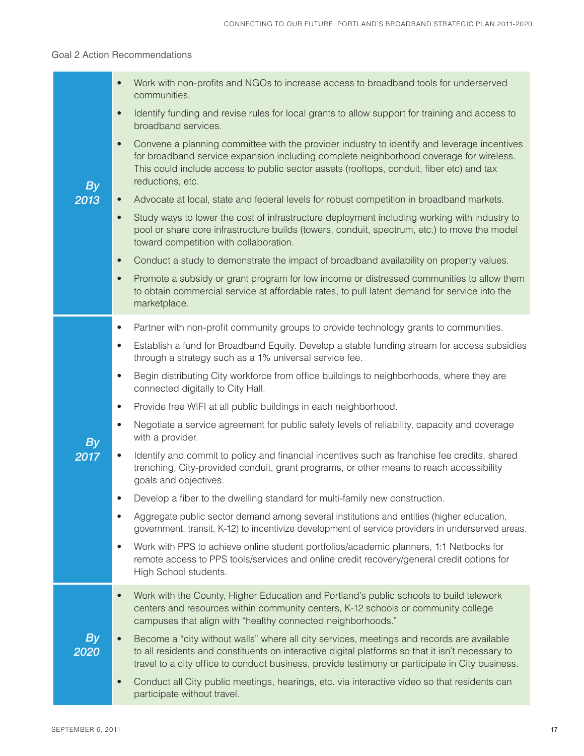Goal 2 Action Recommendations

| | |
|---|---|
| *By 2013* | • Work with non-profits and NGOs to increase access to broadband tools for underserved communities.<br>• Identify funding and revise rules for local grants to allow support for training and access to broadband services.<br>• Convene a planning committee with the provider industry to identify and leverage incentives for broadband service expansion including complete neighborhood coverage for wireless. This could include access to public sector assets (rooftops, conduit, fiber etc) and tax reductions, etc.<br>• Advocate at local, state and federal levels for robust competition in broadband markets.<br>• Study ways to lower the cost of infrastructure deployment including working with industry to pool or share core infrastructure builds (towers, conduit, spectrum, etc.) to move the model toward competition with collaboration.<br>• Conduct a study to demonstrate the impact of broadband availability on property values.<br>• Promote a subsidy or grant program for low income or distressed communities to allow them to obtain commercial service at affordable rates, to pull latent demand for service into the marketplace. |
| *By 2017* | • Partner with non-profit community groups to provide technology grants to communities.<br>• Establish a fund for Broadband Equity. Develop a stable funding stream for access subsidies through a strategy such as a 1% universal service fee.<br>• Begin distributing City workforce from office buildings to neighborhoods, where they are connected digitally to City Hall.<br>• Provide free WIFI at all public buildings in each neighborhood.<br>• Negotiate a service agreement for public safety levels of reliability, capacity and coverage with a provider.<br>• Identify and commit to policy and financial incentives such as franchise fee credits, shared trenching, City-provided conduit, grant programs, or other means to reach accessibility goals and objectives.<br>• Develop a fiber to the dwelling standard for multi-family new construction.<br>• Aggregate public sector demand among several institutions and entities (higher education, government, transit, K-12) to incentivize development of service providers in underserved areas.<br>• Work with PPS to achieve online student portfolios/academic planners, 1:1 Netbooks for remote access to PPS tools/services and online credit recovery/general credit options for High School students. |
| *By 2020* | • Work with the County, Higher Education and Portland's public schools to build telework centers and resources within community centers, K-12 schools or community college campuses that align with "healthy connected neighborhoods."<br>• Become a "city without walls" where all city services, meetings and records are available to all residents and constituents on interactive digital platforms so that it isn't necessary to travel to a city office to conduct business, provide testimony or participate in City business.<br>• Conduct all City public meetings, hearings, etc. via interactive video so that residents can participate without travel. |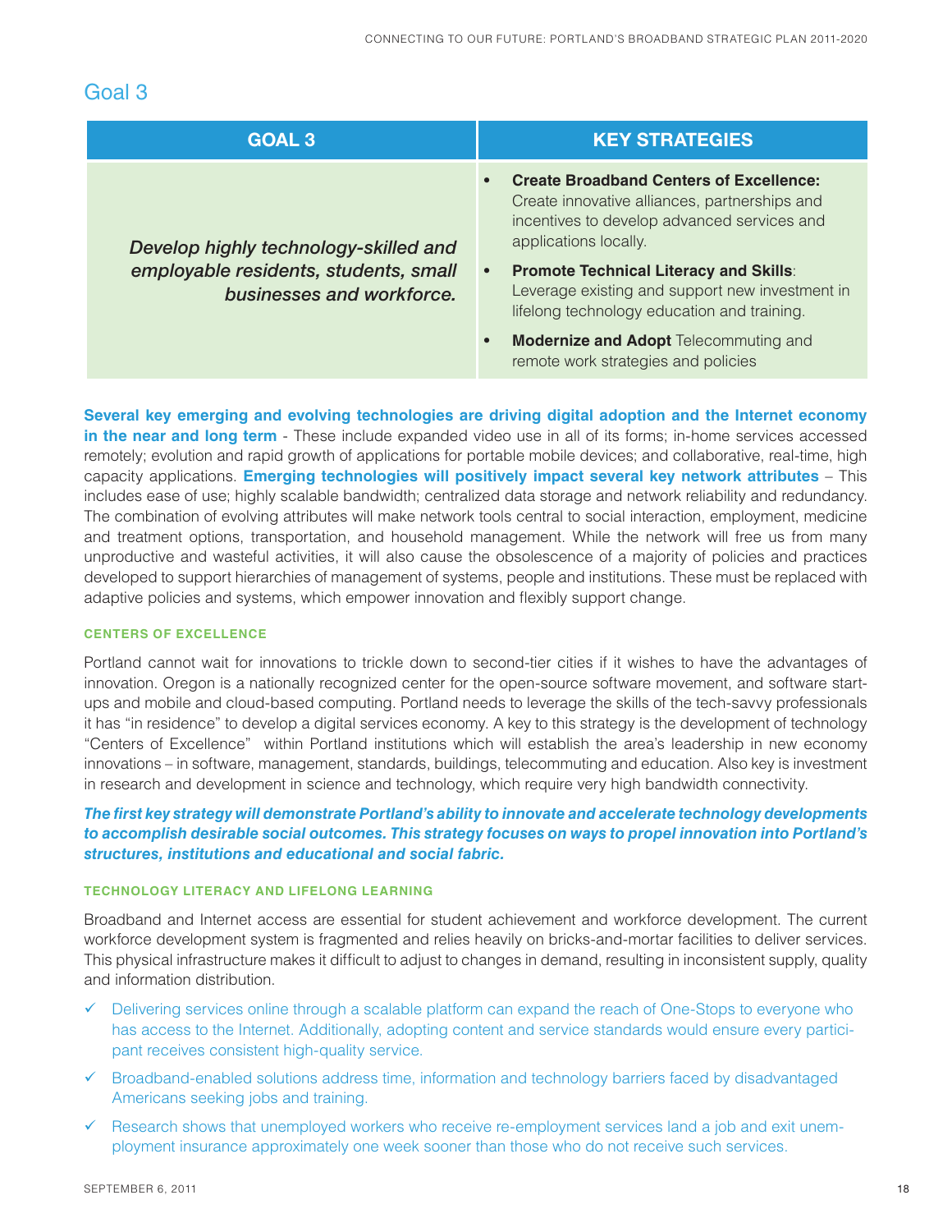# Goal 3

| GOAL 3 | KEY STRATEGIES |
|---|---|
| *Develop highly technology-skilled and employable residents, students, small businesses and workforce.* | • **Create Broadband Centers of Excellence:** Create innovative alliances, partnerships and incentives to develop advanced services and applications locally.<br>• **Promote Technical Literacy and Skills**: Leverage existing and support new investment in lifelong technology education and training.<br>• **Modernize and Adopt** Telecommuting and remote work strategies and policies |

**Several key emerging and evolving technologies are driving digital adoption and the Internet economy in the near and long term** - These include expanded video use in all of its forms; in-home services accessed remotely; evolution and rapid growth of applications for portable mobile devices; and collaborative, real-time, high capacity applications. **Emerging technologies will positively impact several key network attributes** – This includes ease of use; highly scalable bandwidth; centralized data storage and network reliability and redundancy. The combination of evolving attributes will make network tools central to social interaction, employment, medicine and treatment options, transportation, and household management. While the network will free us from many unproductive and wasteful activities, it will also cause the obsolescence of a majority of policies and practices developed to support hierarchies of management of systems, people and institutions. These must be replaced with adaptive policies and systems, which empower innovation and flexibly support change.

### CENTERS OF EXCELLENCE

Portland cannot wait for innovations to trickle down to second-tier cities if it wishes to have the advantages of innovation. Oregon is a nationally recognized center for the open-source software movement, and software start-ups and mobile and cloud-based computing. Portland needs to leverage the skills of the tech-savvy professionals it has "in residence" to develop a digital services economy. A key to this strategy is the development of technology "Centers of Excellence" within Portland institutions which will establish the area's leadership in new economy innovations – in software, management, standards, buildings, telecommuting and education. Also key is investment in research and development in science and technology, which require very high bandwidth connectivity.

***The first key strategy will demonstrate Portland's ability to innovate and accelerate technology developments to accomplish desirable social outcomes. This strategy focuses on ways to propel innovation into Portland's structures, institutions and educational and social fabric.***

### TECHNOLOGY LITERACY AND LIFELONG LEARNING

Broadband and Internet access are essential for student achievement and workforce development. The current workforce development system is fragmented and relies heavily on bricks-and-mortar facilities to deliver services. This physical infrastructure makes it difficult to adjust to changes in demand, resulting in inconsistent supply, quality and information distribution.

- ✓ Delivering services online through a scalable platform can expand the reach of One-Stops to everyone who has access to the Internet. Additionally, adopting content and service standards would ensure every participant receives consistent high-quality service.
- ✓ Broadband-enabled solutions address time, information and technology barriers faced by disadvantaged Americans seeking jobs and training.
- ✓ Research shows that unemployed workers who receive re-employment services land a job and exit unemployment insurance approximately one week sooner than those who do not receive such services.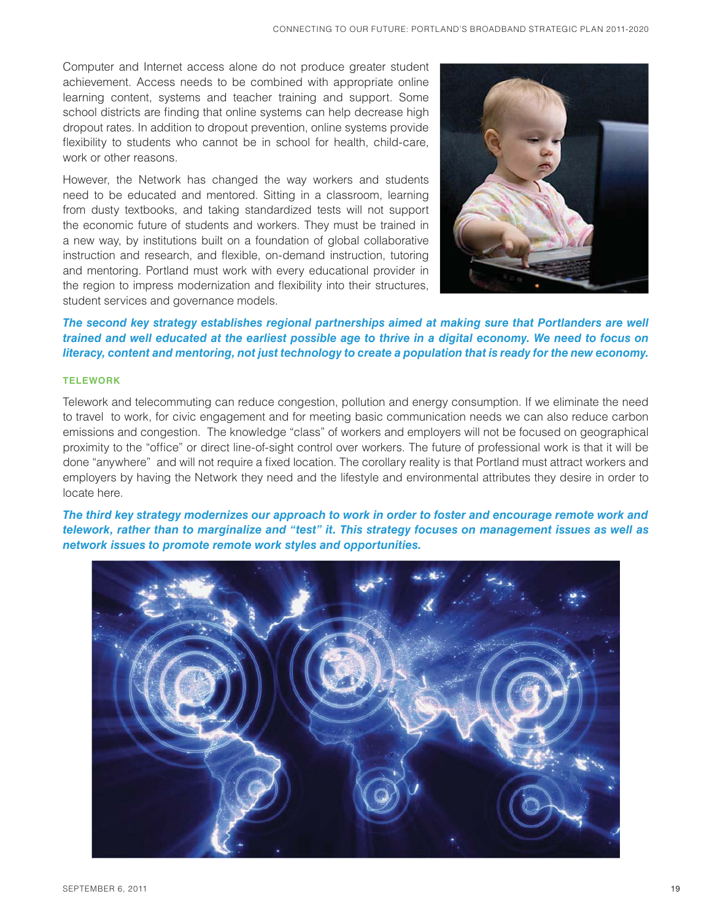Computer and Internet access alone do not produce greater student achievement. Access needs to be combined with appropriate online learning content, systems and teacher training and support. Some school districts are finding that online systems can help decrease high dropout rates. In addition to dropout prevention, online systems provide flexibility to students who cannot be in school for health, child-care, work or other reasons.

However, the Network has changed the way workers and students need to be educated and mentored. Sitting in a classroom, learning from dusty textbooks, and taking standardized tests will not support the economic future of students and workers. They must be trained in a new way, by institutions built on a foundation of global collaborative instruction and research, and flexible, on-demand instruction, tutoring and mentoring. Portland must work with every educational provider in the region to impress modernization and flexibility into their structures, student services and governance models.

***The second key strategy establishes regional partnerships aimed at making sure that Portlanders are well trained and well educated at the earliest possible age to thrive in a digital economy. We need to focus on literacy, content and mentoring, not just technology to create a population that is ready for the new economy.***

### TELEWORK

Telework and telecommuting can reduce congestion, pollution and energy consumption. If we eliminate the need to travel to work, for civic engagement and for meeting basic communication needs we can also reduce carbon emissions and congestion. The knowledge "class" of workers and employers will not be focused on geographical proximity to the "office" or direct line-of-sight control over workers. The future of professional work is that it will be done "anywhere" and will not require a fixed location. The corollary reality is that Portland must attract workers and employers by having the Network they need and the lifestyle and environmental attributes they desire in order to locate here.

***The third key strategy modernizes our approach to work in order to foster and encourage remote work and telework, rather than to marginalize and "test" it. This strategy focuses on management issues as well as network issues to promote remote work styles and opportunities.***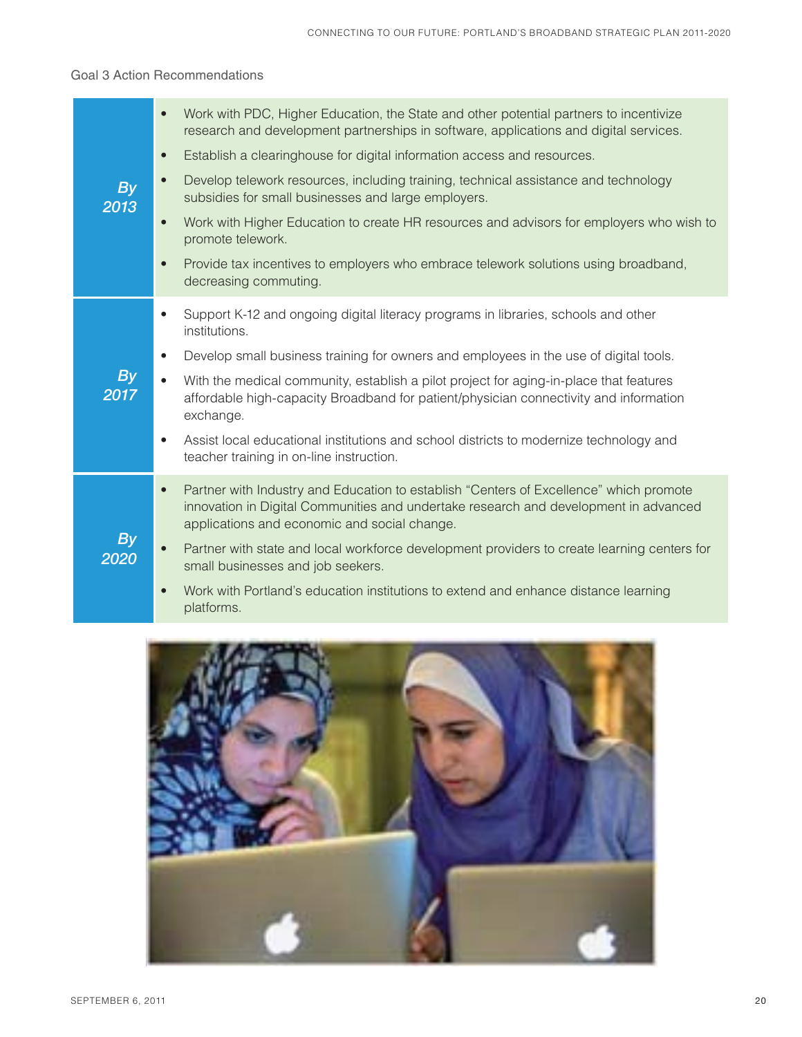Goal 3 Action Recommendations

| | |
|---|---|
| *By 2013* | • Work with PDC, Higher Education, the State and other potential partners to incentivize research and development partnerships in software, applications and digital services.<br>• Establish a clearinghouse for digital information access and resources.<br>• Develop telework resources, including training, technical assistance and technology subsidies for small businesses and large employers.<br>• Work with Higher Education to create HR resources and advisors for employers who wish to promote telework.<br>• Provide tax incentives to employers who embrace telework solutions using broadband, decreasing commuting. |
| *By 2017* | • Support K-12 and ongoing digital literacy programs in libraries, schools and other institutions.<br>• Develop small business training for owners and employees in the use of digital tools.<br>• With the medical community, establish a pilot project for aging-in-place that features affordable high-capacity Broadband for patient/physician connectivity and information exchange.<br>• Assist local educational institutions and school districts to modernize technology and teacher training in on-line instruction. |
| *By 2020* | • Partner with Industry and Education to establish "Centers of Excellence" which promote innovation in Digital Communities and undertake research and development in advanced applications and economic and social change.<br>• Partner with state and local workforce development providers to create learning centers for small businesses and job seekers.<br>• Work with Portland's education institutions to extend and enhance distance learning platforms. |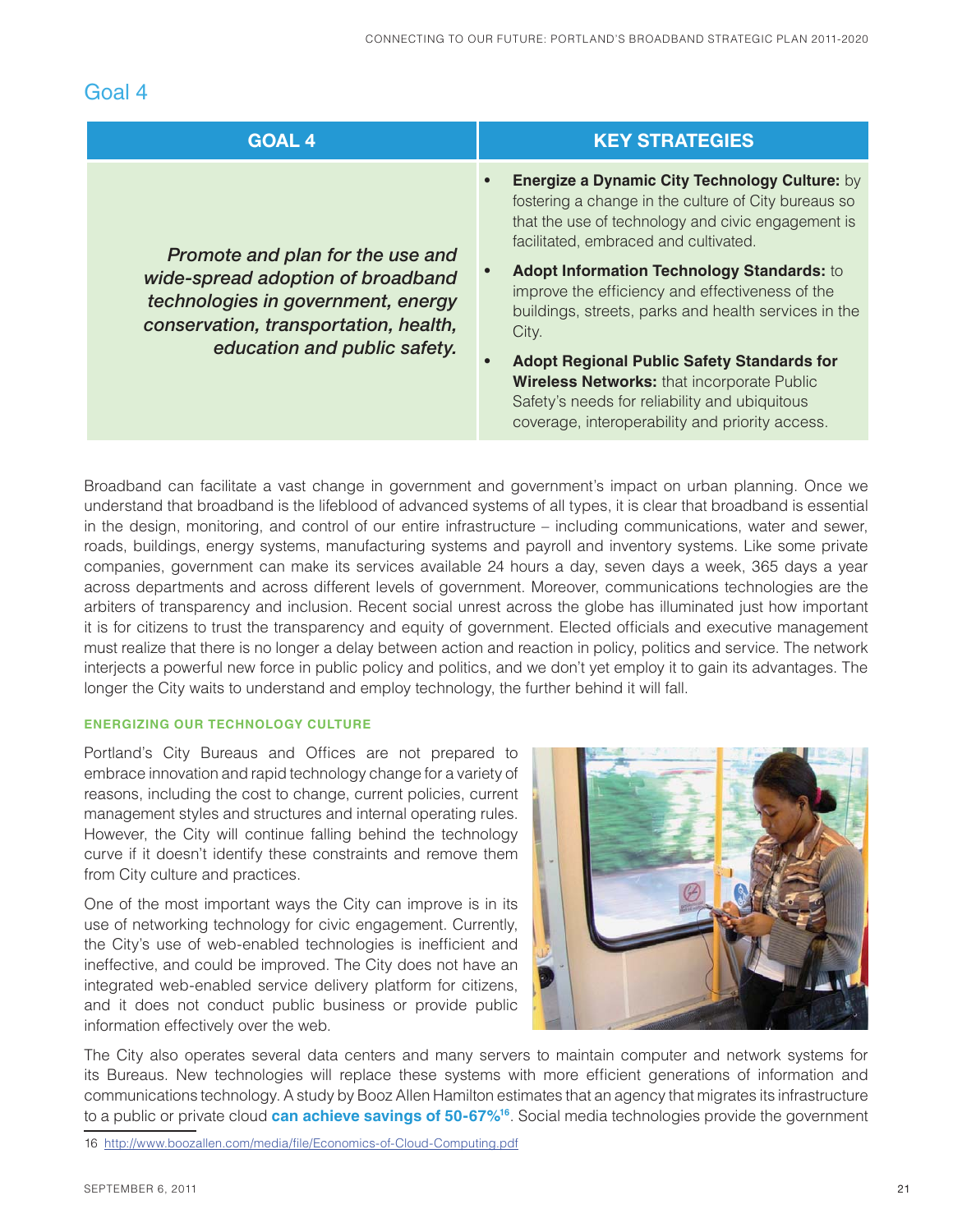# Goal 4

| GOAL 4 | KEY STRATEGIES |
|---|---|
| *Promote and plan for the use and wide-spread adoption of broadband technologies in government, energy conservation, transportation, health, education and public safety.* | • **Energize a Dynamic City Technology Culture:** by fostering a change in the culture of City bureaus so that the use of technology and civic engagement is facilitated, embraced and cultivated.<br>• **Adopt Information Technology Standards:** to improve the efficiency and effectiveness of the buildings, streets, parks and health services in the City.<br>• **Adopt Regional Public Safety Standards for Wireless Networks:** that incorporate Public Safety's needs for reliability and ubiquitous coverage, interoperability and priority access. |

Broadband can facilitate a vast change in government and government's impact on urban planning. Once we understand that broadband is the lifeblood of advanced systems of all types, it is clear that broadband is essential in the design, monitoring, and control of our entire infrastructure – including communications, water and sewer, roads, buildings, energy systems, manufacturing systems and payroll and inventory systems. Like some private companies, government can make its services available 24 hours a day, seven days a week, 365 days a year across departments and across different levels of government. Moreover, communications technologies are the arbiters of transparency and inclusion. Recent social unrest across the globe has illuminated just how important it is for citizens to trust the transparency and equity of government. Elected officials and executive management must realize that there is no longer a delay between action and reaction in policy, politics and service. The network interjects a powerful new force in public policy and politics, and we don't yet employ it to gain its advantages. The longer the City waits to understand and employ technology, the further behind it will fall.

### ENERGIZING OUR TECHNOLOGY CULTURE

Portland's City Bureaus and Offices are not prepared to embrace innovation and rapid technology change for a variety of reasons, including the cost to change, current policies, current management styles and structures and internal operating rules. However, the City will continue falling behind the technology curve if it doesn't identify these constraints and remove them from City culture and practices.

One of the most important ways the City can improve is in its use of networking technology for civic engagement. Currently, the City's use of web-enabled technologies is inefficient and ineffective, and could be improved. The City does not have an integrated web-enabled service delivery platform for citizens, and it does not conduct public business or provide public information effectively over the web.

The City also operates several data centers and many servers to maintain computer and network systems for its Bureaus. New technologies will replace these systems with more efficient generations of information and communications technology. A study by Booz Allen Hamilton estimates that an agency that migrates its infrastructure to a public or private cloud **can achieve savings of 50-67%**[16]. Social media technologies provide the government

16 http://www.boozallen.com/media/file/Economics-of-Cloud-Computing.pdf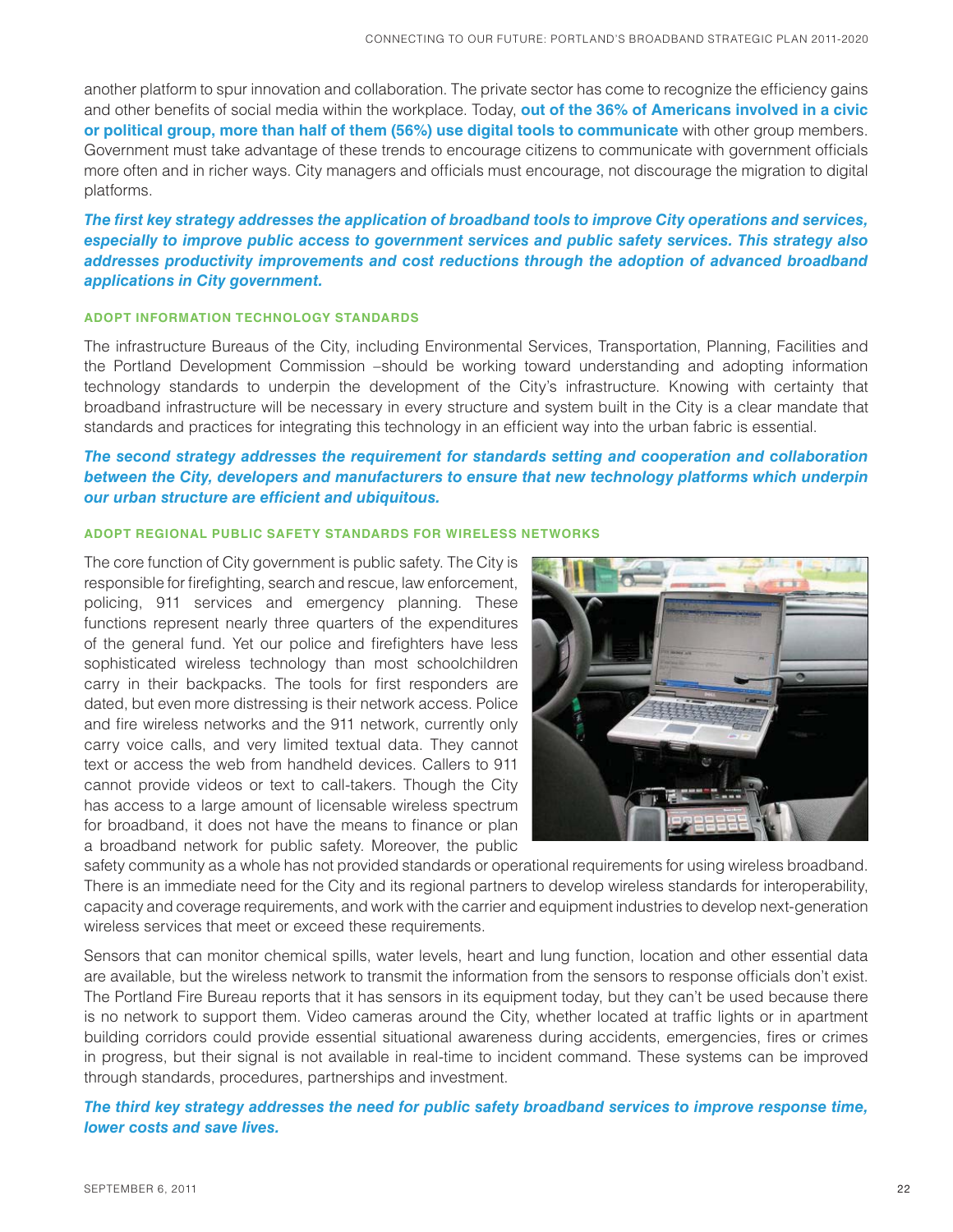another platform to spur innovation and collaboration. The private sector has come to recognize the efficiency gains and other benefits of social media within the workplace. Today, **out of the 36% of Americans involved in a civic or political group, more than half of them (56%) use digital tools to communicate** with other group members. Government must take advantage of these trends to encourage citizens to communicate with government officials more often and in richer ways. City managers and officials must encourage, not discourage the migration to digital platforms.

***The first key strategy addresses the application of broadband tools to improve City operations and services, especially to improve public access to government services and public safety services. This strategy also addresses productivity improvements and cost reductions through the adoption of advanced broadband applications in City government.***

### ADOPT INFORMATION TECHNOLOGY STANDARDS

The infrastructure Bureaus of the City, including Environmental Services, Transportation, Planning, Facilities and the Portland Development Commission –should be working toward understanding and adopting information technology standards to underpin the development of the City's infrastructure. Knowing with certainty that broadband infrastructure will be necessary in every structure and system built in the City is a clear mandate that standards and practices for integrating this technology in an efficient way into the urban fabric is essential.

***The second strategy addresses the requirement for standards setting and cooperation and collaboration between the City, developers and manufacturers to ensure that new technology platforms which underpin our urban structure are efficient and ubiquitous.***

### ADOPT REGIONAL PUBLIC SAFETY STANDARDS FOR WIRELESS NETWORKS

The core function of City government is public safety. The City is responsible for firefighting, search and rescue, law enforcement, policing, 911 services and emergency planning. These functions represent nearly three quarters of the expenditures of the general fund. Yet our police and firefighters have less sophisticated wireless technology than most schoolchildren carry in their backpacks. The tools for first responders are dated, but even more distressing is their network access. Police and fire wireless networks and the 911 network, currently only carry voice calls, and very limited textual data. They cannot text or access the web from handheld devices. Callers to 911 cannot provide videos or text to call-takers. Though the City has access to a large amount of licensable wireless spectrum for broadband, it does not have the means to finance or plan a broadband network for public safety. Moreover, the public safety community as a whole has not provided standards or operational requirements for using wireless broadband. There is an immediate need for the City and its regional partners to develop wireless standards for interoperability, capacity and coverage requirements, and work with the carrier and equipment industries to develop next-generation wireless services that meet or exceed these requirements.

Sensors that can monitor chemical spills, water levels, heart and lung function, location and other essential data are available, but the wireless network to transmit the information from the sensors to response officials don't exist. The Portland Fire Bureau reports that it has sensors in its equipment today, but they can't be used because there is no network to support them. Video cameras around the City, whether located at traffic lights or in apartment building corridors could provide essential situational awareness during accidents, emergencies, fires or crimes in progress, but their signal is not available in real-time to incident command. These systems can be improved through standards, procedures, partnerships and investment.

***The third key strategy addresses the need for public safety broadband services to improve response time, lower costs and save lives.***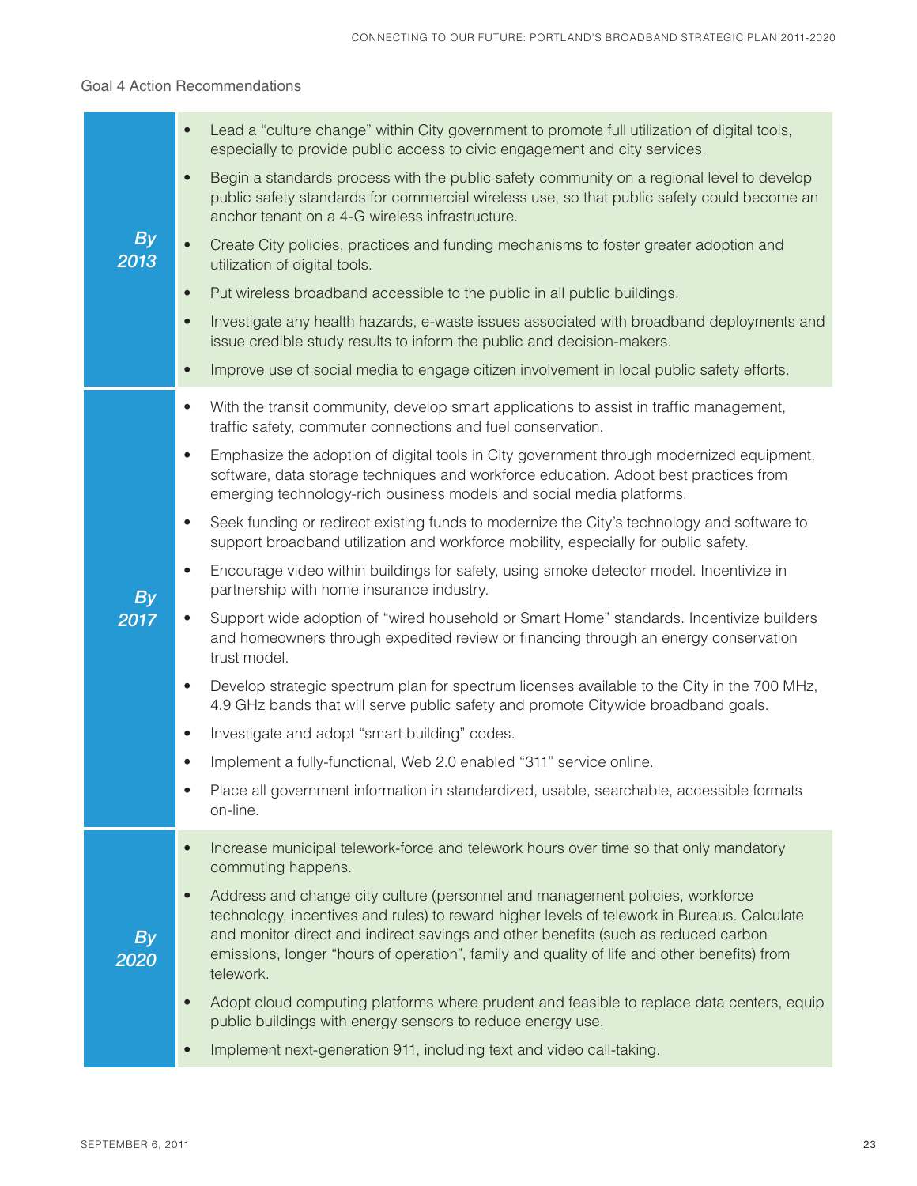Goal 4 Action Recommendations

| | |
|---|---|
| *By 2013* | • Lead a "culture change" within City government to promote full utilization of digital tools, especially to provide public access to civic engagement and city services.<br>• Begin a standards process with the public safety community on a regional level to develop public safety standards for commercial wireless use, so that public safety could become an anchor tenant on a 4-G wireless infrastructure.<br>• Create City policies, practices and funding mechanisms to foster greater adoption and utilization of digital tools.<br>• Put wireless broadband accessible to the public in all public buildings.<br>• Investigate any health hazards, e-waste issues associated with broadband deployments and issue credible study results to inform the public and decision-makers.<br>• Improve use of social media to engage citizen involvement in local public safety efforts. |
| *By 2017* | • With the transit community, develop smart applications to assist in traffic management, traffic safety, commuter connections and fuel conservation.<br>• Emphasize the adoption of digital tools in City government through modernized equipment, software, data storage techniques and workforce education. Adopt best practices from emerging technology-rich business models and social media platforms.<br>• Seek funding or redirect existing funds to modernize the City's technology and software to support broadband utilization and workforce mobility, especially for public safety.<br>• Encourage video within buildings for safety, using smoke detector model. Incentivize in partnership with home insurance industry.<br>• Support wide adoption of "wired household or Smart Home" standards. Incentivize builders and homeowners through expedited review or financing through an energy conservation trust model.<br>• Develop strategic spectrum plan for spectrum licenses available to the City in the 700 MHz, 4.9 GHz bands that will serve public safety and promote Citywide broadband goals.<br>• Investigate and adopt "smart building" codes.<br>• Implement a fully-functional, Web 2.0 enabled "311" service online.<br>• Place all government information in standardized, usable, searchable, accessible formats on-line. |
| *By 2020* | • Increase municipal telework-force and telework hours over time so that only mandatory commuting happens.<br>• Address and change city culture (personnel and management policies, workforce technology, incentives and rules) to reward higher levels of telework in Bureaus. Calculate and monitor direct and indirect savings and other benefits (such as reduced carbon emissions, longer "hours of operation", family and quality of life and other benefits) from telework.<br>• Adopt cloud computing platforms where prudent and feasible to replace data centers, equip public buildings with energy sensors to reduce energy use.<br>• Implement next-generation 911, including text and video call-taking. |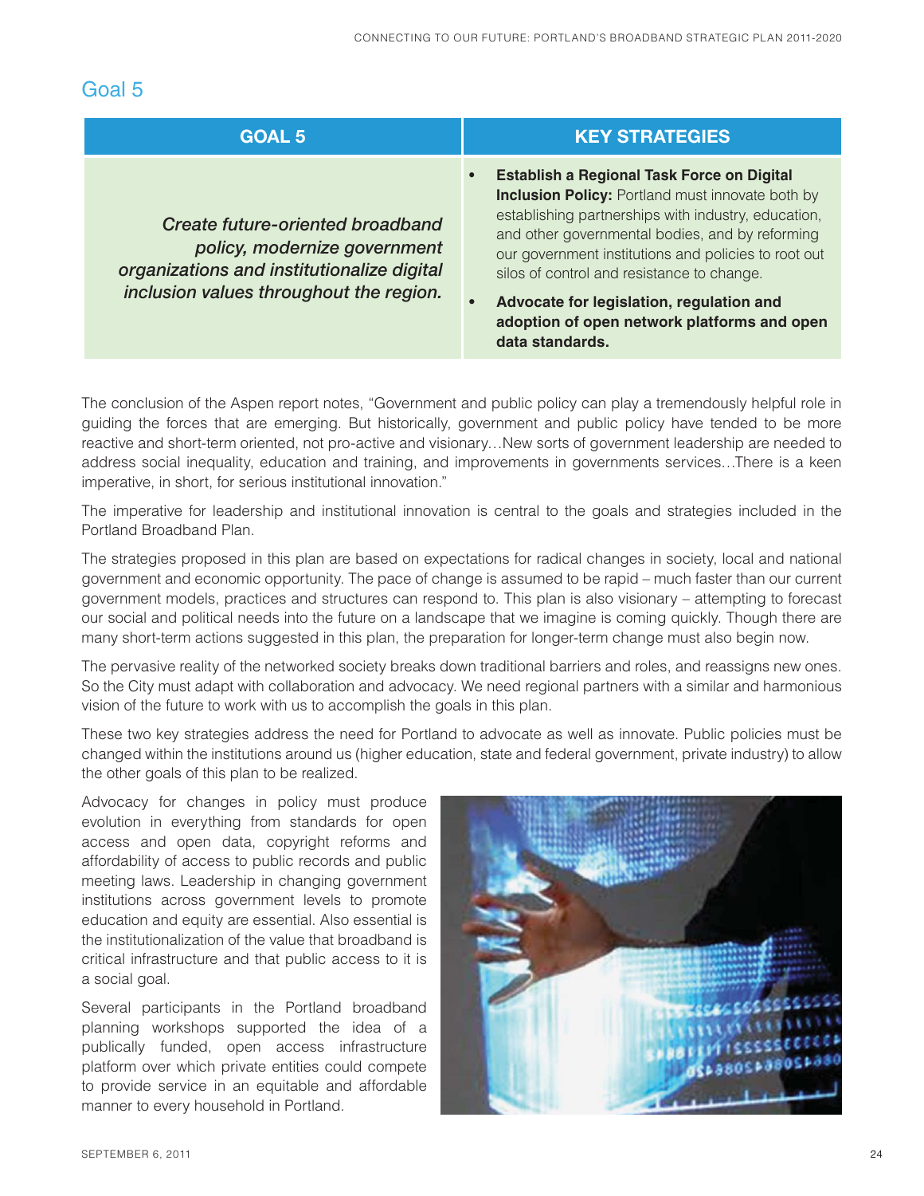## Goal 5

| GOAL 5 | KEY STRATEGIES |
|---|---|
| *Create future-oriented broadband policy, modernize government organizations and institutionalize digital inclusion values throughout the region.* | • **Establish a Regional Task Force on Digital Inclusion Policy:** Portland must innovate both by establishing partnerships with industry, education, and other governmental bodies, and by reforming our government institutions and policies to root out silos of control and resistance to change.<br>• **Advocate for legislation, regulation and adoption of open network platforms and open data standards.** |

The conclusion of the Aspen report notes, "Government and public policy can play a tremendously helpful role in guiding the forces that are emerging. But historically, government and public policy have tended to be more reactive and short-term oriented, not pro-active and visionary…New sorts of government leadership are needed to address social inequality, education and training, and improvements in governments services…There is a keen imperative, in short, for serious institutional innovation."

The imperative for leadership and institutional innovation is central to the goals and strategies included in the Portland Broadband Plan.

The strategies proposed in this plan are based on expectations for radical changes in society, local and national government and economic opportunity. The pace of change is assumed to be rapid – much faster than our current government models, practices and structures can respond to. This plan is also visionary – attempting to forecast our social and political needs into the future on a landscape that we imagine is coming quickly. Though there are many short-term actions suggested in this plan, the preparation for longer-term change must also begin now.

The pervasive reality of the networked society breaks down traditional barriers and roles, and reassigns new ones. So the City must adapt with collaboration and advocacy. We need regional partners with a similar and harmonious vision of the future to work with us to accomplish the goals in this plan.

These two key strategies address the need for Portland to advocate as well as innovate. Public policies must be changed within the institutions around us (higher education, state and federal government, private industry) to allow the other goals of this plan to be realized.

Advocacy for changes in policy must produce evolution in everything from standards for open access and open data, copyright reforms and affordability of access to public records and public meeting laws. Leadership in changing government institutions across government levels to promote education and equity are essential. Also essential is the institutionalization of the value that broadband is critical infrastructure and that public access to it is a social goal.

Several participants in the Portland broadband planning workshops supported the idea of a publically funded, open access infrastructure platform over which private entities could compete to provide service in an equitable and affordable manner to every household in Portland.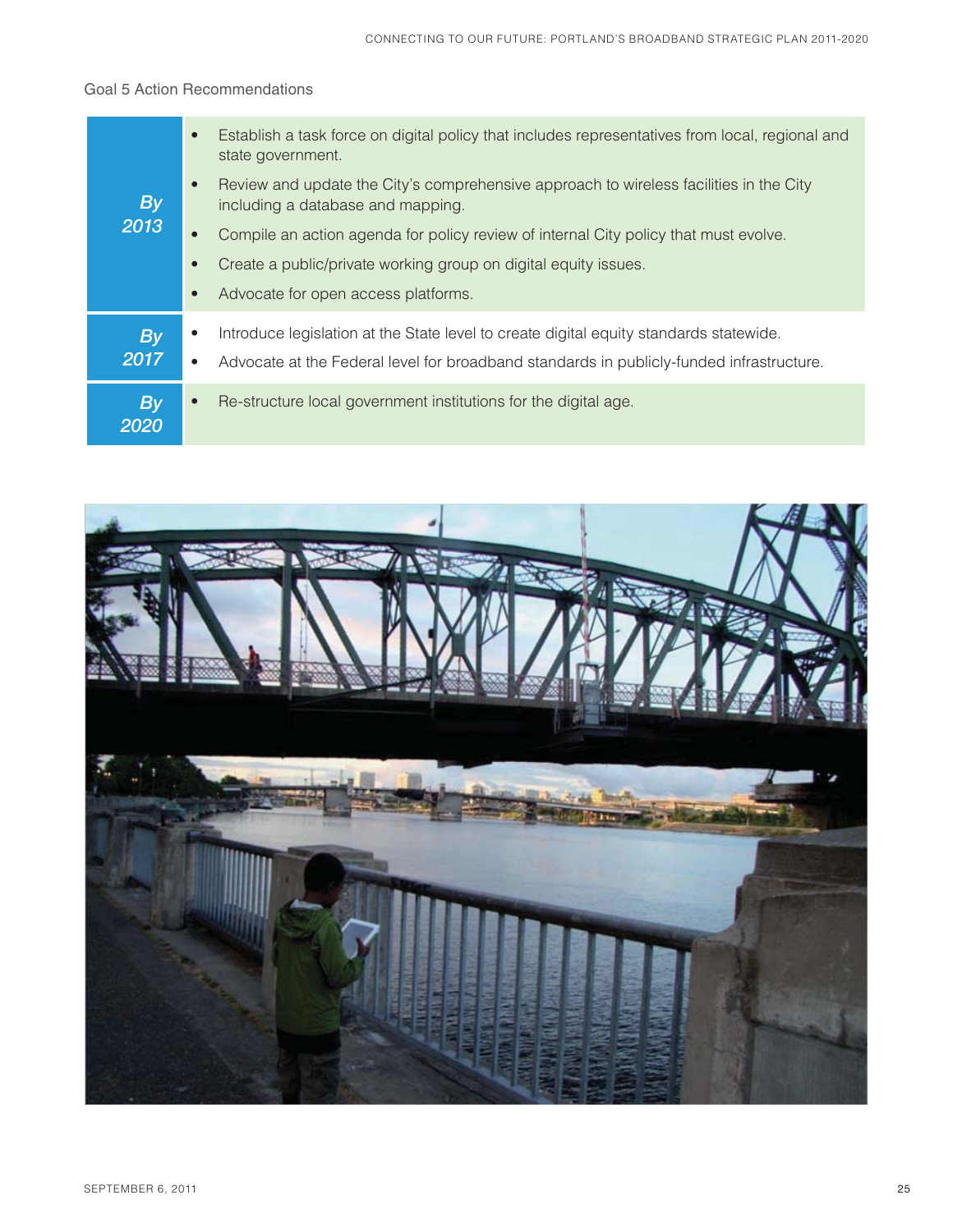Goal 5 Action Recommendations

| | |
|---|---|
| *By 2013* | • Establish a task force on digital policy that includes representatives from local, regional and state government.<br>• Review and update the City's comprehensive approach to wireless facilities in the City including a database and mapping.<br>• Compile an action agenda for policy review of internal City policy that must evolve.<br>• Create a public/private working group on digital equity issues.<br>• Advocate for open access platforms. |
| *By 2017* | • Introduce legislation at the State level to create digital equity standards statewide.<br>• Advocate at the Federal level for broadband standards in publicly-funded infrastructure. |
| *By 2020* | • Re-structure local government institutions for the digital age. |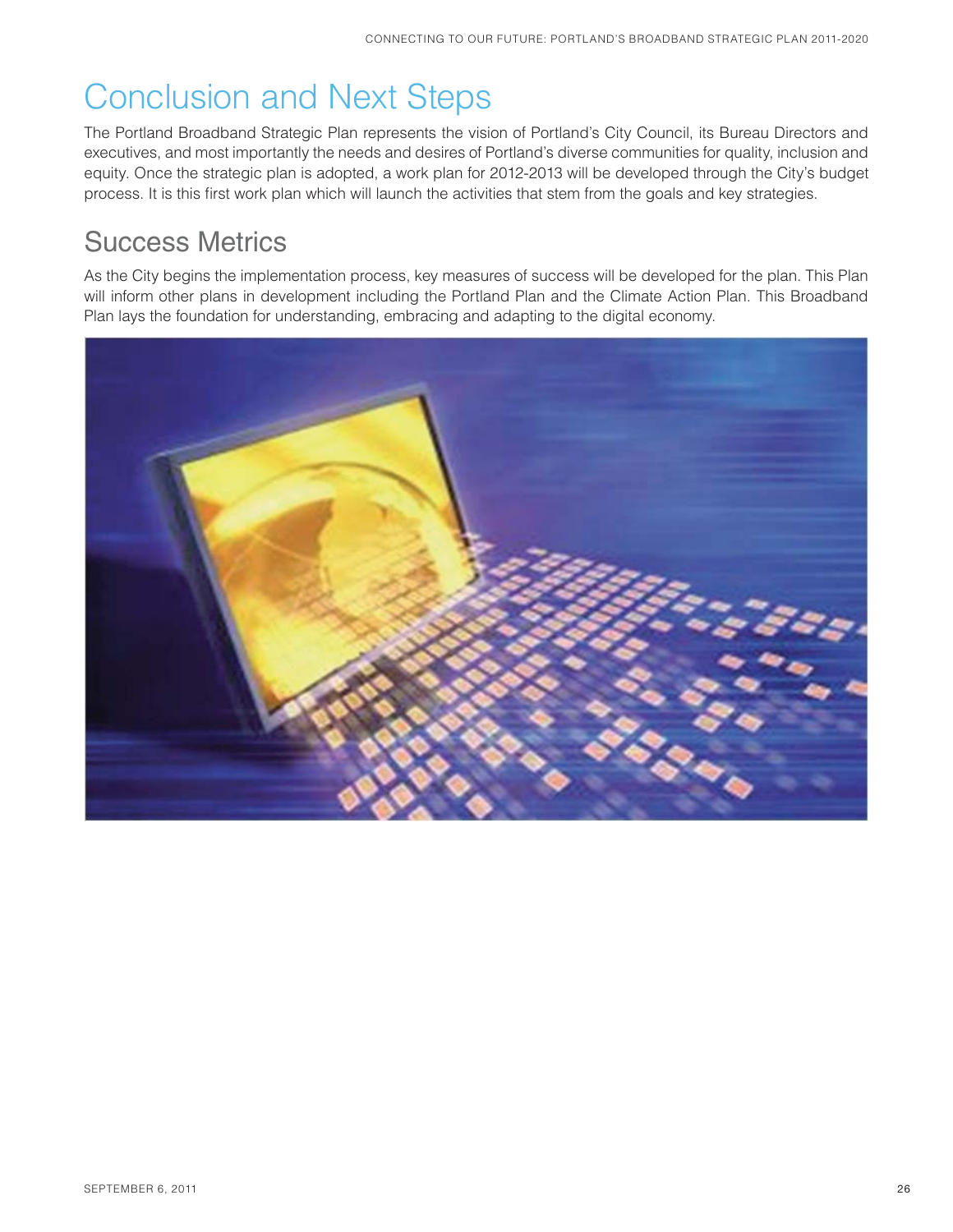# Conclusion and Next Steps

The Portland Broadband Strategic Plan represents the vision of Portland's City Council, its Bureau Directors and executives, and most importantly the needs and desires of Portland's diverse communities for quality, inclusion and equity. Once the strategic plan is adopted, a work plan for 2012-2013 will be developed through the City's budget process. It is this first work plan which will launch the activities that stem from the goals and key strategies.

## Success Metrics

As the City begins the implementation process, key measures of success will be developed for the plan. This Plan will inform other plans in development including the Portland Plan and the Climate Action Plan. This Broadband Plan lays the foundation for understanding, embracing and adapting to the digital economy.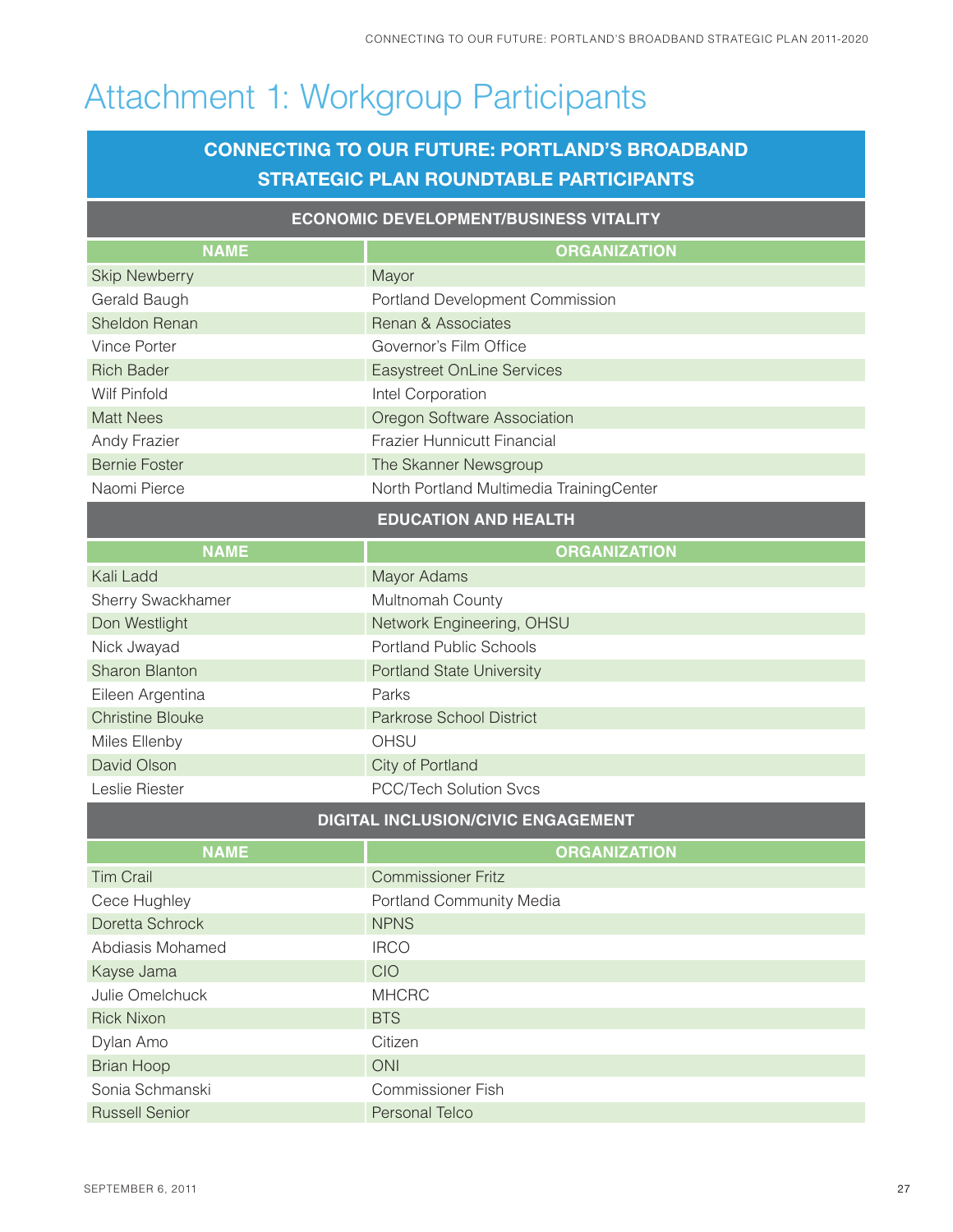# Attachment 1: Workgroup Participants

## CONNECTING TO OUR FUTURE: PORTLAND'S BROADBAND STRATEGIC PLAN ROUNDTABLE PARTICIPANTS

### ECONOMIC DEVELOPMENT/BUSINESS VITALITY

| NAME | ORGANIZATION |
| --- | --- |
| Skip Newberry | Mayor |
| Gerald Baugh | Portland Development Commission |
| Sheldon Renan | Renan & Associates |
| Vince Porter | Governor's Film Office |
| Rich Bader | Easystreet OnLine Services |
| Wilf Pinfold | Intel Corporation |
| Matt Nees | Oregon Software Association |
| Andy Frazier | Frazier Hunnicutt Financial |
| Bernie Foster | The Skanner Newsgroup |
| Naomi Pierce | North Portland Multimedia TrainingCenter |

### EDUCATION AND HEALTH

| NAME | ORGANIZATION |
| --- | --- |
| Kali Ladd | Mayor Adams |
| Sherry Swackhamer | Multnomah County |
| Don Westlight | Network Engineering, OHSU |
| Nick Jwayad | Portland Public Schools |
| Sharon Blanton | Portland State University |
| Eileen Argentina | Parks |
| Christine Blouke | Parkrose School District |
| Miles Ellenby | OHSU |
| David Olson | City of Portland |
| Leslie Riester | PCC/Tech Solution Svcs |

### DIGITAL INCLUSION/CIVIC ENGAGEMENT

| NAME | ORGANIZATION |
| --- | --- |
| Tim Crail | Commissioner Fritz |
| Cece Hughley | Portland Community Media |
| Doretta Schrock | NPNS |
| Abdiasis Mohamed | IRCO |
| Kayse Jama | CIO |
| Julie Omelchuck | MHCRC |
| Rick Nixon | BTS |
| Dylan Amo | Citizen |
| Brian Hoop | ONI |
| Sonia Schmanski | Commissioner Fish |
| Russell Senior | Personal Telco |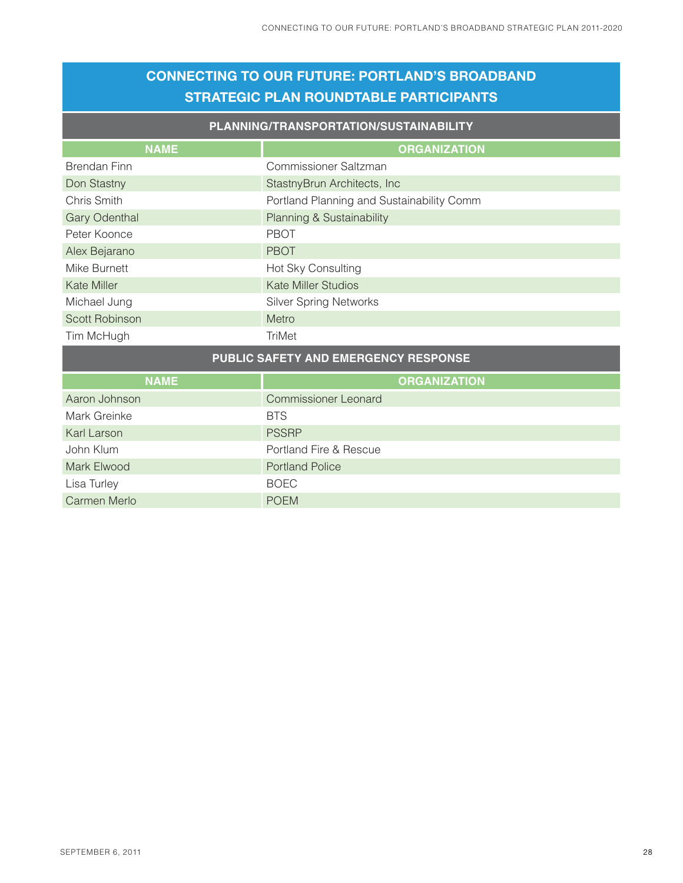# CONNECTING TO OUR FUTURE: PORTLAND'S BROADBAND STRATEGIC PLAN ROUNDTABLE PARTICIPANTS

## PLANNING/TRANSPORTATION/SUSTAINABILITY

| NAME | ORGANIZATION |
|---|---|
| Brendan Finn | Commissioner Saltzman |
| Don Stastny | StastnyBrun Architects, Inc |
| Chris Smith | Portland Planning and Sustainability Comm |
| Gary Odenthal | Planning & Sustainability |
| Peter Koonce | PBOT |
| Alex Bejarano | PBOT |
| Mike Burnett | Hot Sky Consulting |
| Kate Miller | Kate Miller Studios |
| Michael Jung | Silver Spring Networks |
| Scott Robinson | Metro |
| Tim McHugh | TriMet |

## PUBLIC SAFETY AND EMERGENCY RESPONSE

| NAME | ORGANIZATION |
|---|---|
| Aaron Johnson | Commissioner Leonard |
| Mark Greinke | BTS |
| Karl Larson | PSSRP |
| John Klum | Portland Fire & Rescue |
| Mark Elwood | Portland Police |
| Lisa Turley | BOEC |
| Carmen Merlo | POEM |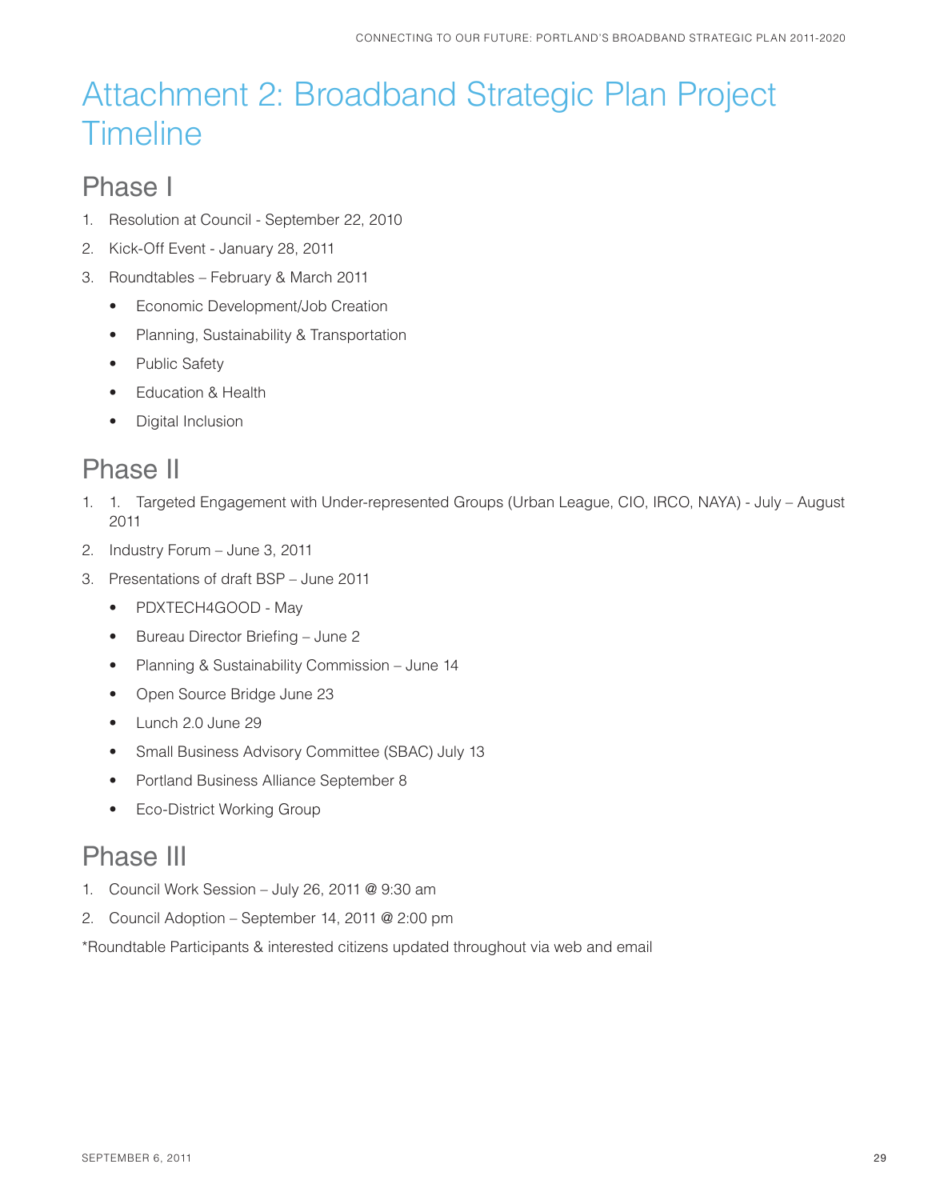# Attachment 2: Broadband Strategic Plan Project Timeline

## Phase I

1. Resolution at Council - September 22, 2010
2. Kick-Off Event - January 28, 2011
3. Roundtables – February & March 2011
   - Economic Development/Job Creation
   - Planning, Sustainability & Transportation
   - Public Safety
   - Education & Health
   - Digital Inclusion

## Phase II

1. 1. Targeted Engagement with Under-represented Groups (Urban League, CIO, IRCO, NAYA) - July – August 2011
2. Industry Forum – June 3, 2011
3. Presentations of draft BSP – June 2011
   - PDXTECH4GOOD - May
   - Bureau Director Briefing – June 2
   - Planning & Sustainability Commission – June 14
   - Open Source Bridge June 23
   - Lunch 2.0 June 29
   - Small Business Advisory Committee (SBAC) July 13
   - Portland Business Alliance September 8
   - Eco-District Working Group

## Phase III

1. Council Work Session – July 26, 2011 @ 9:30 am
2. Council Adoption – September 14, 2011 @ 2:00 pm

*Roundtable Participants & interested citizens updated throughout via web and email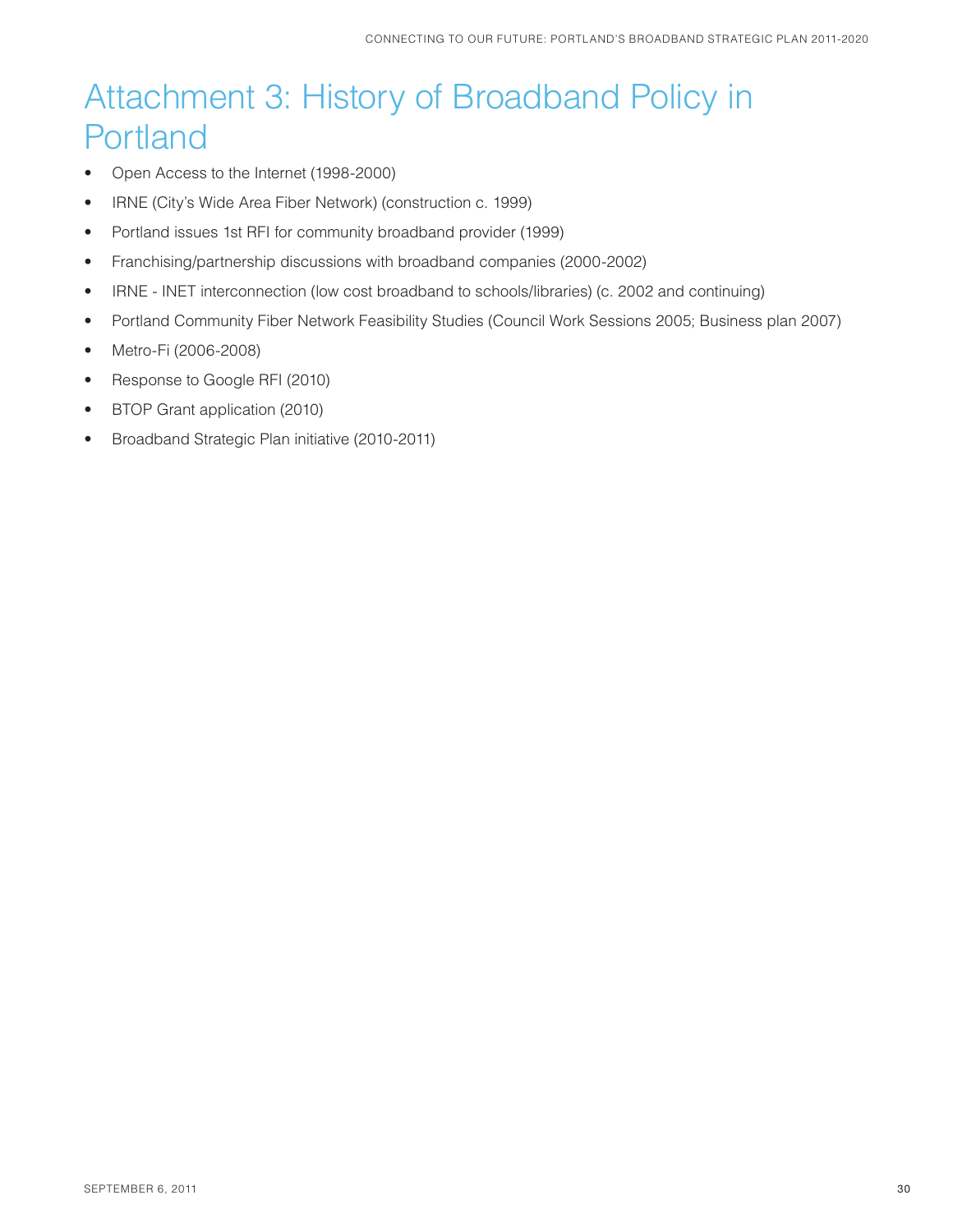# Attachment 3: History of Broadband Policy in Portland

- Open Access to the Internet (1998-2000)
- IRNE (City's Wide Area Fiber Network) (construction c. 1999)
- Portland issues 1st RFI for community broadband provider (1999)
- Franchising/partnership discussions with broadband companies (2000-2002)
- IRNE - INET interconnection (low cost broadband to schools/libraries) (c. 2002 and continuing)
- Portland Community Fiber Network Feasibility Studies (Council Work Sessions 2005; Business plan 2007)
- Metro-Fi (2006-2008)
- Response to Google RFI (2010)
- BTOP Grant application (2010)
- Broadband Strategic Plan initiative (2010-2011)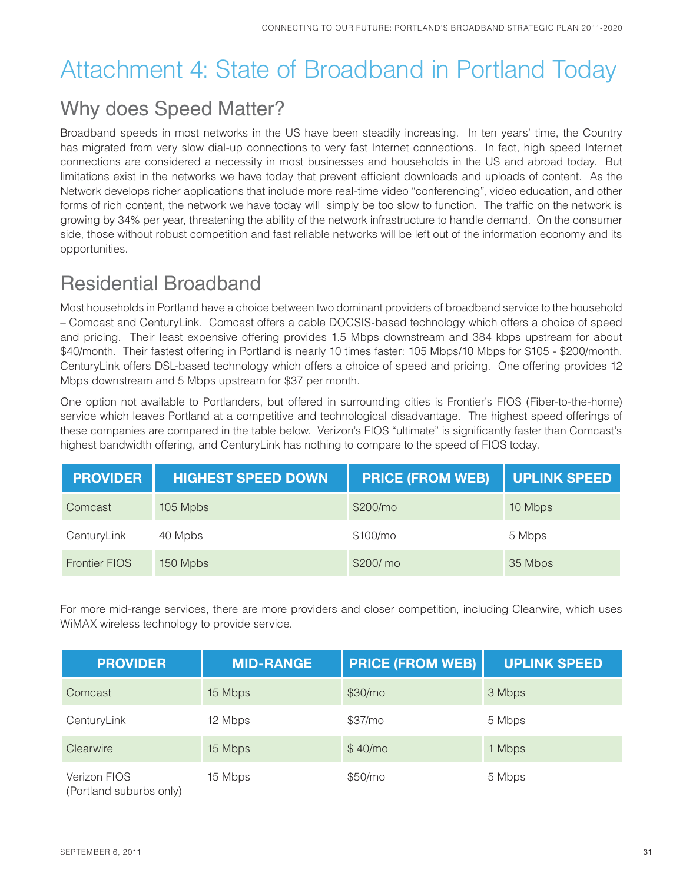# Attachment 4: State of Broadband in Portland Today

## Why does Speed Matter?

Broadband speeds in most networks in the US have been steadily increasing. In ten years' time, the Country has migrated from very slow dial-up connections to very fast Internet connections. In fact, high speed Internet connections are considered a necessity in most businesses and households in the US and abroad today. But limitations exist in the networks we have today that prevent efficient downloads and uploads of content. As the Network develops richer applications that include more real-time video "conferencing", video education, and other forms of rich content, the network we have today will simply be too slow to function. The traffic on the network is growing by 34% per year, threatening the ability of the network infrastructure to handle demand. On the consumer side, those without robust competition and fast reliable networks will be left out of the information economy and its opportunities.

## Residential Broadband

Most households in Portland have a choice between two dominant providers of broadband service to the household – Comcast and CenturyLink. Comcast offers a cable DOCSIS-based technology which offers a choice of speed and pricing. Their least expensive offering provides 1.5 Mbps downstream and 384 kbps upstream for about $40/month. Their fastest offering in Portland is nearly 10 times faster: 105 Mbps/10 Mbps for $105 - $200/month. CenturyLink offers DSL-based technology which offers a choice of speed and pricing. One offering provides 12 Mbps downstream and 5 Mbps upstream for $37 per month.

One option not available to Portlanders, but offered in surrounding cities is Frontier's FIOS (Fiber-to-the-home) service which leaves Portland at a competitive and technological disadvantage. The highest speed offerings of these companies are compared in the table below. Verizon's FIOS "ultimate" is significantly faster than Comcast's highest bandwidth offering, and CenturyLink has nothing to compare to the speed of FIOS today.

| PROVIDER | HIGHEST SPEED DOWN | PRICE (FROM WEB) | UPLINK SPEED |
|---|---|---|---|
| Comcast | 105 Mpbs | $200/mo | 10 Mbps |
| CenturyLink | 40 Mpbs | $100/mo | 5 Mbps |
| Frontier FIOS | 150 Mpbs | $200/ mo | 35 Mbps |

For more mid-range services, there are more providers and closer competition, including Clearwire, which uses WiMAX wireless technology to provide service.

| PROVIDER | MID-RANGE | PRICE (FROM WEB) | UPLINK SPEED |
|---|---|---|---|
| Comcast | 15 Mbps | $30/mo | 3 Mbps |
| CenturyLink | 12 Mbps | $37/mo | 5 Mbps |
| Clearwire | 15 Mbps | $ 40/mo | 1 Mbps |
| Verizon FIOS (Portland suburbs only) | 15 Mbps | $50/mo | 5 Mbps |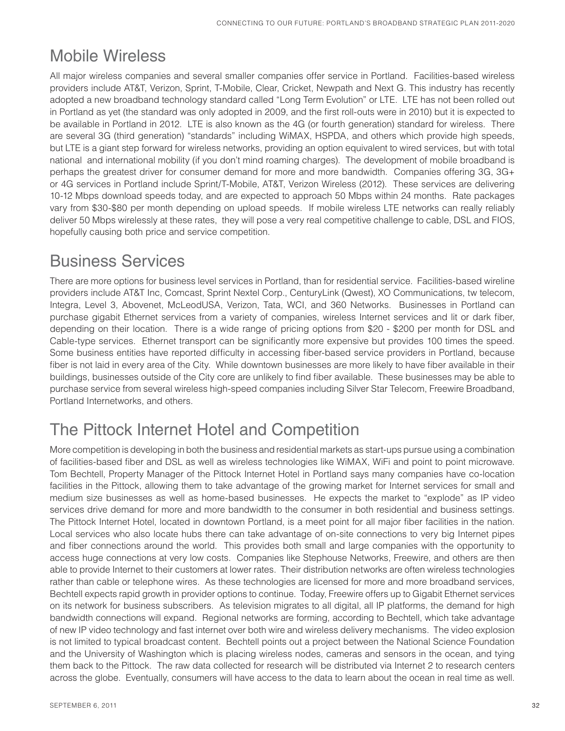## Mobile Wireless

All major wireless companies and several smaller companies offer service in Portland. Facilities-based wireless providers include AT&T, Verizon, Sprint, T-Mobile, Clear, Cricket, Newpath and Next G. This industry has recently adopted a new broadband technology standard called "Long Term Evolution" or LTE. LTE has not been rolled out in Portland as yet (the standard was only adopted in 2009, and the first roll-outs were in 2010) but it is expected to be available in Portland in 2012. LTE is also known as the 4G (or fourth generation) standard for wireless. There are several 3G (third generation) "standards" including WiMAX, HSPDA, and others which provide high speeds, but LTE is a giant step forward for wireless networks, providing an option equivalent to wired services, but with total national and international mobility (if you don't mind roaming charges). The development of mobile broadband is perhaps the greatest driver for consumer demand for more and more bandwidth. Companies offering 3G, 3G+ or 4G services in Portland include Sprint/T-Mobile, AT&T, Verizon Wireless (2012). These services are delivering 10-12 Mbps download speeds today, and are expected to approach 50 Mbps within 24 months. Rate packages vary from $30-$80 per month depending on upload speeds. If mobile wireless LTE networks can really reliably deliver 50 Mbps wirelessly at these rates, they will pose a very real competitive challenge to cable, DSL and FIOS, hopefully causing both price and service competition.

## Business Services

There are more options for business level services in Portland, than for residential service. Facilities-based wireline providers include AT&T Inc, Comcast, Sprint Nextel Corp., CenturyLink (Qwest), XO Communications, tw telecom, Integra, Level 3, Abovenet, McLeodUSA, Verizon, Tata, WCI, and 360 Networks. Businesses in Portland can purchase gigabit Ethernet services from a variety of companies, wireless Internet services and lit or dark fiber, depending on their location. There is a wide range of pricing options from $20 - $200 per month for DSL and Cable-type services. Ethernet transport can be significantly more expensive but provides 100 times the speed. Some business entities have reported difficulty in accessing fiber-based service providers in Portland, because fiber is not laid in every area of the City. While downtown businesses are more likely to have fiber available in their buildings, businesses outside of the City core are unlikely to find fiber available. These businesses may be able to purchase service from several wireless high-speed companies including Silver Star Telecom, Freewire Broadband, Portland Internetworks, and others.

## The Pittock Internet Hotel and Competition

More competition is developing in both the business and residential markets as start-ups pursue using a combination of facilities-based fiber and DSL as well as wireless technologies like WiMAX, WiFi and point to point microwave. Tom Bechtell, Property Manager of the Pittock Internet Hotel in Portland says many companies have co-location facilities in the Pittock, allowing them to take advantage of the growing market for Internet services for small and medium size businesses as well as home-based businesses. He expects the market to "explode" as IP video services drive demand for more and more bandwidth to the consumer in both residential and business settings. The Pittock Internet Hotel, located in downtown Portland, is a meet point for all major fiber facilities in the nation. Local services who also locate hubs there can take advantage of on-site connections to very big Internet pipes and fiber connections around the world. This provides both small and large companies with the opportunity to access huge connections at very low costs. Companies like Stephouse Networks, Freewire, and others are then able to provide Internet to their customers at lower rates. Their distribution networks are often wireless technologies rather than cable or telephone wires. As these technologies are licensed for more and more broadband services, Bechtell expects rapid growth in provider options to continue. Today, Freewire offers up to Gigabit Ethernet services on its network for business subscribers. As television migrates to all digital, all IP platforms, the demand for high bandwidth connections will expand. Regional networks are forming, according to Bechtell, which take advantage of new IP video technology and fast internet over both wire and wireless delivery mechanisms. The video explosion is not limited to typical broadcast content. Bechtell points out a project between the National Science Foundation and the University of Washington which is placing wireless nodes, cameras and sensors in the ocean, and tying them back to the Pittock. The raw data collected for research will be distributed via Internet 2 to research centers across the globe. Eventually, consumers will have access to the data to learn about the ocean in real time as well.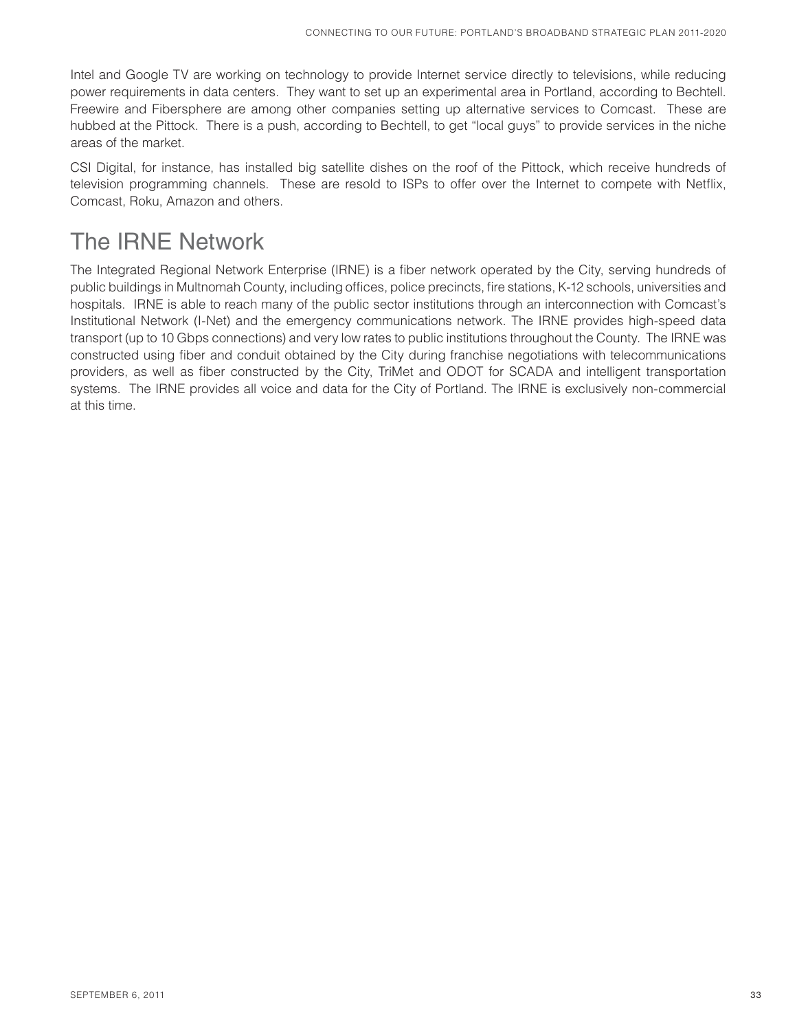Intel and Google TV are working on technology to provide Internet service directly to televisions, while reducing power requirements in data centers. They want to set up an experimental area in Portland, according to Bechtell. Freewire and Fibersphere are among other companies setting up alternative services to Comcast. These are hubbed at the Pittock. There is a push, according to Bechtell, to get "local guys" to provide services in the niche areas of the market.

CSI Digital, for instance, has installed big satellite dishes on the roof of the Pittock, which receive hundreds of television programming channels. These are resold to ISPs to offer over the Internet to compete with Netflix, Comcast, Roku, Amazon and others.

## The IRNE Network

The Integrated Regional Network Enterprise (IRNE) is a fiber network operated by the City, serving hundreds of public buildings in Multnomah County, including offices, police precincts, fire stations, K-12 schools, universities and hospitals. IRNE is able to reach many of the public sector institutions through an interconnection with Comcast's Institutional Network (I-Net) and the emergency communications network. The IRNE provides high-speed data transport (up to 10 Gbps connections) and very low rates to public institutions throughout the County. The IRNE was constructed using fiber and conduit obtained by the City during franchise negotiations with telecommunications providers, as well as fiber constructed by the City, TriMet and ODOT for SCADA and intelligent transportation systems. The IRNE provides all voice and data for the City of Portland. The IRNE is exclusively non-commercial at this time.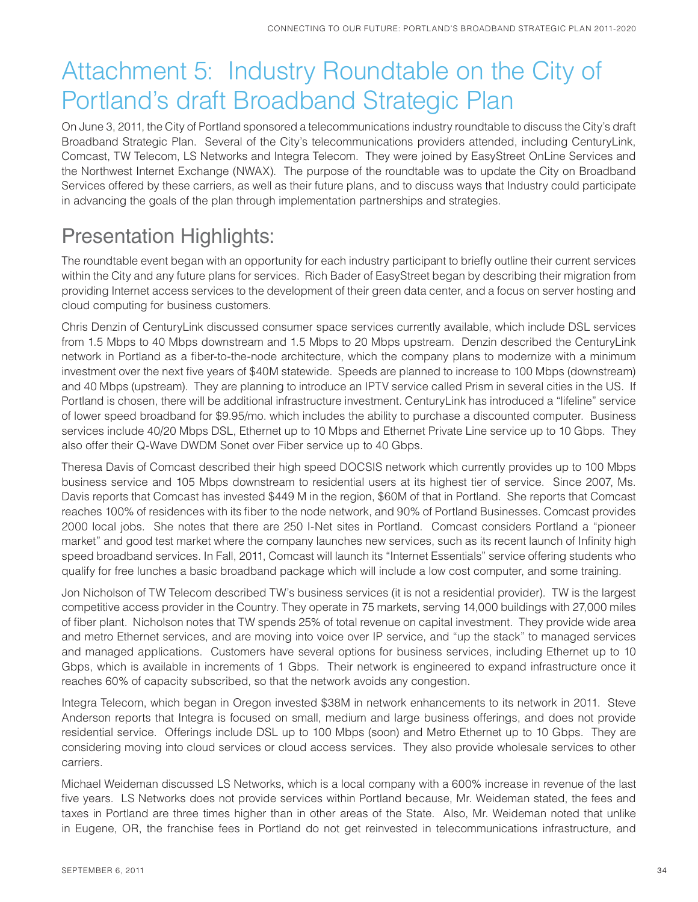# Attachment 5: Industry Roundtable on the City of Portland's draft Broadband Strategic Plan

On June 3, 2011, the City of Portland sponsored a telecommunications industry roundtable to discuss the City's draft Broadband Strategic Plan. Several of the City's telecommunications providers attended, including CenturyLink, Comcast, TW Telecom, LS Networks and Integra Telecom. They were joined by EasyStreet OnLine Services and the Northwest Internet Exchange (NWAX). The purpose of the roundtable was to update the City on Broadband Services offered by these carriers, as well as their future plans, and to discuss ways that Industry could participate in advancing the goals of the plan through implementation partnerships and strategies.

## Presentation Highlights:

The roundtable event began with an opportunity for each industry participant to briefly outline their current services within the City and any future plans for services. Rich Bader of EasyStreet began by describing their migration from providing Internet access services to the development of their green data center, and a focus on server hosting and cloud computing for business customers.

Chris Denzin of CenturyLink discussed consumer space services currently available, which include DSL services from 1.5 Mbps to 40 Mbps downstream and 1.5 Mbps to 20 Mbps upstream. Denzin described the CenturyLink network in Portland as a fiber-to-the-node architecture, which the company plans to modernize with a minimum investment over the next five years of $40M statewide. Speeds are planned to increase to 100 Mbps (downstream) and 40 Mbps (upstream). They are planning to introduce an IPTV service called Prism in several cities in the US. If Portland is chosen, there will be additional infrastructure investment. CenturyLink has introduced a "lifeline" service of lower speed broadband for $9.95/mo. which includes the ability to purchase a discounted computer. Business services include 40/20 Mbps DSL, Ethernet up to 10 Mbps and Ethernet Private Line service up to 10 Gbps. They also offer their Q-Wave DWDM Sonet over Fiber service up to 40 Gbps.

Theresa Davis of Comcast described their high speed DOCSIS network which currently provides up to 100 Mbps business service and 105 Mbps downstream to residential users at its highest tier of service. Since 2007, Ms. Davis reports that Comcast has invested $449 M in the region, $60M of that in Portland. She reports that Comcast reaches 100% of residences with its fiber to the node network, and 90% of Portland Businesses. Comcast provides 2000 local jobs. She notes that there are 250 I-Net sites in Portland. Comcast considers Portland a "pioneer market" and good test market where the company launches new services, such as its recent launch of Infinity high speed broadband services. In Fall, 2011, Comcast will launch its "Internet Essentials" service offering students who qualify for free lunches a basic broadband package which will include a low cost computer, and some training.

Jon Nicholson of TW Telecom described TW's business services (it is not a residential provider). TW is the largest competitive access provider in the Country. They operate in 75 markets, serving 14,000 buildings with 27,000 miles of fiber plant. Nicholson notes that TW spends 25% of total revenue on capital investment. They provide wide area and metro Ethernet services, and are moving into voice over IP service, and "up the stack" to managed services and managed applications. Customers have several options for business services, including Ethernet up to 10 Gbps, which is available in increments of 1 Gbps. Their network is engineered to expand infrastructure once it reaches 60% of capacity subscribed, so that the network avoids any congestion.

Integra Telecom, which began in Oregon invested $38M in network enhancements to its network in 2011. Steve Anderson reports that Integra is focused on small, medium and large business offerings, and does not provide residential service. Offerings include DSL up to 100 Mbps (soon) and Metro Ethernet up to 10 Gbps. They are considering moving into cloud services or cloud access services. They also provide wholesale services to other carriers.

Michael Weideman discussed LS Networks, which is a local company with a 600% increase in revenue of the last five years. LS Networks does not provide services within Portland because, Mr. Weideman stated, the fees and taxes in Portland are three times higher than in other areas of the State. Also, Mr. Weideman noted that unlike in Eugene, OR, the franchise fees in Portland do not get reinvested in telecommunications infrastructure, and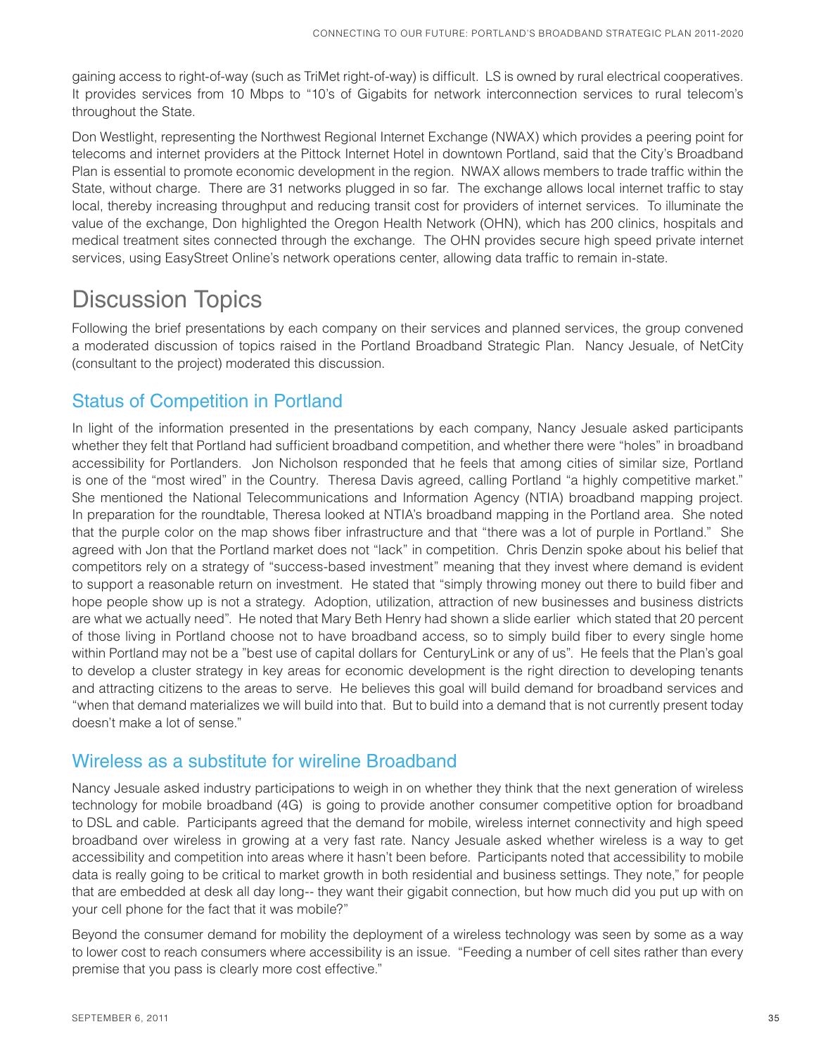gaining access to right-of-way (such as TriMet right-of-way) is difficult. LS is owned by rural electrical cooperatives. It provides services from 10 Mbps to "10's of Gigabits for network interconnection services to rural telecom's throughout the State.

Don Westlight, representing the Northwest Regional Internet Exchange (NWAX) which provides a peering point for telecoms and internet providers at the Pittock Internet Hotel in downtown Portland, said that the City's Broadband Plan is essential to promote economic development in the region. NWAX allows members to trade traffic within the State, without charge. There are 31 networks plugged in so far. The exchange allows local internet traffic to stay local, thereby increasing throughput and reducing transit cost for providers of internet services. To illuminate the value of the exchange, Don highlighted the Oregon Health Network (OHN), which has 200 clinics, hospitals and medical treatment sites connected through the exchange. The OHN provides secure high speed private internet services, using EasyStreet Online's network operations center, allowing data traffic to remain in-state.

# Discussion Topics

Following the brief presentations by each company on their services and planned services, the group convened a moderated discussion of topics raised in the Portland Broadband Strategic Plan. Nancy Jesuale, of NetCity (consultant to the project) moderated this discussion.

## Status of Competition in Portland

In light of the information presented in the presentations by each company, Nancy Jesuale asked participants whether they felt that Portland had sufficient broadband competition, and whether there were "holes" in broadband accessibility for Portlanders. Jon Nicholson responded that he feels that among cities of similar size, Portland is one of the "most wired" in the Country. Theresa Davis agreed, calling Portland "a highly competitive market." She mentioned the National Telecommunications and Information Agency (NTIA) broadband mapping project. In preparation for the roundtable, Theresa looked at NTIA's broadband mapping in the Portland area. She noted that the purple color on the map shows fiber infrastructure and that "there was a lot of purple in Portland." She agreed with Jon that the Portland market does not "lack" in competition. Chris Denzin spoke about his belief that competitors rely on a strategy of "success-based investment" meaning that they invest where demand is evident to support a reasonable return on investment. He stated that "simply throwing money out there to build fiber and hope people show up is not a strategy. Adoption, utilization, attraction of new businesses and business districts are what we actually need". He noted that Mary Beth Henry had shown a slide earlier which stated that 20 percent of those living in Portland choose not to have broadband access, so to simply build fiber to every single home within Portland may not be a "best use of capital dollars for CenturyLink or any of us". He feels that the Plan's goal to develop a cluster strategy in key areas for economic development is the right direction to developing tenants and attracting citizens to the areas to serve. He believes this goal will build demand for broadband services and "when that demand materializes we will build into that. But to build into a demand that is not currently present today doesn't make a lot of sense."

## Wireless as a substitute for wireline Broadband

Nancy Jesuale asked industry participations to weigh in on whether they think that the next generation of wireless technology for mobile broadband (4G) is going to provide another consumer competitive option for broadband to DSL and cable. Participants agreed that the demand for mobile, wireless internet connectivity and high speed broadband over wireless in growing at a very fast rate. Nancy Jesuale asked whether wireless is a way to get accessibility and competition into areas where it hasn't been before. Participants noted that accessibility to mobile data is really going to be critical to market growth in both residential and business settings. They note," for people that are embedded at desk all day long-- they want their gigabit connection, but how much did you put up with on your cell phone for the fact that it was mobile?"

Beyond the consumer demand for mobility the deployment of a wireless technology was seen by some as a way to lower cost to reach consumers where accessibility is an issue. "Feeding a number of cell sites rather than every premise that you pass is clearly more cost effective."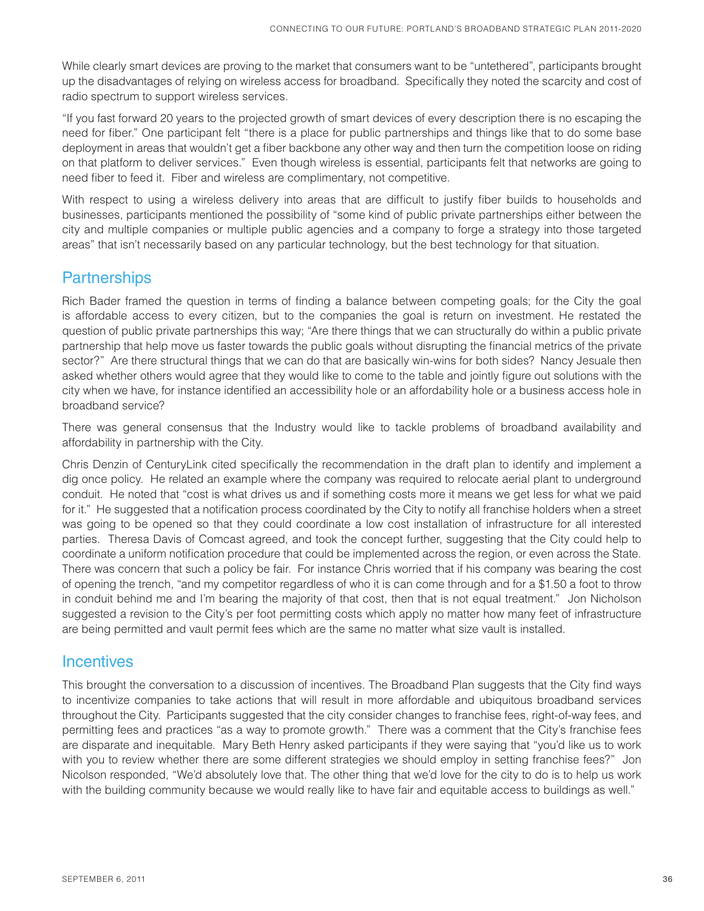While clearly smart devices are proving to the market that consumers want to be "untethered", participants brought up the disadvantages of relying on wireless access for broadband. Specifically they noted the scarcity and cost of radio spectrum to support wireless services.

"If you fast forward 20 years to the projected growth of smart devices of every description there is no escaping the need for fiber." One participant felt "there is a place for public partnerships and things like that to do some base deployment in areas that wouldn't get a fiber backbone any other way and then turn the competition loose on riding on that platform to deliver services." Even though wireless is essential, participants felt that networks are going to need fiber to feed it. Fiber and wireless are complimentary, not competitive.

With respect to using a wireless delivery into areas that are difficult to justify fiber builds to households and businesses, participants mentioned the possibility of "some kind of public private partnerships either between the city and multiple companies or multiple public agencies and a company to forge a strategy into those targeted areas" that isn't necessarily based on any particular technology, but the best technology for that situation.

## Partnerships

Rich Bader framed the question in terms of finding a balance between competing goals; for the City the goal is affordable access to every citizen, but to the companies the goal is return on investment. He restated the question of public private partnerships this way; "Are there things that we can structurally do within a public private partnership that help move us faster towards the public goals without disrupting the financial metrics of the private sector?" Are there structural things that we can do that are basically win-wins for both sides? Nancy Jesuale then asked whether others would agree that they would like to come to the table and jointly figure out solutions with the city when we have, for instance identified an accessibility hole or an affordability hole or a business access hole in broadband service?

There was general consensus that the Industry would like to tackle problems of broadband availability and affordability in partnership with the City.

Chris Denzin of CenturyLink cited specifically the recommendation in the draft plan to identify and implement a dig once policy. He related an example where the company was required to relocate aerial plant to underground conduit. He noted that "cost is what drives us and if something costs more it means we get less for what we paid for it." He suggested that a notification process coordinated by the City to notify all franchise holders when a street was going to be opened so that they could coordinate a low cost installation of infrastructure for all interested parties. Theresa Davis of Comcast agreed, and took the concept further, suggesting that the City could help to coordinate a uniform notification procedure that could be implemented across the region, or even across the State. There was concern that such a policy be fair. For instance Chris worried that if his company was bearing the cost of opening the trench, "and my competitor regardless of who it is can come through and for a $1.50 a foot to throw in conduit behind me and I'm bearing the majority of that cost, then that is not equal treatment." Jon Nicholson suggested a revision to the City's per foot permitting costs which apply no matter how many feet of infrastructure are being permitted and vault permit fees which are the same no matter what size vault is installed.

## Incentives

This brought the conversation to a discussion of incentives. The Broadband Plan suggests that the City find ways to incentivize companies to take actions that will result in more affordable and ubiquitous broadband services throughout the City. Participants suggested that the city consider changes to franchise fees, right-of-way fees, and permitting fees and practices "as a way to promote growth." There was a comment that the City's franchise fees are disparate and inequitable. Mary Beth Henry asked participants if they were saying that "you'd like us to work with you to review whether there are some different strategies we should employ in setting franchise fees?" Jon Nicolson responded, "We'd absolutely love that. The other thing that we'd love for the city to do is to help us work with the building community because we would really like to have fair and equitable access to buildings as well."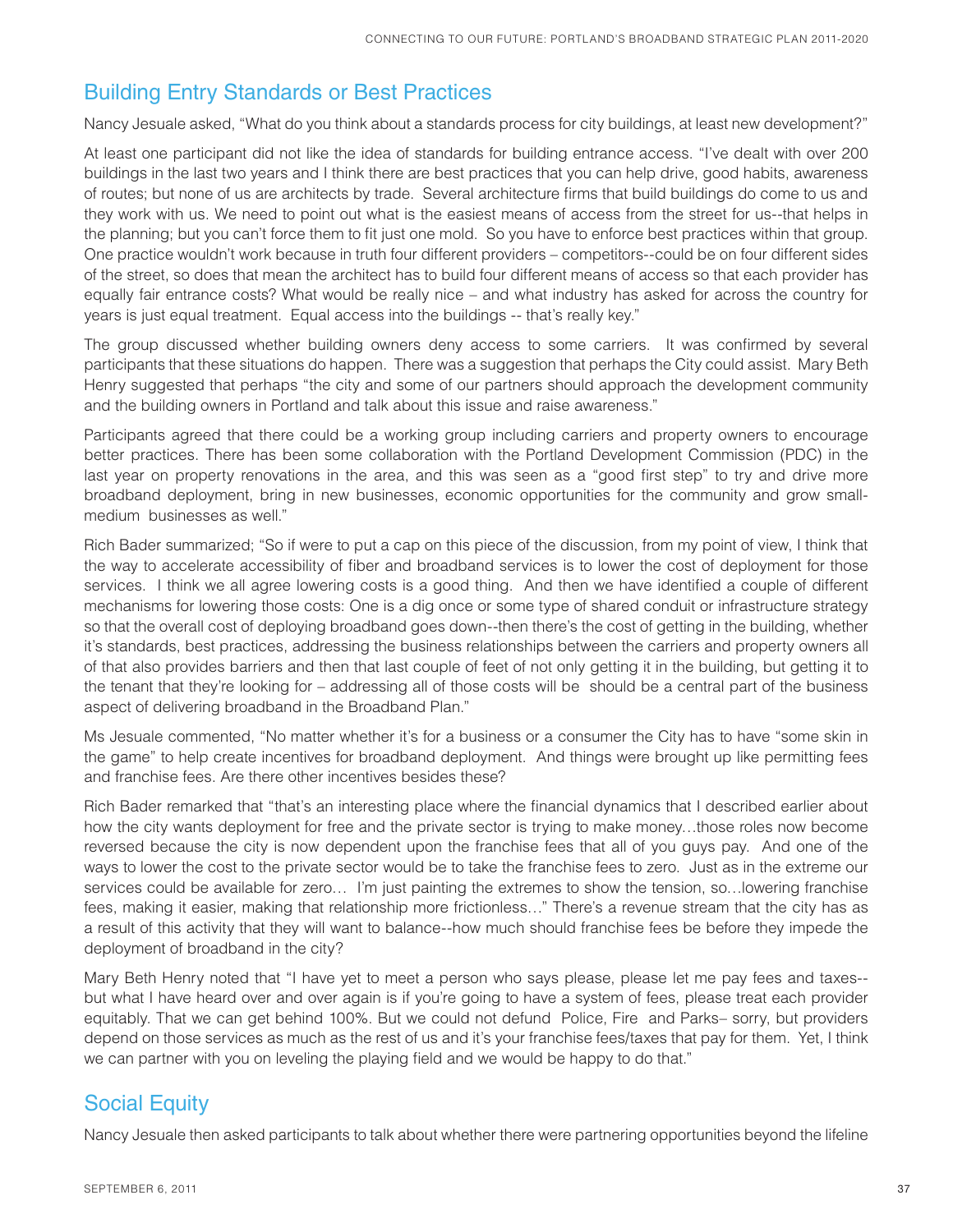## Building Entry Standards or Best Practices

Nancy Jesuale asked, "What do you think about a standards process for city buildings, at least new development?"

At least one participant did not like the idea of standards for building entrance access. "I've dealt with over 200 buildings in the last two years and I think there are best practices that you can help drive, good habits, awareness of routes; but none of us are architects by trade. Several architecture firms that build buildings do come to us and they work with us. We need to point out what is the easiest means of access from the street for us--that helps in the planning; but you can't force them to fit just one mold. So you have to enforce best practices within that group. One practice wouldn't work because in truth four different providers – competitors--could be on four different sides of the street, so does that mean the architect has to build four different means of access so that each provider has equally fair entrance costs? What would be really nice – and what industry has asked for across the country for years is just equal treatment. Equal access into the buildings -- that's really key."

The group discussed whether building owners deny access to some carriers. It was confirmed by several participants that these situations do happen. There was a suggestion that perhaps the City could assist. Mary Beth Henry suggested that perhaps "the city and some of our partners should approach the development community and the building owners in Portland and talk about this issue and raise awareness."

Participants agreed that there could be a working group including carriers and property owners to encourage better practices. There has been some collaboration with the Portland Development Commission (PDC) in the last year on property renovations in the area, and this was seen as a "good first step" to try and drive more broadband deployment, bring in new businesses, economic opportunities for the community and grow small-medium businesses as well."

Rich Bader summarized; "So if were to put a cap on this piece of the discussion, from my point of view, I think that the way to accelerate accessibility of fiber and broadband services is to lower the cost of deployment for those services. I think we all agree lowering costs is a good thing. And then we have identified a couple of different mechanisms for lowering those costs: One is a dig once or some type of shared conduit or infrastructure strategy so that the overall cost of deploying broadband goes down--then there's the cost of getting in the building, whether it's standards, best practices, addressing the business relationships between the carriers and property owners all of that also provides barriers and then that last couple of feet of not only getting it in the building, but getting it to the tenant that they're looking for – addressing all of those costs will be should be a central part of the business aspect of delivering broadband in the Broadband Plan."

Ms Jesuale commented, "No matter whether it's for a business or a consumer the City has to have "some skin in the game" to help create incentives for broadband deployment. And things were brought up like permitting fees and franchise fees. Are there other incentives besides these?

Rich Bader remarked that "that's an interesting place where the financial dynamics that I described earlier about how the city wants deployment for free and the private sector is trying to make money…those roles now become reversed because the city is now dependent upon the franchise fees that all of you guys pay. And one of the ways to lower the cost to the private sector would be to take the franchise fees to zero. Just as in the extreme our services could be available for zero… I'm just painting the extremes to show the tension, so…lowering franchise fees, making it easier, making that relationship more frictionless…" There's a revenue stream that the city has as a result of this activity that they will want to balance--how much should franchise fees be before they impede the deployment of broadband in the city?

Mary Beth Henry noted that "I have yet to meet a person who says please, please let me pay fees and taxes--but what I have heard over and over again is if you're going to have a system of fees, please treat each provider equitably. That we can get behind 100%. But we could not defund Police, Fire and Parks– sorry, but providers depend on those services as much as the rest of us and it's your franchise fees/taxes that pay for them. Yet, I think we can partner with you on leveling the playing field and we would be happy to do that."

## Social Equity

Nancy Jesuale then asked participants to talk about whether there were partnering opportunities beyond the lifeline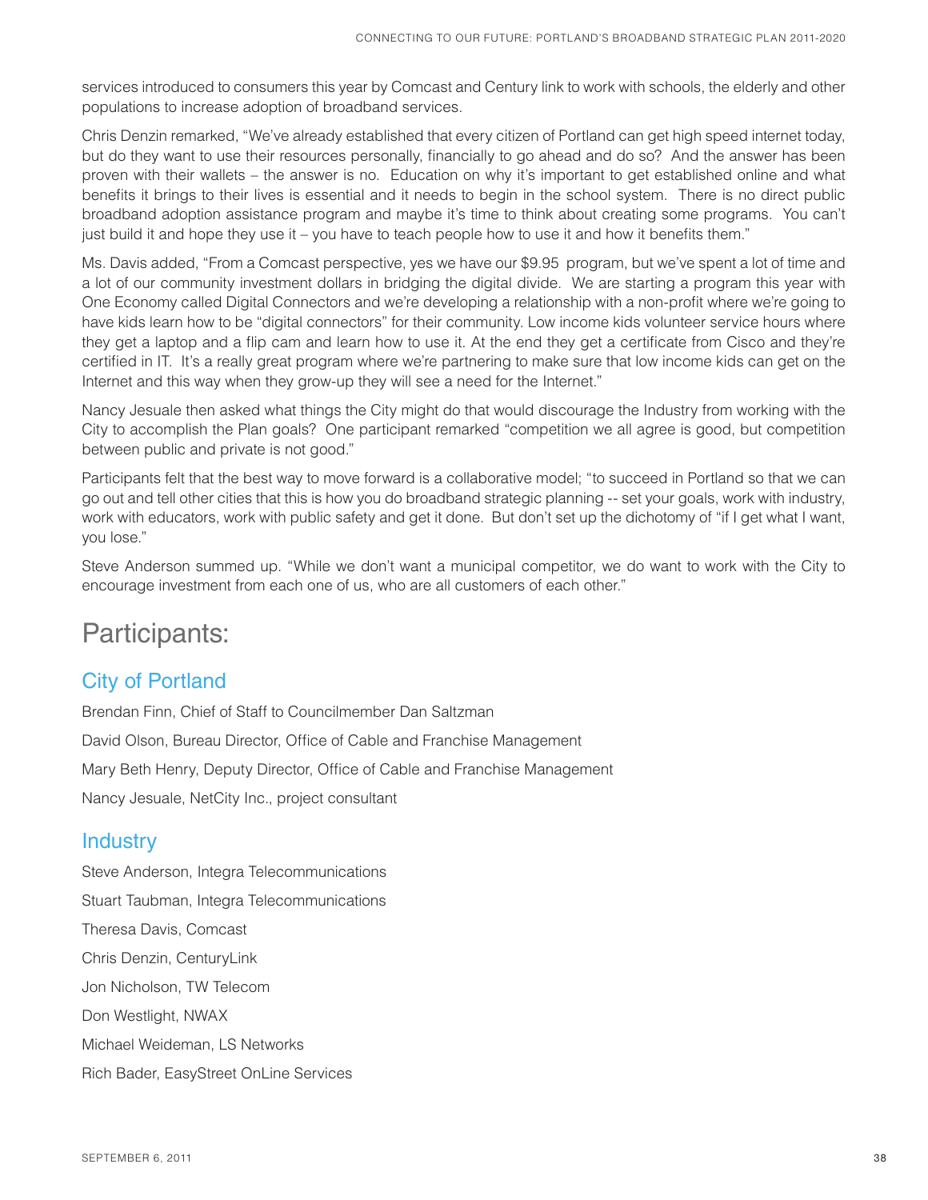services introduced to consumers this year by Comcast and Century link to work with schools, the elderly and other populations to increase adoption of broadband services.

Chris Denzin remarked, "We've already established that every citizen of Portland can get high speed internet today, but do they want to use their resources personally, financially to go ahead and do so? And the answer has been proven with their wallets – the answer is no. Education on why it's important to get established online and what benefits it brings to their lives is essential and it needs to begin in the school system. There is no direct public broadband adoption assistance program and maybe it's time to think about creating some programs. You can't just build it and hope they use it – you have to teach people how to use it and how it benefits them."

Ms. Davis added, "From a Comcast perspective, yes we have our $9.95 program, but we've spent a lot of time and a lot of our community investment dollars in bridging the digital divide. We are starting a program this year with One Economy called Digital Connectors and we're developing a relationship with a non-profit where we're going to have kids learn how to be "digital connectors" for their community. Low income kids volunteer service hours where they get a laptop and a flip cam and learn how to use it. At the end they get a certificate from Cisco and they're certified in IT. It's a really great program where we're partnering to make sure that low income kids can get on the Internet and this way when they grow-up they will see a need for the Internet."

Nancy Jesuale then asked what things the City might do that would discourage the Industry from working with the City to accomplish the Plan goals? One participant remarked "competition we all agree is good, but competition between public and private is not good."

Participants felt that the best way to move forward is a collaborative model; "to succeed in Portland so that we can go out and tell other cities that this is how you do broadband strategic planning -- set your goals, work with industry, work with educators, work with public safety and get it done. But don't set up the dichotomy of "if I get what I want, you lose."

Steve Anderson summed up. "While we don't want a municipal competitor, we do want to work with the City to encourage investment from each one of us, who are all customers of each other."

# Participants:

## City of Portland

Brendan Finn, Chief of Staff to Councilmember Dan Saltzman

David Olson, Bureau Director, Office of Cable and Franchise Management

Mary Beth Henry, Deputy Director, Office of Cable and Franchise Management

Nancy Jesuale, NetCity Inc., project consultant

## Industry

Steve Anderson, Integra Telecommunications

Stuart Taubman, Integra Telecommunications

Theresa Davis, Comcast

Chris Denzin, CenturyLink

Jon Nicholson, TW Telecom

Don Westlight, NWAX

Michael Weideman, LS Networks

Rich Bader, EasyStreet OnLine Services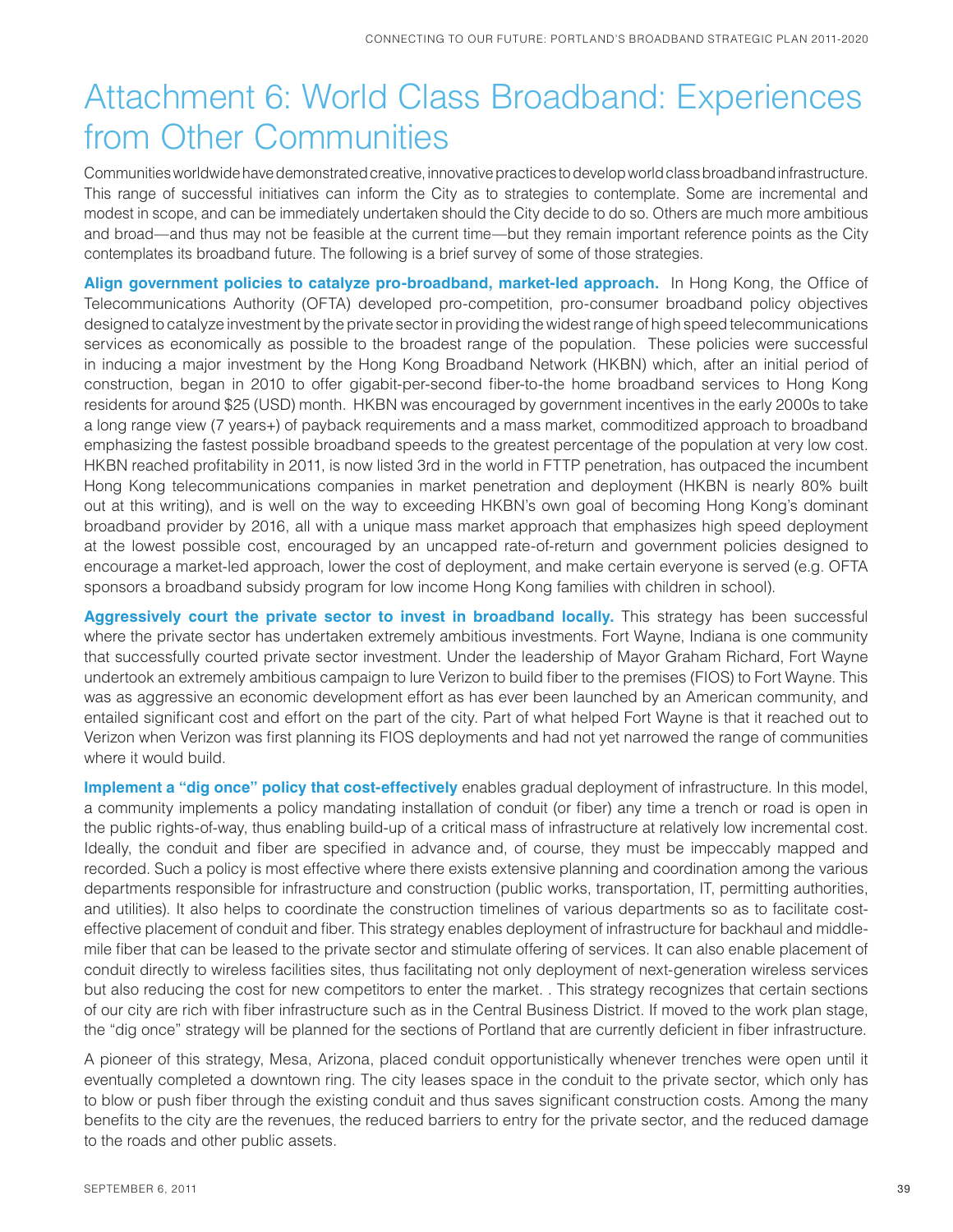# Attachment 6: World Class Broadband: Experiences from Other Communities

Communities worldwide have demonstrated creative, innovative practices to develop world class broadband infrastructure. This range of successful initiatives can inform the City as to strategies to contemplate. Some are incremental and modest in scope, and can be immediately undertaken should the City decide to do so. Others are much more ambitious and broad—and thus may not be feasible at the current time—but they remain important reference points as the City contemplates its broadband future. The following is a brief survey of some of those strategies.

**Align government policies to catalyze pro-broadband, market-led approach.** In Hong Kong, the Office of Telecommunications Authority (OFTA) developed pro-competition, pro-consumer broadband policy objectives designed to catalyze investment by the private sector in providing the widest range of high speed telecommunications services as economically as possible to the broadest range of the population. These policies were successful in inducing a major investment by the Hong Kong Broadband Network (HKBN) which, after an initial period of construction, began in 2010 to offer gigabit-per-second fiber-to-the home broadband services to Hong Kong residents for around $25 (USD) month. HKBN was encouraged by government incentives in the early 2000s to take a long range view (7 years+) of payback requirements and a mass market, commoditized approach to broadband emphasizing the fastest possible broadband speeds to the greatest percentage of the population at very low cost. HKBN reached profitability in 2011, is now listed 3rd in the world in FTTP penetration, has outpaced the incumbent Hong Kong telecommunications companies in market penetration and deployment (HKBN is nearly 80% built out at this writing), and is well on the way to exceeding HKBN's own goal of becoming Hong Kong's dominant broadband provider by 2016, all with a unique mass market approach that emphasizes high speed deployment at the lowest possible cost, encouraged by an uncapped rate-of-return and government policies designed to encourage a market-led approach, lower the cost of deployment, and make certain everyone is served (e.g. OFTA sponsors a broadband subsidy program for low income Hong Kong families with children in school).

**Aggressively court the private sector to invest in broadband locally.** This strategy has been successful where the private sector has undertaken extremely ambitious investments. Fort Wayne, Indiana is one community that successfully courted private sector investment. Under the leadership of Mayor Graham Richard, Fort Wayne undertook an extremely ambitious campaign to lure Verizon to build fiber to the premises (FIOS) to Fort Wayne. This was as aggressive an economic development effort as has ever been launched by an American community, and entailed significant cost and effort on the part of the city. Part of what helped Fort Wayne is that it reached out to Verizon when Verizon was first planning its FIOS deployments and had not yet narrowed the range of communities where it would build.

**Implement a "dig once" policy that cost-effectively** enables gradual deployment of infrastructure. In this model, a community implements a policy mandating installation of conduit (or fiber) any time a trench or road is open in the public rights-of-way, thus enabling build-up of a critical mass of infrastructure at relatively low incremental cost. Ideally, the conduit and fiber are specified in advance and, of course, they must be impeccably mapped and recorded. Such a policy is most effective where there exists extensive planning and coordination among the various departments responsible for infrastructure and construction (public works, transportation, IT, permitting authorities, and utilities). It also helps to coordinate the construction timelines of various departments so as to facilitate cost-effective placement of conduit and fiber. This strategy enables deployment of infrastructure for backhaul and middle-mile fiber that can be leased to the private sector and stimulate offering of services. It can also enable placement of conduit directly to wireless facilities sites, thus facilitating not only deployment of next-generation wireless services but also reducing the cost for new competitors to enter the market. . This strategy recognizes that certain sections of our city are rich with fiber infrastructure such as in the Central Business District. If moved to the work plan stage, the "dig once" strategy will be planned for the sections of Portland that are currently deficient in fiber infrastructure.

A pioneer of this strategy, Mesa, Arizona, placed conduit opportunistically whenever trenches were open until it eventually completed a downtown ring. The city leases space in the conduit to the private sector, which only has to blow or push fiber through the existing conduit and thus saves significant construction costs. Among the many benefits to the city are the revenues, the reduced barriers to entry for the private sector, and the reduced damage to the roads and other public assets.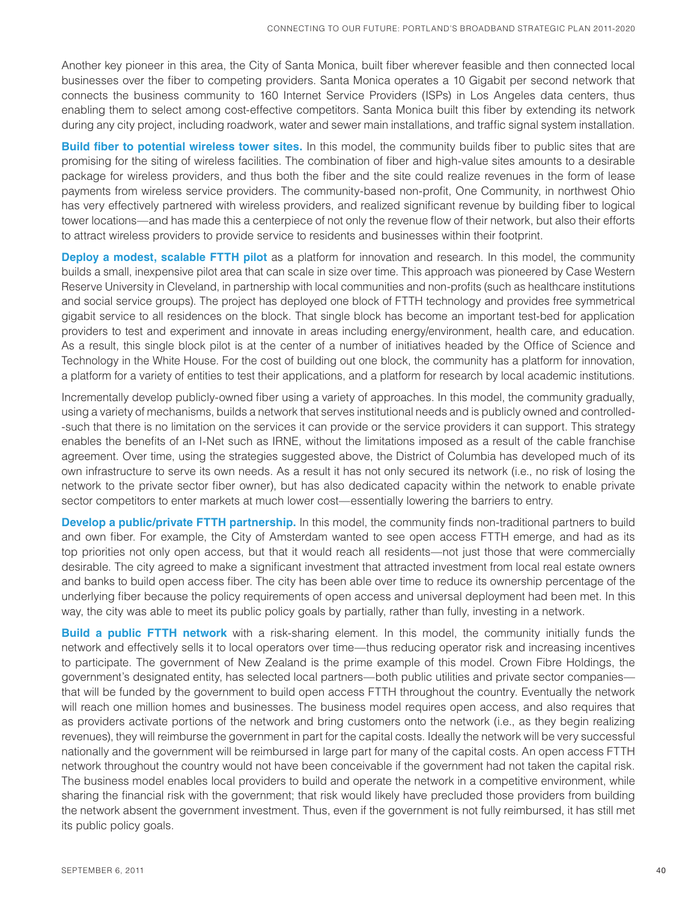Another key pioneer in this area, the City of Santa Monica, built fiber wherever feasible and then connected local businesses over the fiber to competing providers. Santa Monica operates a 10 Gigabit per second network that connects the business community to 160 Internet Service Providers (ISPs) in Los Angeles data centers, thus enabling them to select among cost-effective competitors. Santa Monica built this fiber by extending its network during any city project, including roadwork, water and sewer main installations, and traffic signal system installation.

**Build fiber to potential wireless tower sites.** In this model, the community builds fiber to public sites that are promising for the siting of wireless facilities. The combination of fiber and high-value sites amounts to a desirable package for wireless providers, and thus both the fiber and the site could realize revenues in the form of lease payments from wireless service providers. The community-based non-profit, One Community, in northwest Ohio has very effectively partnered with wireless providers, and realized significant revenue by building fiber to logical tower locations—and has made this a centerpiece of not only the revenue flow of their network, but also their efforts to attract wireless providers to provide service to residents and businesses within their footprint.

**Deploy a modest, scalable FTTH pilot** as a platform for innovation and research. In this model, the community builds a small, inexpensive pilot area that can scale in size over time. This approach was pioneered by Case Western Reserve University in Cleveland, in partnership with local communities and non-profits (such as healthcare institutions and social service groups). The project has deployed one block of FTTH technology and provides free symmetrical gigabit service to all residences on the block. That single block has become an important test-bed for application providers to test and experiment and innovate in areas including energy/environment, health care, and education. As a result, this single block pilot is at the center of a number of initiatives headed by the Office of Science and Technology in the White House. For the cost of building out one block, the community has a platform for innovation, a platform for a variety of entities to test their applications, and a platform for research by local academic institutions.

Incrementally develop publicly-owned fiber using a variety of approaches. In this model, the community gradually, using a variety of mechanisms, builds a network that serves institutional needs and is publicly owned and controlled--such that there is no limitation on the services it can provide or the service providers it can support. This strategy enables the benefits of an I-Net such as IRNE, without the limitations imposed as a result of the cable franchise agreement. Over time, using the strategies suggested above, the District of Columbia has developed much of its own infrastructure to serve its own needs. As a result it has not only secured its network (i.e., no risk of losing the network to the private sector fiber owner), but has also dedicated capacity within the network to enable private sector competitors to enter markets at much lower cost—essentially lowering the barriers to entry.

**Develop a public/private FTTH partnership.** In this model, the community finds non-traditional partners to build and own fiber. For example, the City of Amsterdam wanted to see open access FTTH emerge, and had as its top priorities not only open access, but that it would reach all residents—not just those that were commercially desirable. The city agreed to make a significant investment that attracted investment from local real estate owners and banks to build open access fiber. The city has been able over time to reduce its ownership percentage of the underlying fiber because the policy requirements of open access and universal deployment had been met. In this way, the city was able to meet its public policy goals by partially, rather than fully, investing in a network.

**Build a public FTTH network** with a risk-sharing element. In this model, the community initially funds the network and effectively sells it to local operators over time—thus reducing operator risk and increasing incentives to participate. The government of New Zealand is the prime example of this model. Crown Fibre Holdings, the government's designated entity, has selected local partners—both public utilities and private sector companies—that will be funded by the government to build open access FTTH throughout the country. Eventually the network will reach one million homes and businesses. The business model requires open access, and also requires that as providers activate portions of the network and bring customers onto the network (i.e., as they begin realizing revenues), they will reimburse the government in part for the capital costs. Ideally the network will be very successful nationally and the government will be reimbursed in large part for many of the capital costs. An open access FTTH network throughout the country would not have been conceivable if the government had not taken the capital risk. The business model enables local providers to build and operate the network in a competitive environment, while sharing the financial risk with the government; that risk would likely have precluded those providers from building the network absent the government investment. Thus, even if the government is not fully reimbursed, it has still met its public policy goals.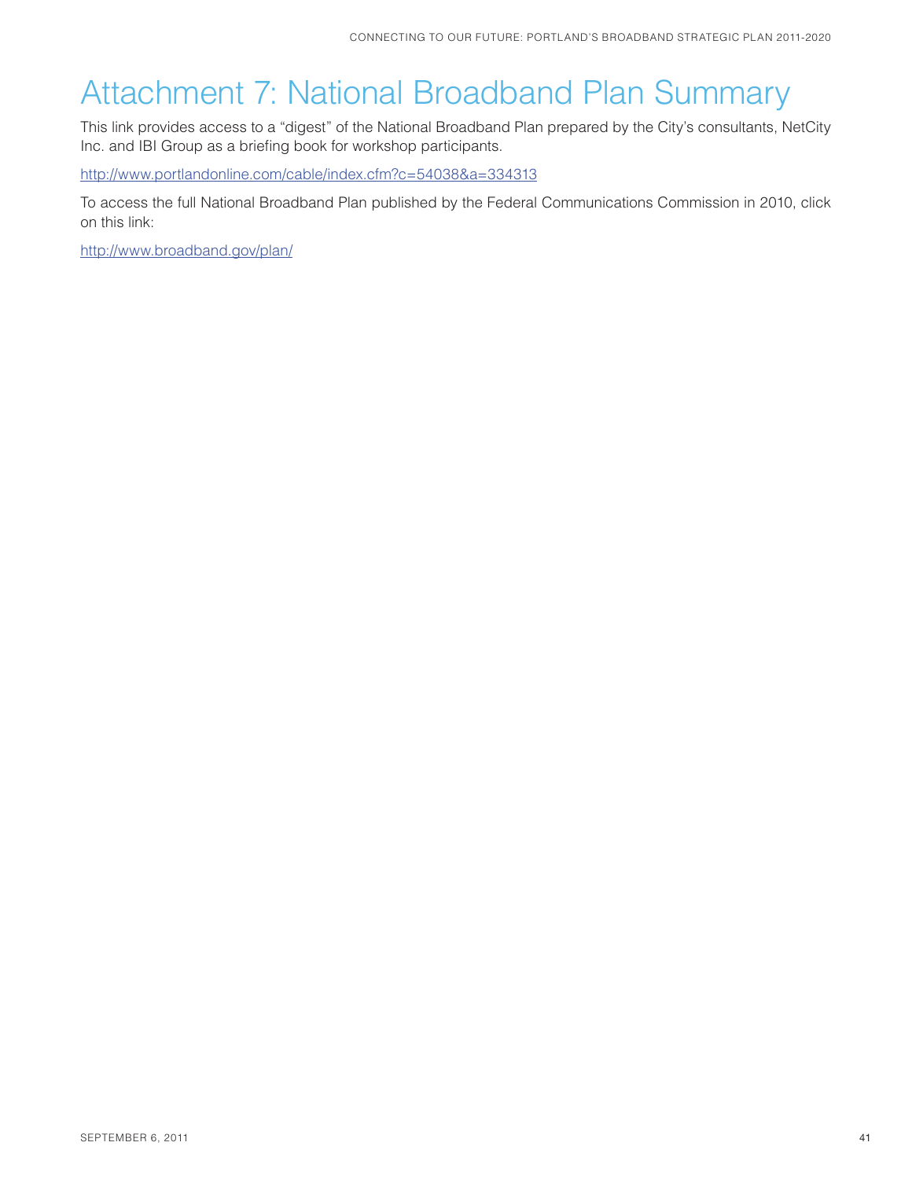# Attachment 7: National Broadband Plan Summary

This link provides access to a "digest" of the National Broadband Plan prepared by the City's consultants, NetCity Inc. and IBI Group as a briefing book for workshop participants.

http://www.portlandonline.com/cable/index.cfm?c=54038&a=334313

To access the full National Broadband Plan published by the Federal Communications Commission in 2010, click on this link:

http://www.broadband.gov/plan/